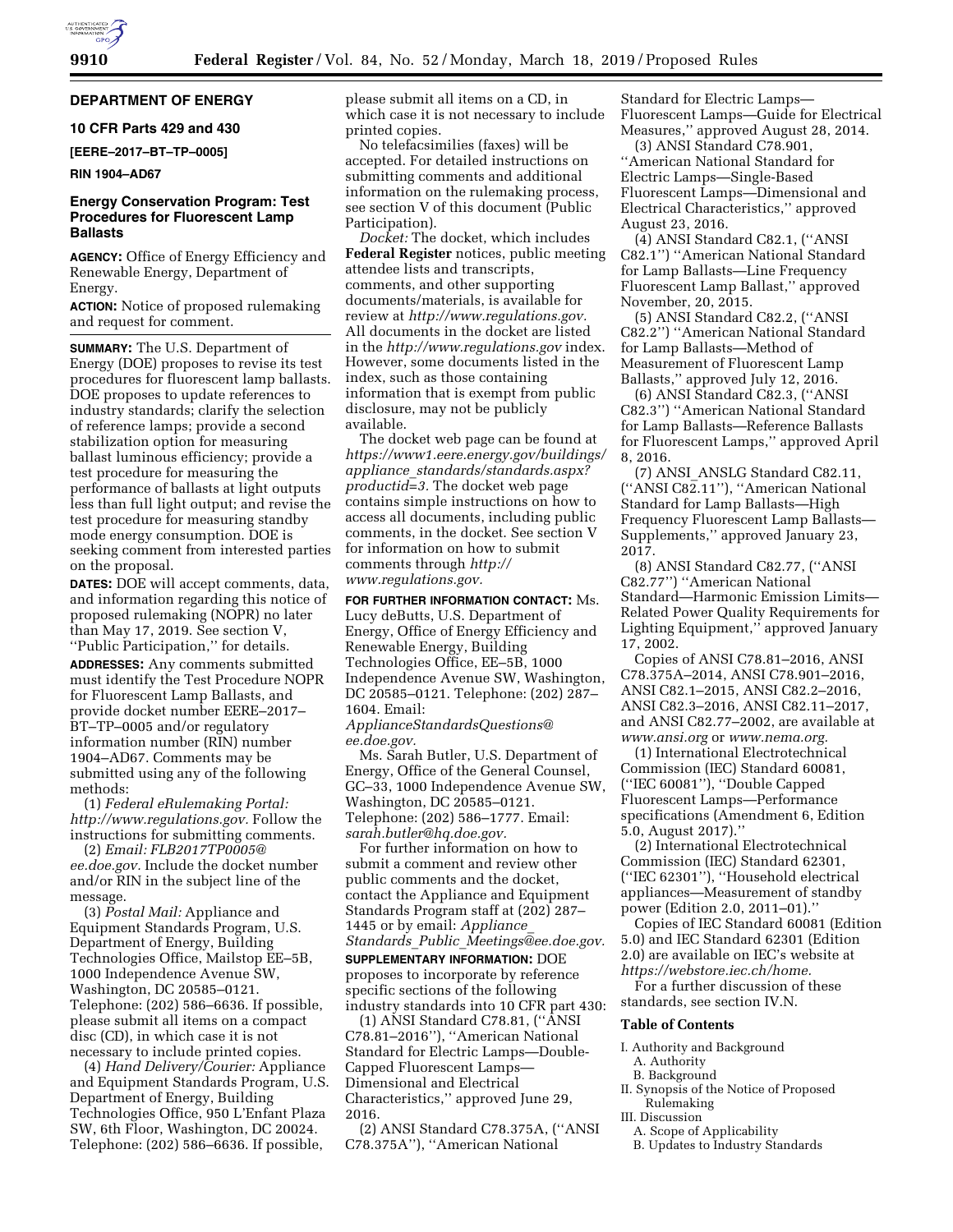## DEPARTMENT OF ENERGY

### 10 CFR Parts 429 and 430

**[EERE–2017–BT–TP–0005]**

**RIN 1904–AD67**

## Energy Conservation Program: Test Procedures for Fluorescent Lamp Ballasts

**AGENCY:** Office of Energy Efficiency and Renewable Energy, Department of Energy.

**ACTION:** Notice of proposed rulemaking and request for comment.

**SUMMARY:** The U.S. Department of Energy (DOE) proposes to revise its test procedures for fluorescent lamp ballasts. DOE proposes to update references to industry standards; clarify the selection of reference lamps; provide a second stabilization option for measuring ballast luminous efficiency; provide a test procedure for measuring the performance of ballasts at light outputs less than full light output; and revise the test procedure for measuring standby mode energy consumption. DOE is seeking comment from interested parties on the proposal.

**DATES:** DOE will accept comments, data, and information regarding this notice of proposed rulemaking (NOPR) no later than May 17, 2019. See section V, ''Public Participation,'' for details.

**ADDRESSES:** Any comments submitted must identify the Test Procedure NOPR for Fluorescent Lamp Ballasts, and provide docket number EERE–2017–BT–TP–0005 and/or regulatory information number (RIN) number 1904–AD67. Comments may be submitted using any of the following methods:

(1) *Federal eRulemaking Portal: http://www.regulations.gov.* Follow the instructions for submitting comments.

(2) *Email: FLB2017TP0005@ee.doe.gov.* Include the docket number and/or RIN in the subject line of the message.

(3) *Postal Mail:* Appliance and Equipment Standards Program, U.S. Department of Energy, Building Technologies Office, Mailstop EE–5B, 1000 Independence Avenue SW, Washington, DC 20585–0121. Telephone: (202) 586–6636. If possible, please submit all items on a compact disc (CD), in which case it is not necessary to include printed copies.

(4) *Hand Delivery/Courier:* Appliance and Equipment Standards Program, U.S. Department of Energy, Building Technologies Office, 950 L'Enfant Plaza SW, 6th Floor, Washington, DC 20024. Telephone: (202) 586–6636. If possible, please submit all items on a CD, in which case it is not necessary to include printed copies.

No telefacsimilies (faxes) will be accepted. For detailed instructions on submitting comments and additional information on the rulemaking process, see section V of this document (Public Participation).

*Docket:* The docket, which includes **Federal Register** notices, public meeting attendee lists and transcripts, comments, and other supporting documents/materials, is available for review at *http://www.regulations.gov.* All documents in the docket are listed in the *http://www.regulations.gov* index. However, some documents listed in the index, such as those containing information that is exempt from public disclosure, may not be publicly available.

The docket web page can be found at *https://www1.eere.energy.gov/buildings/appliance_standards/standards.aspx?productid=3.* The docket web page contains simple instructions on how to access all documents, including public comments, in the docket. See section V for information on how to submit comments through *http://www.regulations.gov.*

**FOR FURTHER INFORMATION CONTACT:** Ms. Lucy deButts, U.S. Department of Energy, Office of Energy Efficiency and Renewable Energy, Building Technologies Office, EE–5B, 1000 Independence Avenue SW, Washington, DC 20585–0121. Telephone: (202) 287–1604. Email: *ApplianceStandardsQuestions@ee.doe.gov.*

Ms. Sarah Butler, U.S. Department of Energy, Office of the General Counsel, GC–33, 1000 Independence Avenue SW, Washington, DC 20585–0121. Telephone: (202) 586–1777. Email: *sarah.butler@hq.doe.gov.*

For further information on how to submit a comment and review other public comments and the docket, contact the Appliance and Equipment Standards Program staff at (202) 287–1445 or by email: *Appliance_Standards_Public_Meetings@ee.doe.gov.*

**SUPPLEMENTARY INFORMATION:** DOE proposes to incorporate by reference specific sections of the following industry standards into 10 CFR part 430:

(1) ANSI Standard C78.81, (''ANSI C78.81–2016''), ''American National Standard for Electric Lamps—Double-Capped Fluorescent Lamps—Dimensional and Electrical Characteristics,'' approved June 29, 2016.

(2) ANSI Standard C78.375A, (''ANSI C78.375A''), ''American National Standard for Electric Lamps—Fluorescent Lamps—Guide for Electrical Measures,'' approved August 28, 2014.

(3) ANSI Standard C78.901, ''American National Standard for Electric Lamps—Single-Based Fluorescent Lamps—Dimensional and Electrical Characteristics,'' approved August 23, 2016.

(4) ANSI Standard C82.1, (''ANSI C82.1'') ''American National Standard for Lamp Ballasts—Line Frequency Fluorescent Lamp Ballast,'' approved November, 20, 2015.

(5) ANSI Standard C82.2, (''ANSI C82.2'') ''American National Standard for Lamp Ballasts—Method of Measurement of Fluorescent Lamp Ballasts,'' approved July 12, 2016.

(6) ANSI Standard C82.3, (''ANSI C82.3'') ''American National Standard for Lamp Ballasts—Reference Ballasts for Fluorescent Lamps,'' approved April 8, 2016.

(7) ANSI_ANSLG Standard C82.11, (''ANSI C82.11''), ''American National Standard for Lamp Ballasts—High Frequency Fluorescent Lamp Ballasts—Supplements,'' approved January 23, 2017.

(8) ANSI Standard C82.77, (''ANSI C82.77'') ''American National Standard—Harmonic Emission Limits—Related Power Quality Requirements for Lighting Equipment,'' approved January 17, 2002.

Copies of ANSI C78.81–2016, ANSI C78.375A–2014, ANSI C78.901–2016, ANSI C82.1–2015, ANSI C82.2–2016, ANSI C82.3–2016, ANSI C82.11–2017, and ANSI C82.77–2002, are available at *www.ansi.org* or *www.nema.org.*

(1) International Electrotechnical Commission (IEC) Standard 60081, (''IEC 60081''), ''Double Capped Fluorescent Lamps—Performance specifications (Amendment 6, Edition 5.0, August 2017).''

(2) International Electrotechnical Commission (IEC) Standard 62301, (''IEC 62301''), ''Household electrical appliances—Measurement of standby power (Edition 2.0, 2011–01).''

Copies of IEC Standard 60081 (Edition 5.0) and IEC Standard 62301 (Edition 2.0) are available on IEC's website at *https://webstore.iec.ch/home.*

For a further discussion of these standards, see section IV.N.

### Table of Contents

- I. Authority and Background
  - A. Authority
  - B. Background
- II. Synopsis of the Notice of Proposed Rulemaking
- III. Discussion
  - A. Scope of Applicability
  - B. Updates to Industry Standards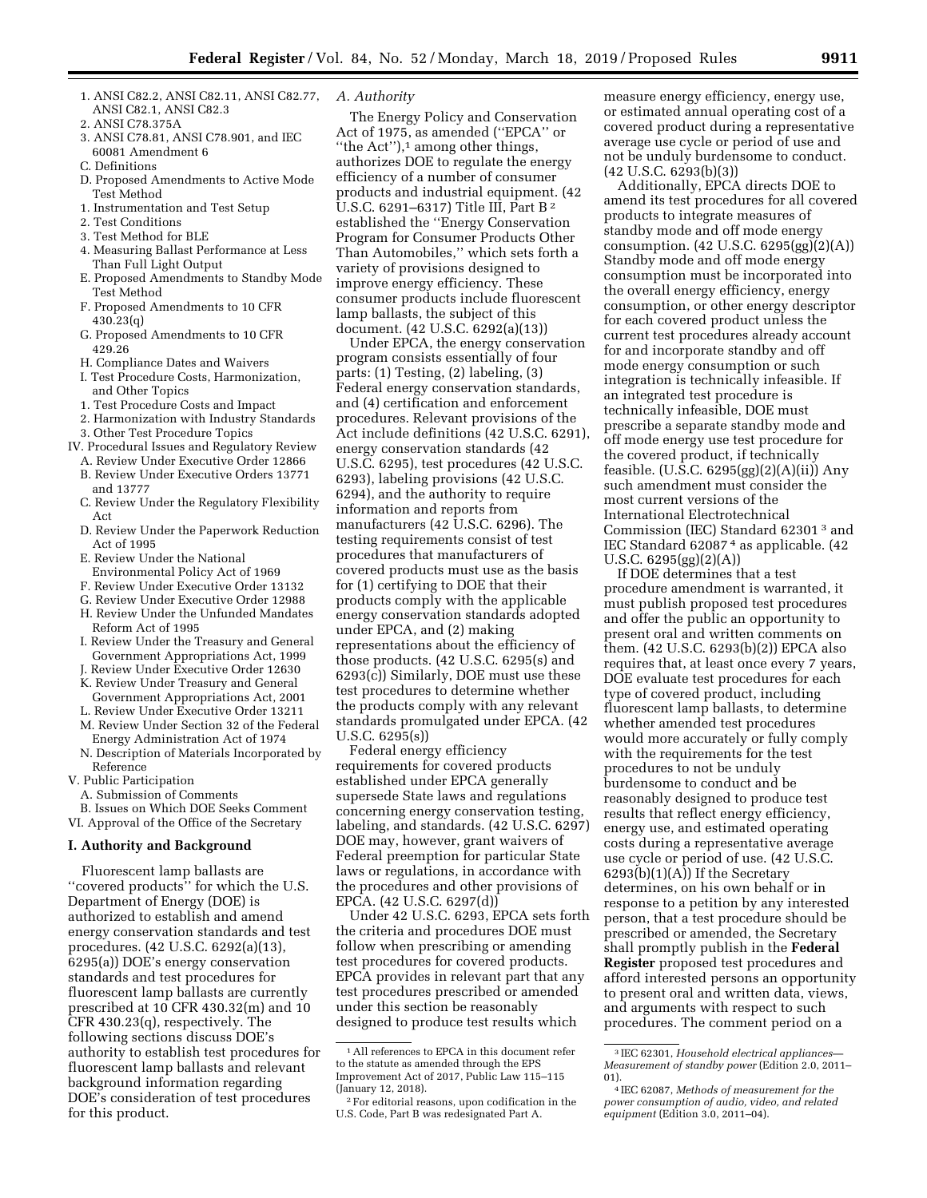1. ANSI C82.2, ANSI C82.11, ANSI C82.77, ANSI C82.1, ANSI C82.3
2. ANSI C78.375A
3. ANSI C78.81, ANSI C78.901, and IEC 60081 Amendment 6

C. Definitions
D. Proposed Amendments to Active Mode Test Method
1. Instrumentation and Test Setup
2. Test Conditions
3. Test Method for BLE
4. Measuring Ballast Performance at Less Than Full Light Output

E. Proposed Amendments to Standby Mode Test Method
F. Proposed Amendments to 10 CFR 430.23(q)
G. Proposed Amendments to 10 CFR 429.26
H. Compliance Dates and Waivers
I. Test Procedure Costs, Harmonization, and Other Topics
1. Test Procedure Costs and Impact
2. Harmonization with Industry Standards
3. Other Test Procedure Topics

IV. Procedural Issues and Regulatory Review
A. Review Under Executive Order 12866
B. Review Under Executive Orders 13771 and 13777
C. Review Under the Regulatory Flexibility Act
D. Review Under the Paperwork Reduction Act of 1995
E. Review Under the National Environmental Policy Act of 1969
F. Review Under Executive Order 13132
G. Review Under Executive Order 12988
H. Review Under the Unfunded Mandates Reform Act of 1995
I. Review Under the Treasury and General Government Appropriations Act, 1999
J. Review Under Executive Order 12630
K. Review Under Treasury and General Government Appropriations Act, 2001
L. Review Under Executive Order 13211
M. Review Under Section 32 of the Federal Energy Administration Act of 1974
N. Description of Materials Incorporated by Reference

V. Public Participation
A. Submission of Comments
B. Issues on Which DOE Seeks Comment

VI. Approval of the Office of the Secretary

## I. Authority and Background

Fluorescent lamp ballasts are "covered products" for which the U.S. Department of Energy (DOE) is authorized to establish and amend energy conservation standards and test procedures. (42 U.S.C. 6292(a)(13), 6295(a)) DOE's energy conservation standards and test procedures for fluorescent lamp ballasts are currently prescribed at 10 CFR 430.32(m) and 10 CFR 430.23(q), respectively. The following sections discuss DOE's authority to establish test procedures for fluorescent lamp ballasts and relevant background information regarding DOE's consideration of test procedures for this product.

### A. Authority

The Energy Policy and Conservation Act of 1975, as amended ("EPCA" or "the Act"),[1] among other things, authorizes DOE to regulate the energy efficiency of a number of consumer products and industrial equipment. (42 U.S.C. 6291–6317) Title III, Part B [2] established the "Energy Conservation Program for Consumer Products Other Than Automobiles," which sets forth a variety of provisions designed to improve energy efficiency. These consumer products include fluorescent lamp ballasts, the subject of this document. (42 U.S.C. 6292(a)(13))

Under EPCA, the energy conservation program consists essentially of four parts: (1) Testing, (2) labeling, (3) Federal energy conservation standards, and (4) certification and enforcement procedures. Relevant provisions of the Act include definitions (42 U.S.C. 6291), energy conservation standards (42 U.S.C. 6295), test procedures (42 U.S.C. 6293), labeling provisions (42 U.S.C. 6294), and the authority to require information and reports from manufacturers (42 U.S.C. 6296). The testing requirements consist of test procedures that manufacturers of covered products must use as the basis for (1) certifying to DOE that their products comply with the applicable energy conservation standards adopted under EPCA, and (2) making representations about the efficiency of those products. (42 U.S.C. 6295(s) and 6293(c)) Similarly, DOE must use these test procedures to determine whether the products comply with any relevant standards promulgated under EPCA. (42 U.S.C. 6295(s))

Federal energy efficiency requirements for covered products established under EPCA generally supersede State laws and regulations concerning energy conservation testing, labeling, and standards. (42 U.S.C. 6297) DOE may, however, grant waivers of Federal preemption for particular State laws or regulations, in accordance with the procedures and other provisions of EPCA. (42 U.S.C. 6297(d))

Under 42 U.S.C. 6293, EPCA sets forth the criteria and procedures DOE must follow when prescribing or amending test procedures for covered products. EPCA provides in relevant part that any test procedures prescribed or amended under this section be reasonably designed to produce test results which measure energy efficiency, energy use, or estimated annual operating cost of a covered product during a representative average use cycle or period of use and not be unduly burdensome to conduct. (42 U.S.C. 6293(b)(3))

Additionally, EPCA directs DOE to amend its test procedures for all covered products to integrate measures of standby mode and off mode energy consumption. (42 U.S.C. 6295(gg)(2)(A)) Standby mode and off mode energy consumption must be incorporated into the overall energy efficiency, energy consumption, or other energy descriptor for each covered product unless the current test procedures already account for and incorporate standby and off mode energy consumption or such integration is technically infeasible. If an integrated test procedure is technically infeasible, DOE must prescribe a separate standby mode and off mode energy use test procedure for the covered product, if technically feasible. (U.S.C. 6295(gg)(2)(A)(ii)) Any such amendment must consider the most current versions of the International Electrotechnical Commission (IEC) Standard 62301 [3] and IEC Standard 62087 [4] as applicable. (42 U.S.C. 6295(gg)(2)(A))

If DOE determines that a test procedure amendment is warranted, it must publish proposed test procedures and offer the public an opportunity to present oral and written comments on them. (42 U.S.C. 6293(b)(2)) EPCA also requires that, at least once every 7 years, DOE evaluate test procedures for each type of covered product, including fluorescent lamp ballasts, to determine whether amended test procedures would more accurately or fully comply with the requirements for the test procedures to not be unduly burdensome to conduct and be reasonably designed to produce test results that reflect energy efficiency, energy use, and estimated operating costs during a representative average use cycle or period of use. (42 U.S.C. 6293(b)(1)(A)) If the Secretary determines, on his own behalf or in response to a petition by any interested person, that a test procedure should be prescribed or amended, the Secretary shall promptly publish in the **Federal Register** proposed test procedures and afford interested persons an opportunity to present oral and written data, views, and arguments with respect to such procedures. The comment period on a

[1] All references to EPCA in this document refer to the statute as amended through the EPS Improvement Act of 2017, Public Law 115–115 (January 12, 2018).

[2] For editorial reasons, upon codification in the U.S. Code, Part B was redesignated Part A.

[3] IEC 62301, *Household electrical appliances—Measurement of standby power* (Edition 2.0, 2011–01).

[4] IEC 62087, *Methods of measurement for the power consumption of audio, video, and related equipment* (Edition 3.0, 2011–04).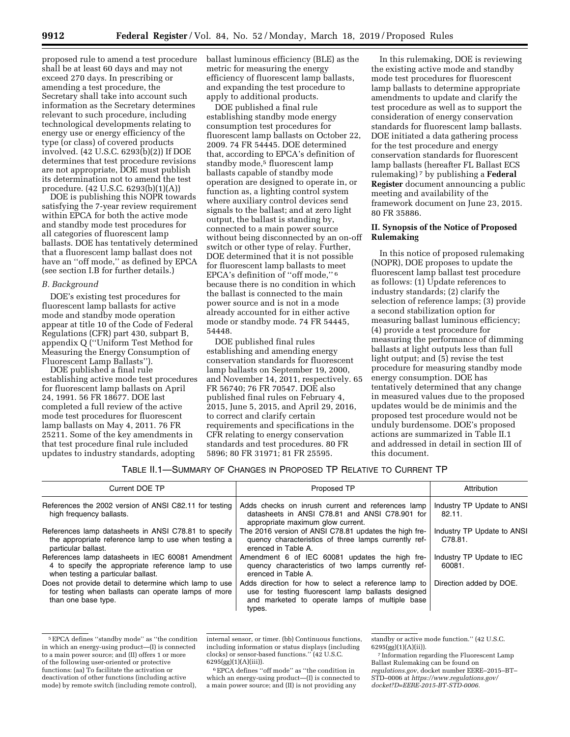proposed rule to amend a test procedure shall be at least 60 days and may not exceed 270 days. In prescribing or amending a test procedure, the Secretary shall take into account such information as the Secretary determines relevant to such procedure, including technological developments relating to energy use or energy efficiency of the type (or class) of covered products involved. (42 U.S.C. 6293(b)(2)) If DOE determines that test procedure revisions are not appropriate, DOE must publish its determination not to amend the test procedure. (42 U.S.C. 6293(b)(1)(A))

DOE is publishing this NOPR towards satisfying the 7-year review requirement within EPCA for both the active mode and standby mode test procedures for all categories of fluorescent lamp ballasts. DOE has tentatively determined that a fluorescent lamp ballast does not have an ''off mode,'' as defined by EPCA (see section I.B for further details.)

### *B. Background*

DOE's existing test procedures for fluorescent lamp ballasts for active mode and standby mode operation appear at title 10 of the Code of Federal Regulations (CFR) part 430, subpart B, appendix Q (''Uniform Test Method for Measuring the Energy Consumption of Fluorescent Lamp Ballasts'').

DOE published a final rule establishing active mode test procedures for fluorescent lamp ballasts on April 24, 1991. 56 FR 18677. DOE last completed a full review of the active mode test procedures for fluorescent lamp ballasts on May 4, 2011. 76 FR 25211. Some of the key amendments in that test procedure final rule included updates to industry standards, adopting ballast luminous efficiency (BLE) as the metric for measuring the energy efficiency of fluorescent lamp ballasts, and expanding the test procedure to apply to additional products.

DOE published a final rule establishing standby mode energy consumption test procedures for fluorescent lamp ballasts on October 22, 2009. 74 FR 54445. DOE determined that, according to EPCA's definition of standby mode,[5] fluorescent lamp ballasts capable of standby mode operation are designed to operate in, or function as, a lighting control system where auxiliary control devices send signals to the ballast; and at zero light output, the ballast is standing by, connected to a main power source without being disconnected by an on-off switch or other type of relay. Further, DOE determined that it is not possible for fluorescent lamp ballasts to meet EPCA's definition of ''off mode,''[6] because there is no condition in which the ballast is connected to the main power source and is not in a mode already accounted for in either active mode or standby mode. 74 FR 54445, 54448.

DOE published final rules establishing and amending energy conservation standards for fluorescent lamp ballasts on September 19, 2000, and November 14, 2011, respectively. 65 FR 56740; 76 FR 70547. DOE also published final rules on February 4, 2015, June 5, 2015, and April 29, 2016, to correct and clarify certain requirements and specifications in the CFR relating to energy conservation standards and test procedures. 80 FR 5896; 80 FR 31971; 81 FR 25595.

In this rulemaking, DOE is reviewing the existing active mode and standby mode test procedures for fluorescent lamp ballasts to determine appropriate amendments to update and clarify the test procedure as well as to support the consideration of energy conservation standards for fluorescent lamp ballasts. DOE initiated a data gathering process for the test procedure and energy conservation standards for fluorescent lamp ballasts (hereafter FL Ballast ECS rulemaking)[7] by publishing a **Federal Register** document announcing a public meeting and availability of the framework document on June 23, 2015. 80 FR 35886.

## II. Synopsis of the Notice of Proposed Rulemaking

In this notice of proposed rulemaking (NOPR), DOE proposes to update the fluorescent lamp ballast test procedure as follows: (1) Update references to industry standards; (2) clarify the selection of reference lamps; (3) provide a second stabilization option for measuring ballast luminous efficiency; (4) provide a test procedure for measuring the performance of dimming ballasts at light outputs less than full light output; and (5) revise the test procedure for measuring standby mode energy consumption. DOE has tentatively determined that any change in measured values due to the proposed updates would be de minimis and the proposed test procedure would not be unduly burdensome. DOE's proposed actions are summarized in Table II.1 and addressed in detail in section III of this document.

TABLE II.1—SUMMARY OF CHANGES IN PROPOSED TP RELATIVE TO CURRENT TP

| Current DOE TP | Proposed TP | Attribution |
|---|---|---|
| References the 2002 version of ANSI C82.11 for testing high frequency ballasts. | Adds checks on inrush current and references lamp datasheets in ANSI C78.81 and ANSI C78.901 for appropriate maximum glow current. | Industry TP Update to ANSI 82.11. |
| References lamp datasheets in ANSI C78.81 to specify the appropriate reference lamp to use when testing a particular ballast. | The 2016 version of ANSI C78.81 updates the high frequency characteristics of three lamps currently referenced in Table A. | Industry TP Update to ANSI C78.81. |
| References lamp datasheets in IEC 60081 Amendment 4 to specify the appropriate reference lamp to use when testing a particular ballast. | Amendment 6 of IEC 60081 updates the high frequency characteristics of two lamps currently referenced in Table A. | Industry TP Update to IEC 60081. |
| Does not provide detail to determine which lamp to use for testing when ballasts can operate lamps of more than one base type. | Adds direction for how to select a reference lamp to use for testing fluorescent lamp ballasts designed and marketed to operate lamps of multiple base types. | Direction added by DOE. |

[5] EPCA defines ''standby mode'' as ''the condition in which an energy-using product—(I) is connected to a main power source; and (II) offers 1 or more of the following user-oriented or protective functions: (aa) To facilitate the activation or deactivation of other functions (including active mode) by remote switch (including remote control), internal sensor, or timer. (bb) Continuous functions, including information or status displays (including clocks) or sensor-based functions.'' (42 U.S.C. 6295(gg)(1)(A)(iii)).

[6] EPCA defines ''off mode'' as ''the condition in which an energy-using product—(I) is connected to a main power source; and (II) is not providing any standby or active mode function.'' (42 U.S.C. 6295(gg)(1)(A)(ii)).

[7] Information regarding the Fluorescent Lamp Ballast Rulemaking can be found on *regulations.gov*, docket number EERE–2015–BT–STD–0006 at *https://www.regulations.gov/docket?D=EERE-2015-BT-STD-0006*.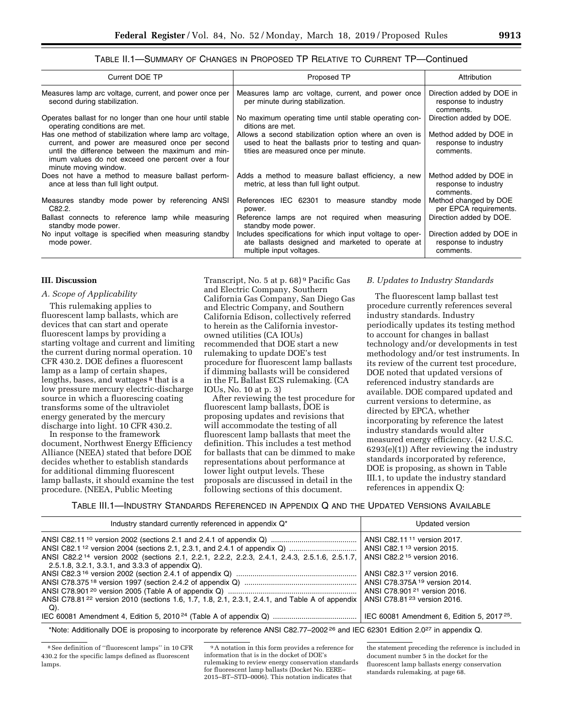TABLE II.1—SUMMARY OF CHANGES IN PROPOSED TP RELATIVE TO CURRENT TP—Continued

| Current DOE TP | Proposed TP | Attribution |
|---|---|---|
| Measures lamp arc voltage, current, and power once per second during stabilization. | Measures lamp arc voltage, current, and power once per minute during stabilization. | Direction added by DOE in response to industry comments. |
| Operates ballast for no longer than one hour until stable operating conditions are met. | No maximum operating time until stable operating conditions are met. | Direction added by DOE. |
| Has one method of stabilization where lamp arc voltage, current, and power are measured once per second until the difference between the maximum and minimum values do not exceed one percent over a four minute moving window. | Allows a second stabilization option where an oven is used to heat the ballasts prior to testing and quantities are measured once per minute. | Method added by DOE in response to industry comments. |
| Does not have a method to measure ballast performance at less than full light output. | Adds a method to measure ballast efficiency, a new metric, at less than full light output. | Method added by DOE in response to industry comments. |
| Measures standby mode power by referencing ANSI C82.2. | References IEC 62301 to measure standby mode power. | Method changed by DOE per EPCA requirements. |
| Ballast connects to reference lamp while measuring standby mode power. | Reference lamps are not required when measuring standby mode power. | Direction added by DOE. |
| No input voltage is specified when measuring standby mode power. | Includes specifications for which input voltage to operate ballasts designed and marketed to operate at multiple input voltages. | Direction added by DOE in response to industry comments. |

## III. Discussion

### A. Scope of Applicability

This rulemaking applies to fluorescent lamp ballasts, which are devices that can start and operate fluorescent lamps by providing a starting voltage and current and limiting the current during normal operation. 10 CFR 430.2. DOE defines a fluorescent lamp as a lamp of certain shapes, lengths, bases, and wattages [8] that is a low pressure mercury electric-discharge source in which a fluorescing coating transforms some of the ultraviolet energy generated by the mercury discharge into light. 10 CFR 430.2.

In response to the framework document, Northwest Energy Efficiency Alliance (NEEA) stated that before DOE decides whether to establish standards for additional dimming fluorescent lamp ballasts, it should examine the test procedure. (NEEA, Public Meeting Transcript, No. 5 at p. 68) [9] Pacific Gas and Electric Company, Southern California Gas Company, San Diego Gas and Electric Company, and Southern California Edison, collectively referred to herein as the California investor-owned utilities (CA IOUs) recommended that DOE start a new rulemaking to update DOE's test procedure for fluorescent lamp ballasts if dimming ballasts will be considered in the FL Ballast ECS rulemaking. (CA IOUs, No. 10 at p. 3)

After reviewing the test procedure for fluorescent lamp ballasts, DOE is proposing updates and revisions that will accommodate the testing of all fluorescent lamp ballasts that meet the definition. This includes a test method for ballasts that can be dimmed to make representations about performance at lower light output levels. These proposals are discussed in detail in the following sections of this document.

### B. Updates to Industry Standards

The fluorescent lamp ballast test procedure currently references several industry standards. Industry periodically updates its testing method to account for changes in ballast technology and/or developments in test methodology and/or test instruments. In its review of the current test procedure, DOE noted that updated versions of referenced industry standards are available. DOE compared updated and current versions to determine, as directed by EPCA, whether incorporating by reference the latest industry standards would alter measured energy efficiency. (42 U.S.C. 6293(e)(1)) After reviewing the industry standards incorporated by reference, DOE is proposing, as shown in Table III.1, to update the industry standard references in appendix Q:

TABLE III.1—INDUSTRY STANDARDS REFERENCED IN APPENDIX Q AND THE UPDATED VERSIONS AVAILABLE

| Industry standard currently referenced in appendix Q* | Updated version |
|---|---|
| ANSI C82.11 [10] version 2002 (sections 2.1 and 2.4.1 of appendix Q) | ANSI C82.11 [11] version 2017. |
| ANSI C82.1 [12] version 2004 (sections 2.1, 2.3.1, and 2.4.1 of appendix Q) | ANSI C82.1 [13] version 2015. |
| ANSI C82.2 [14] version 2002 (sections 2.1, 2.2.1, 2.2.2, 2.2.3, 2.4.1, 2.4.3, 2.5.1.6, 2.5.1.7, 2.5.1.8, 3.2.1, 3.3.1, and 3.3.3 of appendix Q). | ANSI C82.2 [15] version 2016. |
| ANSI C82.3 [16] version 2002 (section 2.4.1 of appendix Q) | ANSI C82.3 [17] version 2016. |
| ANSI C78.375 [18] version 1997 (section 2.4.2 of appendix Q) | ANSI C78.375A [19] version 2014. |
| ANSI C78.901 [20] version 2005 (Table A of appendix Q) | ANSI C78.901 [21] version 2016. |
| ANSI C78.81 [22] version 2010 (sections 1.6, 1.7, 1.8, 2.1, 2.3.1, 2.4.1, and Table A of appendix Q). | ANSI C78.81 [23] version 2016. |
| IEC 60081 Amendment 4, Edition 5, 2010 [24] (Table A of appendix Q) | IEC 60081 Amendment 6, Edition 5, 2017 [25]. |

*Note: Additionally DOE is proposing to incorporate by reference ANSI C82.77–2002 [26] and IEC 62301 Edition 2.0 [27] in appendix Q.

[8] See definition of "fluorescent lamps" in 10 CFR 430.2 for the specific lamps defined as fluorescent lamps.

[9] A notation in this form provides a reference for information that is in the docket of DOE's rulemaking to review energy conservation standards for fluorescent lamp ballasts (Docket No. EERE–2015–BT–STD–0006). This notation indicates that the statement preceding the reference is included in document number 5 in the docket for the fluorescent lamp ballasts energy conservation standards rulemaking, at page 68.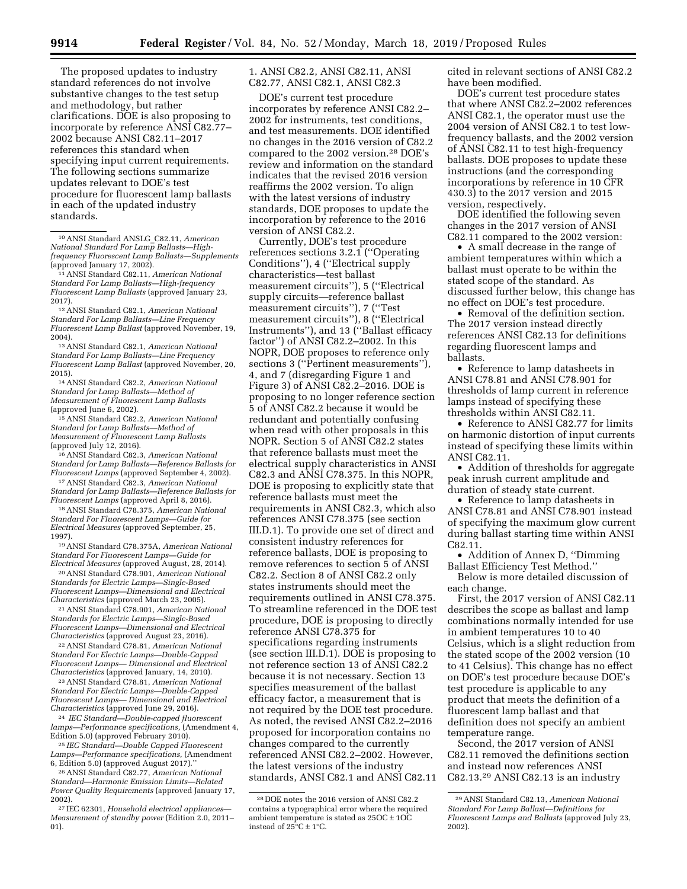The proposed updates to industry standard references do not involve substantive changes to the test setup and methodology, but rather clarifications. DOE is also proposing to incorporate by reference ANSI C82.77–2002 because ANSI C82.11–2017 references this standard when specifying input current requirements. The following sections summarize updates relevant to DOE's test procedure for fluorescent lamp ballasts in each of the updated industry standards.

1. ANSI C82.2, ANSI C82.11, ANSI C82.77, ANSI C82.1, ANSI C82.3

DOE's current test procedure incorporates by reference ANSI C82.2–2002 for instruments, test conditions, and test measurements. DOE identified no changes in the 2016 version of C82.2 compared to the 2002 version.[28] DOE's review and information on the standard indicates that the revised 2016 version reaffirms the 2002 version. To align with the latest versions of industry standards, DOE proposes to update the incorporation by reference to the 2016 version of ANSI C82.2.

Currently, DOE's test procedure references sections 3.2.1 (''Operating Conditions''), 4 (''Electrical supply characteristics—test ballast measurement circuits''), 5 (''Electrical supply circuits—reference ballast measurement circuits''), 7 (''Test measurement circuits''), 8 (''Electrical Instruments''), and 13 (''Ballast efficacy factor'') of ANSI C82.2–2002. In this NOPR, DOE proposes to reference only sections 3 (''Pertinent measurements''), 4, and 7 (disregarding Figure 1 and Figure 3) of ANSI C82.2–2016. DOE is proposing to no longer reference section 5 of ANSI C82.2 because it would be redundant and potentially confusing when read with other proposals in this NOPR. Section 5 of ANSI C82.2 states that reference ballasts must meet the electrical supply characteristics in ANSI C82.3 and ANSI C78.375. In this NOPR, DOE is proposing to explicitly state that reference ballasts must meet the requirements in ANSI C82.3, which also references ANSI C78.375 (see section III.D.1). To provide one set of direct and consistent industry references for reference ballasts, DOE is proposing to remove references to section 5 of ANSI C82.2. Section 8 of ANSI C82.2 only states instruments should meet the requirements outlined in ANSI C78.375. To streamline referenced in the DOE test procedure, DOE is proposing to directly reference ANSI C78.375 for specifications regarding instruments (see section III.D.1). DOE is proposing to not reference section 13 of ANSI C82.2 because it is not necessary. Section 13 specifies measurement of the ballast efficacy factor, a measurement that is not required by the DOE test procedure. As noted, the revised ANSI C82.2–2016 proposed for incorporation contains no changes compared to the currently referenced ANSI C82.2–2002. However, the latest versions of the industry standards, ANSI C82.1 and ANSI C82.11 cited in relevant sections of ANSI C82.2 have been modified.

DOE's current test procedure states that where ANSI C82.2–2002 references ANSI C82.1, the operator must use the 2004 version of ANSI C82.1 to test low-frequency ballasts, and the 2002 version of ANSI C82.11 to test high-frequency ballasts. DOE proposes to update these instructions (and the corresponding incorporations by reference in 10 CFR 430.3) to the 2017 version and 2015 version, respectively.

DOE identified the following seven changes in the 2017 version of ANSI C82.11 compared to the 2002 version:

- A small decrease in the range of ambient temperatures within which a ballast must operate to be within the stated scope of the standard. As discussed further below, this change has no effect on DOE's test procedure.
- Removal of the definition section. The 2017 version instead directly references ANSI C82.13 for definitions regarding fluorescent lamps and ballasts.
- Reference to lamp datasheets in ANSI C78.81 and ANSI C78.901 for thresholds of lamp current in reference lamps instead of specifying these thresholds within ANSI C82.11.
- Reference to ANSI C82.77 for limits on harmonic distortion of input currents instead of specifying these limits within ANSI C82.11.
- Addition of thresholds for aggregate peak inrush current amplitude and duration of steady state current.
- Reference to lamp datasheets in ANSI C78.81 and ANSI C78.901 instead of specifying the maximum glow current during ballast starting time within ANSI C82.11.
- Addition of Annex D, ''Dimming Ballast Efficiency Test Method.''

Below is more detailed discussion of each change.

First, the 2017 version of ANSI C82.11 describes the scope as ballast and lamp combinations normally intended for use in ambient temperatures 10 to 40 Celsius, which is a slight reduction from the stated scope of the 2002 version (10 to 41 Celsius). This change has no effect on DOE's test procedure because DOE's test procedure is applicable to any product that meets the definition of a fluorescent lamp ballast and that definition does not specify an ambient temperature range.

Second, the 2017 version of ANSI C82.11 removed the definitions section and instead now references ANSI C82.13.[29] ANSI C82.13 is an industry

---

[10] ANSI Standard ANSLG_C82.11, *American National Standard For Lamp Ballasts—High-frequency Fluorescent Lamp Ballasts—Supplements* (approved January 17, 2002).

[11] ANSI Standard C82.11, *American National Standard For Lamp Ballasts—High-frequency Fluorescent Lamp Ballasts* (approved January 23, 2017).

[12] ANSI Standard C82.1, *American National Standard For Lamp Ballasts—Line Frequency Fluorescent Lamp Ballast* (approved November, 19, 2004).

[13] ANSI Standard C82.1, *American National Standard For Lamp Ballasts—Line Frequency Fluorescent Lamp Ballast* (approved November, 20, 2015).

[14] ANSI Standard C82.2, *American National Standard for Lamp Ballasts—Method of Measurement of Fluorescent Lamp Ballasts* (approved June 6, 2002).

[15] ANSI Standard C82.2, *American National Standard for Lamp Ballasts—Method of Measurement of Fluorescent Lamp Ballasts* (approved July 12, 2016).

[16] ANSI Standard C82.3, *American National Standard for Lamp Ballasts—Reference Ballasts for Fluorescent Lamps* (approved September 4, 2002).

[17] ANSI Standard C82.3, *American National Standard for Lamp Ballasts—Reference Ballasts for Fluorescent Lamps* (approved April 8, 2016).

[18] ANSI Standard C78.375, *American National Standard For Fluorescent Lamps—Guide for Electrical Measures* (approved September, 25, 1997).

[19] ANSI Standard C78.375A, *American National Standard For Fluorescent Lamps—Guide for Electrical Measures* (approved August, 28, 2014).

[20] ANSI Standard C78.901, *American National Standards for Electric Lamps—Single-Based Fluorescent Lamps—Dimensional and Electrical Characteristics* (approved March 23, 2005).

[21] ANSI Standard C78.901, *American National Standards for Electric Lamps—Single-Based Fluorescent Lamps—Dimensional and Electrical Characteristics* (approved August 23, 2016).

[22] ANSI Standard C78.81, *American National Standard For Electric Lamps—Double-Capped Fluorescent Lamps— Dimensional and Electrical Characteristics* (approved January, 14, 2010).

[23] ANSI Standard C78.81, *American National Standard For Electric Lamps—Double-Capped Fluorescent Lamps— Dimensional and Electrical Characteristics* (approved June 29, 2016).

[24] *IEC Standard—Double-capped fluorescent lamps—Performance specifications,* (Amendment 4, Edition 5.0) (approved February 2010).

[25] *IEC Standard—Double Capped Fluorescent Lamps—Performance specifications,* (Amendment 6, Edition 5.0) (approved August 2017).''

[26] ANSI Standard C82.77, *American National Standard—Harmonic Emission Limits—Related Power Quality Requirements* (approved January 17, 2002).

[27] IEC 62301, *Household electrical appliances—Measurement of standby power* (Edition 2.0, 2011–01).

[28] DOE notes the 2016 version of ANSI C82.2 contains a typographical error where the required ambient temperature is stated as 25OC ± 1OC instead of 25°C ± 1°C.

[29] ANSI Standard C82.13, *American National Standard For Lamp Ballast—Definitions for Fluorescent Lamps and Ballasts* (approved July 23, 2002).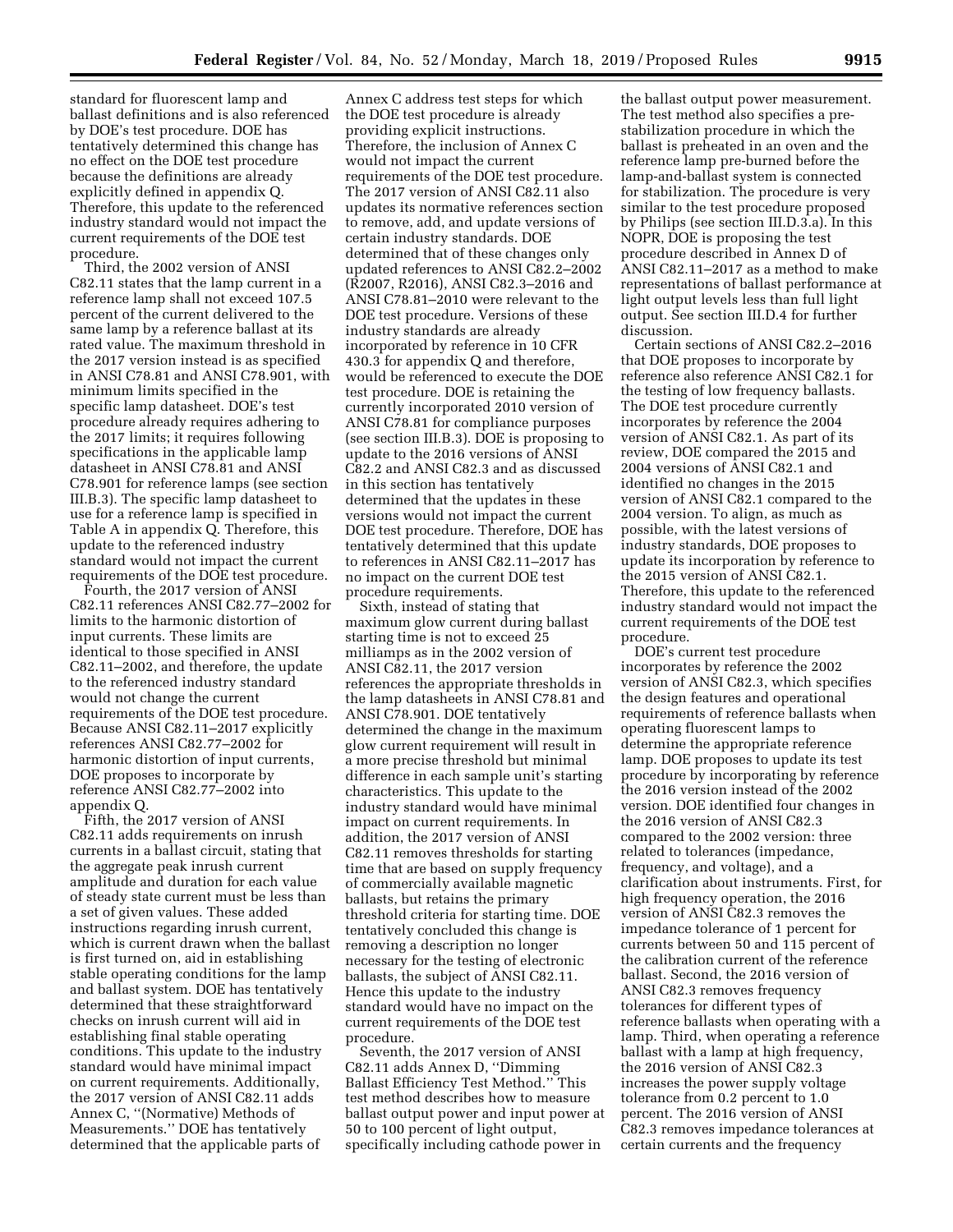standard for fluorescent lamp and ballast definitions and is also referenced by DOE's test procedure. DOE has tentatively determined this change has no effect on the DOE test procedure because the definitions are already explicitly defined in appendix Q. Therefore, this update to the referenced industry standard would not impact the current requirements of the DOE test procedure.

Third, the 2002 version of ANSI C82.11 states that the lamp current in a reference lamp shall not exceed 107.5 percent of the current delivered to the same lamp by a reference ballast at its rated value. The maximum threshold in the 2017 version instead is as specified in ANSI C78.81 and ANSI C78.901, with minimum limits specified in the specific lamp datasheet. DOE's test procedure already requires adhering to the 2017 limits; it requires following specifications in the applicable lamp datasheet in ANSI C78.81 and ANSI C78.901 for reference lamps (see section III.B.3). The specific lamp datasheet to use for a reference lamp is specified in Table A in appendix Q. Therefore, this update to the referenced industry standard would not impact the current requirements of the DOE test procedure.

Fourth, the 2017 version of ANSI C82.11 references ANSI C82.77–2002 for limits to the harmonic distortion of input currents. These limits are identical to those specified in ANSI C82.11–2002, and therefore, the update to the referenced industry standard would not change the current requirements of the DOE test procedure. Because ANSI C82.11–2017 explicitly references ANSI C82.77–2002 for harmonic distortion of input currents, DOE proposes to incorporate by reference ANSI C82.77–2002 into appendix Q.

Fifth, the 2017 version of ANSI C82.11 adds requirements on inrush currents in a ballast circuit, stating that the aggregate peak inrush current amplitude and duration for each value of steady state current must be less than a set of given values. These added instructions regarding inrush current, which is current drawn when the ballast is first turned on, aid in establishing stable operating conditions for the lamp and ballast system. DOE has tentatively determined that these straightforward checks on inrush current will aid in establishing final stable operating conditions. This update to the industry standard would have minimal impact on current requirements. Additionally, the 2017 version of ANSI C82.11 adds Annex C, ''(Normative) Methods of Measurements.'' DOE has tentatively determined that the applicable parts of Annex C address test steps for which the DOE test procedure is already providing explicit instructions. Therefore, the inclusion of Annex C would not impact the current requirements of the DOE test procedure. The 2017 version of ANSI C82.11 also updates its normative references section to remove, add, and update versions of certain industry standards. DOE determined that of these changes only updated references to ANSI C82.2–2002 (R2007, R2016), ANSI C82.3–2016 and ANSI C78.81–2010 were relevant to the DOE test procedure. Versions of these industry standards are already incorporated by reference in 10 CFR 430.3 for appendix Q and therefore, would be referenced to execute the DOE test procedure. DOE is retaining the currently incorporated 2010 version of ANSI C78.81 for compliance purposes (see section III.B.3). DOE is proposing to update to the 2016 versions of ANSI C82.2 and ANSI C82.3 and as discussed in this section has tentatively determined that the updates in these versions would not impact the current DOE test procedure. Therefore, DOE has tentatively determined that this update to references in ANSI C82.11–2017 has no impact on the current DOE test procedure requirements.

Sixth, instead of stating that maximum glow current during ballast starting time is not to exceed 25 milliamps as in the 2002 version of ANSI C82.11, the 2017 version references the appropriate thresholds in the lamp datasheets in ANSI C78.81 and ANSI C78.901. DOE tentatively determined the change in the maximum glow current requirement will result in a more precise threshold but minimal difference in each sample unit's starting characteristics. This update to the industry standard would have minimal impact on current requirements. In addition, the 2017 version of ANSI C82.11 removes thresholds for starting time that are based on supply frequency of commercially available magnetic ballasts, but retains the primary threshold criteria for starting time. DOE tentatively concluded this change is removing a description no longer necessary for the testing of electronic ballasts, the subject of ANSI C82.11. Hence this update to the industry standard would have no impact on the current requirements of the DOE test procedure.

Seventh, the 2017 version of ANSI C82.11 adds Annex D, ''Dimming Ballast Efficiency Test Method.'' This test method describes how to measure ballast output power and input power at 50 to 100 percent of light output, specifically including cathode power in the ballast output power measurement. The test method also specifies a pre-stabilization procedure in which the ballast is preheated in an oven and the reference lamp pre-burned before the lamp-and-ballast system is connected for stabilization. The procedure is very similar to the test procedure proposed by Philips (see section III.D.3.a). In this NOPR, DOE is proposing the test procedure described in Annex D of ANSI C82.11–2017 as a method to make representations of ballast performance at light output levels less than full light output. See section III.D.4 for further discussion.

Certain sections of ANSI C82.2–2016 that DOE proposes to incorporate by reference also reference ANSI C82.1 for the testing of low frequency ballasts. The DOE test procedure currently incorporates by reference the 2004 version of ANSI C82.1. As part of its review, DOE compared the 2015 and 2004 versions of ANSI C82.1 and identified no changes in the 2015 version of ANSI C82.1 compared to the 2004 version. To align, as much as possible, with the latest versions of industry standards, DOE proposes to update its incorporation by reference to the 2015 version of ANSI C82.1. Therefore, this update to the referenced industry standard would not impact the current requirements of the DOE test procedure.

DOE's current test procedure incorporates by reference the 2002 version of ANSI C82.3, which specifies the design features and operational requirements of reference ballasts when operating fluorescent lamps to determine the appropriate reference lamp. DOE proposes to update its test procedure by incorporating by reference the 2016 version instead of the 2002 version. DOE identified four changes in the 2016 version of ANSI C82.3 compared to the 2002 version: three related to tolerances (impedance, frequency, and voltage), and a clarification about instruments. First, for high frequency operation, the 2016 version of ANSI C82.3 removes the impedance tolerance of 1 percent for currents between 50 and 115 percent of the calibration current of the reference ballast. Second, the 2016 version of ANSI C82.3 removes frequency tolerances for different types of reference ballasts when operating with a lamp. Third, when operating a reference ballast with a lamp at high frequency, the 2016 version of ANSI C82.3 increases the power supply voltage tolerance from 0.2 percent to 1.0 percent. The 2016 version of ANSI C82.3 removes impedance tolerances at certain currents and the frequency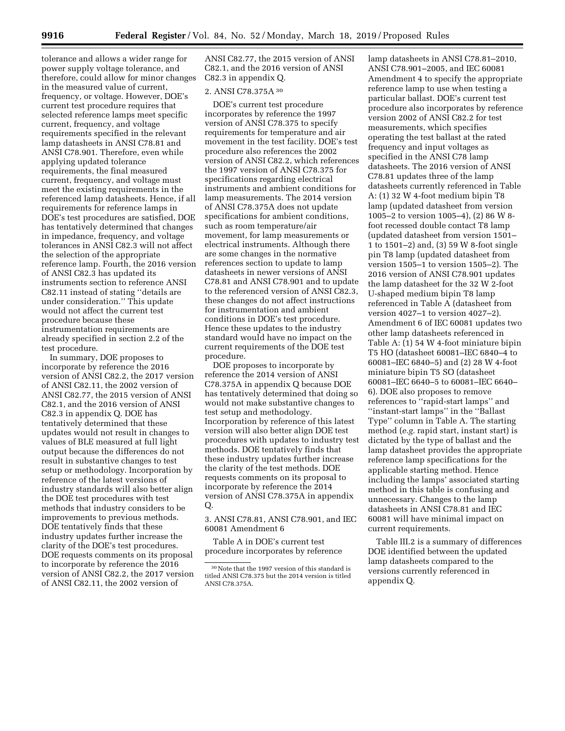tolerance and allows a wider range for power supply voltage tolerance, and therefore, could allow for minor changes in the measured value of current, frequency, or voltage. However, DOE's current test procedure requires that selected reference lamps meet specific current, frequency, and voltage requirements specified in the relevant lamp datasheets in ANSI C78.81 and ANSI C78.901. Therefore, even while applying updated tolerance requirements, the final measured current, frequency, and voltage must meet the existing requirements in the referenced lamp datasheets. Hence, if all requirements for reference lamps in DOE's test procedures are satisfied, DOE has tentatively determined that changes in impedance, frequency, and voltage tolerances in ANSI C82.3 will not affect the selection of the appropriate reference lamp. Fourth, the 2016 version of ANSI C82.3 has updated its instruments section to reference ANSI C82.11 instead of stating ''details are under consideration.'' This update would not affect the current test procedure because these instrumentation requirements are already specified in section 2.2 of the test procedure.

In summary, DOE proposes to incorporate by reference the 2016 version of ANSI C82.2, the 2017 version of ANSI C82.11, the 2002 version of ANSI C82.77, the 2015 version of ANSI C82.1, and the 2016 version of ANSI C82.3 in appendix Q. DOE has tentatively determined that these updates would not result in changes to values of BLE measured at full light output because the differences do not result in substantive changes to test setup or methodology. Incorporation by reference of the latest versions of industry standards will also better align the DOE test procedures with test methods that industry considers to be improvements to previous methods. DOE tentatively finds that these industry updates further increase the clarity of the DOE's test procedures. DOE requests comments on its proposal to incorporate by reference the 2016 version of ANSI C82.2, the 2017 version of ANSI C82.11, the 2002 version of ANSI C82.77, the 2015 version of ANSI C82.1, and the 2016 version of ANSI C82.3 in appendix Q.

2. ANSI C78.375A [30]

DOE's current test procedure incorporates by reference the 1997 version of ANSI C78.375 to specify requirements for temperature and air movement in the test facility. DOE's test procedure also references the 2002 version of ANSI C82.2, which references the 1997 version of ANSI C78.375 for specifications regarding electrical instruments and ambient conditions for lamp measurements. The 2014 version of ANSI C78.375A does not update specifications for ambient conditions, such as room temperature/air movement, for lamp measurements or electrical instruments. Although there are some changes in the normative references section to update to lamp datasheets in newer versions of ANSI C78.81 and ANSI C78.901 and to update to the referenced version of ANSI C82.3, these changes do not affect instructions for instrumentation and ambient conditions in DOE's test procedure. Hence these updates to the industry standard would have no impact on the current requirements of the DOE test procedure.

DOE proposes to incorporate by reference the 2014 version of ANSI C78.375A in appendix Q because DOE has tentatively determined that doing so would not make substantive changes to test setup and methodology. Incorporation by reference of this latest version will also better align DOE test procedures with updates to industry test methods. DOE tentatively finds that these industry updates further increase the clarity of the test methods. DOE requests comments on its proposal to incorporate by reference the 2014 version of ANSI C78.375A in appendix Q.

3. ANSI C78.81, ANSI C78.901, and IEC 60081 Amendment 6

Table A in DOE's current test procedure incorporates by reference lamp datasheets in ANSI C78.81–2010, ANSI C78.901–2005, and IEC 60081 Amendment 4 to specify the appropriate reference lamp to use when testing a particular ballast. DOE's current test procedure also incorporates by reference version 2002 of ANSI C82.2 for test measurements, which specifies operating the test ballast at the rated frequency and input voltages as specified in the ANSI C78 lamp datasheets. The 2016 version of ANSI C78.81 updates three of the lamp datasheets currently referenced in Table A: (1) 32 W 4-foot medium bipin T8 lamp (updated datasheet from version 1005–2 to version 1005–4), (2) 86 W 8-foot recessed double contact T8 lamp (updated datasheet from version 1501–1 to 1501–2) and, (3) 59 W 8-foot single pin T8 lamp (updated datasheet from version 1505–1 to version 1505–2). The 2016 version of ANSI C78.901 updates the lamp datasheet for the 32 W 2-foot U-shaped medium bipin T8 lamp referenced in Table A (datasheet from version 4027–1 to version 4027–2). Amendment 6 of IEC 60081 updates two other lamp datasheets referenced in Table A: (1) 54 W 4-foot miniature bipin T5 HO (datasheet 60081–IEC 6840–4 to 60081–IEC 6840–5) and (2) 28 W 4-foot miniature bipin T5 SO (datasheet 60081–IEC 6640–5 to 60081–IEC 6640–6). DOE also proposes to remove references to ''rapid-start lamps'' and ''instant-start lamps'' in the ''Ballast Type'' column in Table A. The starting method (*e.g.* rapid start, instant start) is dictated by the type of ballast and the lamp datasheet provides the appropriate reference lamp specifications for the applicable starting method. Hence including the lamps' associated starting method in this table is confusing and unnecessary. Changes to the lamp datasheets in ANSI C78.81 and IEC 60081 will have minimal impact on current requirements.

Table III.2 is a summary of differences DOE identified between the updated lamp datasheets compared to the versions currently referenced in appendix Q.

[30] Note that the 1997 version of this standard is titled ANSI C78.375 but the 2014 version is titled ANSI C78.375A.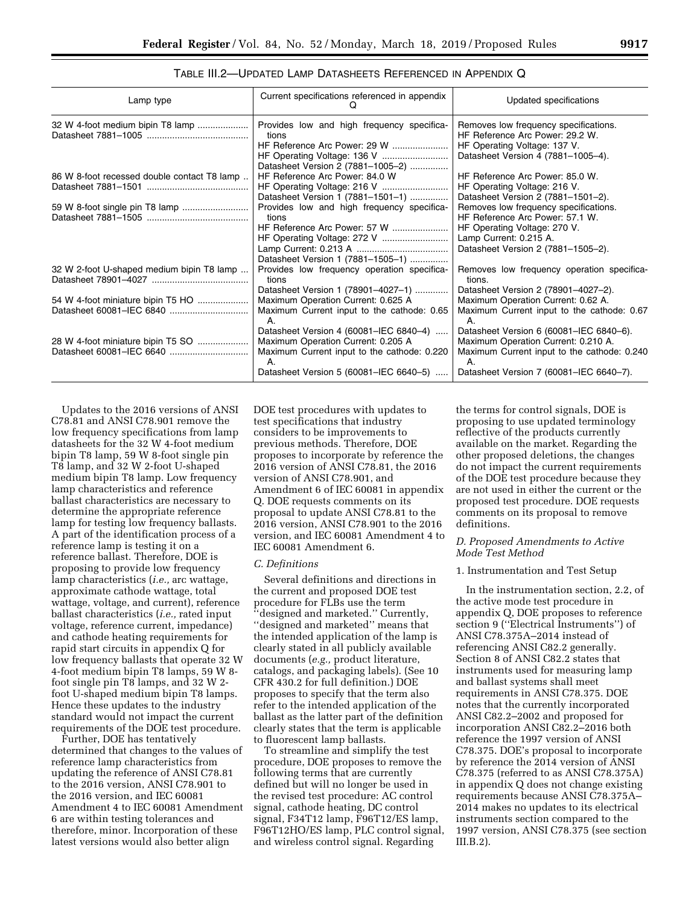TABLE III.2—UPDATED LAMP DATASHEETS REFERENCED IN APPENDIX Q

| Lamp type | Current specifications referenced in appendix Q | Updated specifications |
| --- | --- | --- |
| 32 W 4-foot medium bipin T8 lamp Datasheet 7881–1005 | Provides low and high frequency specifications<br>HF Reference Arc Power: 29 W<br>HF Operating Voltage: 136 V<br>Datasheet Version 2 (7881–1005–2) | Removes low frequency specifications.<br>HF Reference Arc Power: 29.2 W.<br>HF Operating Voltage: 137 V.<br>Datasheet Version 4 (7881–1005–4). |
| 86 W 8-foot recessed double contact T8 lamp Datasheet 7881–1501 | HF Reference Arc Power: 84.0 W<br>HF Operating Voltage: 216 V<br>Datasheet Version 1 (7881–1501–1) | HF Reference Arc Power: 85.0 W.<br>HF Operating Voltage: 216 V.<br>Datasheet Version 2 (7881–1501–2). |
| 59 W 8-foot single pin T8 lamp Datasheet 7881–1505 | Provides low and high frequency specifications<br>HF Reference Arc Power: 57 W<br>HF Operating Voltage: 272 V<br>Lamp Current: 0.213 A<br>Datasheet Version 1 (7881–1505–1) | Removes low frequency specifications.<br>HF Reference Arc Power: 57.1 W.<br>HF Operating Voltage: 270 V.<br>Lamp Current: 0.215 A.<br>Datasheet Version 2 (7881–1505–2). |
| 32 W 2-foot U-shaped medium bipin T8 lamp Datasheet 78901–4027 | Provides low frequency operation specifications<br>Datasheet Version 1 (78901–4027–1) | Removes low frequency operation specifications.<br>Datasheet Version 2 (78901–4027–2). |
| 54 W 4-foot miniature bipin T5 HO Datasheet 60081–IEC 6840 | Maximum Operation Current: 0.625 A<br>Maximum Current input to the cathode: 0.65 A.<br>Datasheet Version 4 (60081–IEC 6840–4) | Maximum Operation Current: 0.62 A.<br>Maximum Current input to the cathode: 0.67 A.<br>Datasheet Version 6 (60081–IEC 6840–6). |
| 28 W 4-foot miniature bipin T5 SO Datasheet 60081–IEC 6640 | Maximum Operation Current: 0.205 A<br>Maximum Current input to the cathode: 0.220 A.<br>Datasheet Version 5 (60081–IEC 6640–5) | Maximum Operation Current: 0.210 A.<br>Maximum Current input to the cathode: 0.240 A.<br>Datasheet Version 7 (60081–IEC 6640–7). |

Updates to the 2016 versions of ANSI C78.81 and ANSI C78.901 remove the low frequency specifications from lamp datasheets for the 32 W 4-foot medium bipin T8 lamp, 59 W 8-foot single pin T8 lamp, and 32 W 2-foot U-shaped medium bipin T8 lamp. Low frequency lamp characteristics and reference ballast characteristics are necessary to determine the appropriate reference lamp for testing low frequency ballasts. A part of the identification process of a reference lamp is testing it on a reference ballast. Therefore, DOE is proposing to provide low frequency lamp characteristics (*i.e.,* arc wattage, approximate cathode wattage, total wattage, voltage, and current), reference ballast characteristics (*i.e.,* rated input voltage, reference current, impedance) and cathode heating requirements for rapid start circuits in appendix Q for low frequency ballasts that operate 32 W 4-foot medium bipin T8 lamps, 59 W 8-foot single pin T8 lamps, and 32 W 2-foot U-shaped medium bipin T8 lamps. Hence these updates to the industry standard would not impact the current requirements of the DOE test procedure.

Further, DOE has tentatively determined that changes to the values of reference lamp characteristics from updating the reference of ANSI C78.81 to the 2016 version, ANSI C78.901 to the 2016 version, and IEC 60081 Amendment 4 to IEC 60081 Amendment 6 are within testing tolerances and therefore, minor. Incorporation of these latest versions would also better align DOE test procedures with updates to test specifications that industry considers to be improvements to previous methods. Therefore, DOE proposes to incorporate by reference the 2016 version of ANSI C78.81, the 2016 version of ANSI C78.901, and Amendment 6 of IEC 60081 in appendix Q. DOE requests comments on its proposal to update ANSI C78.81 to the 2016 version, ANSI C78.901 to the 2016 version, and IEC 60081 Amendment 4 to IEC 60081 Amendment 6.

### *C. Definitions*

Several definitions and directions in the current and proposed DOE test procedure for FLBs use the term ''designed and marketed.'' Currently, ''designed and marketed'' means that the intended application of the lamp is clearly stated in all publicly available documents (*e.g.,* product literature, catalogs, and packaging labels). (See 10 CFR 430.2 for full definition.) DOE proposes to specify that the term also refer to the intended application of the ballast as the latter part of the definition clearly states that the term is applicable to fluorescent lamp ballasts.

To streamline and simplify the test procedure, DOE proposes to remove the following terms that are currently defined but will no longer be used in the revised test procedure: AC control signal, cathode heating, DC control signal, F34T12 lamp, F96T12/ES lamp, F96T12HO/ES lamp, PLC control signal, and wireless control signal. Regarding the terms for control signals, DOE is proposing to use updated terminology reflective of the products currently available on the market. Regarding the other proposed deletions, the changes do not impact the current requirements of the DOE test procedure because they are not used in either the current or the proposed test procedure. DOE requests comments on its proposal to remove definitions.

### *D. Proposed Amendments to Active Mode Test Method*

#### 1. Instrumentation and Test Setup

In the instrumentation section, 2.2, of the active mode test procedure in appendix Q, DOE proposes to reference section 9 (''Electrical Instruments'') of ANSI C78.375A–2014 instead of referencing ANSI C82.2 generally. Section 8 of ANSI C82.2 states that instruments used for measuring lamp and ballast systems shall meet requirements in ANSI C78.375. DOE notes that the currently incorporated ANSI C82.2–2002 and proposed for incorporation ANSI C82.2–2016 both reference the 1997 version of ANSI C78.375. DOE's proposal to incorporate by reference the 2014 version of ANSI C78.375 (referred to as ANSI C78.375A) in appendix Q does not change existing requirements because ANSI C78.375A–2014 makes no updates to its electrical instruments section compared to the 1997 version, ANSI C78.375 (see section III.B.2).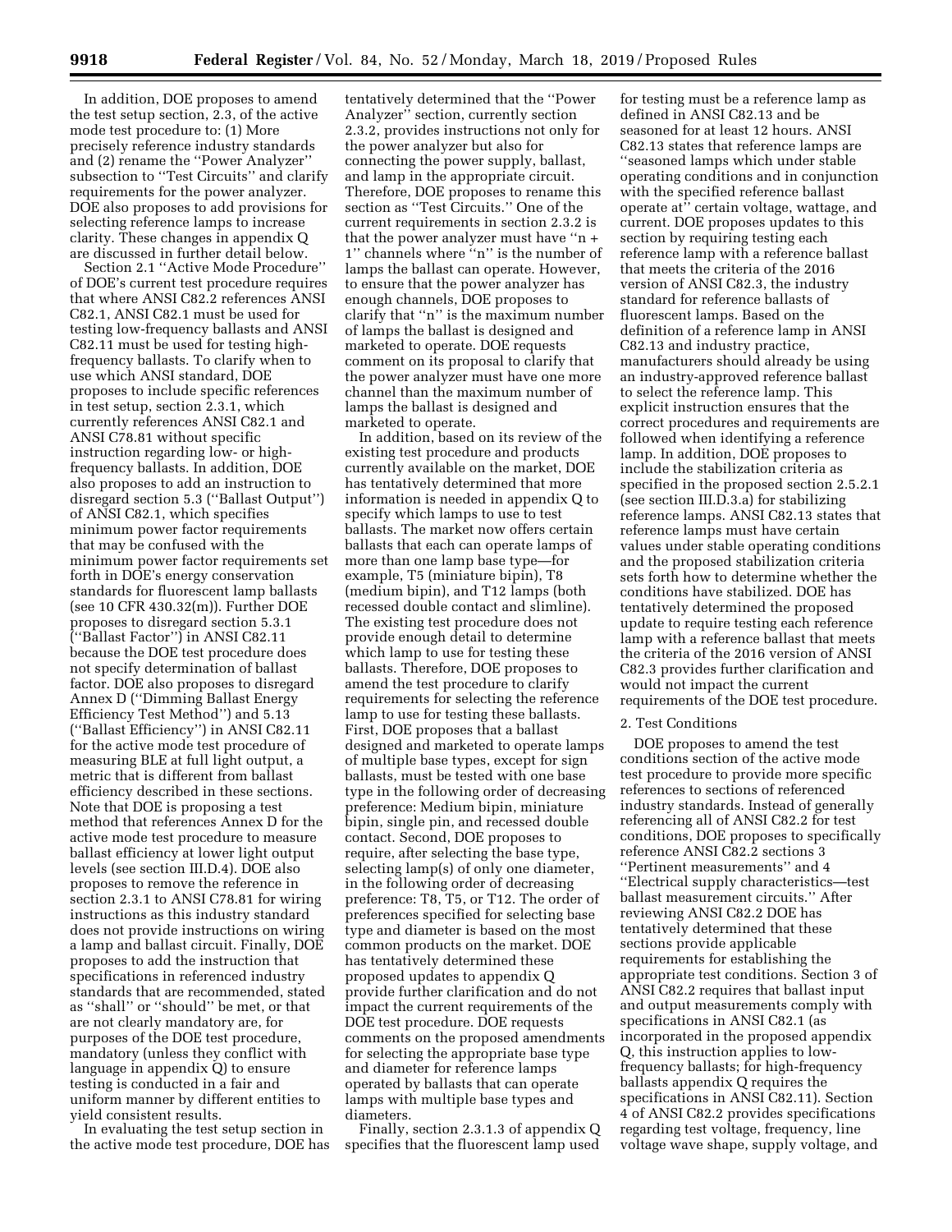In addition, DOE proposes to amend the test setup section, 2.3, of the active mode test procedure to: (1) More precisely reference industry standards and (2) rename the "Power Analyzer" subsection to "Test Circuits" and clarify requirements for the power analyzer. DOE also proposes to add provisions for selecting reference lamps to increase clarity. These changes in appendix Q are discussed in further detail below.

Section 2.1 "Active Mode Procedure" of DOE's current test procedure requires that where ANSI C82.2 references ANSI C82.1, ANSI C82.1 must be used for testing low-frequency ballasts and ANSI C82.11 must be used for testing high-frequency ballasts. To clarify when to use which ANSI standard, DOE proposes to include specific references in test setup, section 2.3.1, which currently references ANSI C82.1 and ANSI C78.81 without specific instruction regarding low- or high-frequency ballasts. In addition, DOE also proposes to add an instruction to disregard section 5.3 ("Ballast Output") of ANSI C82.1, which specifies minimum power factor requirements that may be confused with the minimum power factor requirements set forth in DOE's energy conservation standards for fluorescent lamp ballasts (see 10 CFR 430.32(m)). Further DOE proposes to disregard section 5.3.1 ("Ballast Factor") in ANSI C82.11 because the DOE test procedure does not specify determination of ballast factor. DOE also proposes to disregard Annex D ("Dimming Ballast Energy Efficiency Test Method") and 5.13 ("Ballast Efficiency") in ANSI C82.11 for the active mode test procedure of measuring BLE at full light output, a metric that is different from ballast efficiency described in these sections. Note that DOE is proposing a test method that references Annex D for the active mode test procedure to measure ballast efficiency at lower light output levels (see section III.D.4). DOE also proposes to remove the reference in section 2.3.1 to ANSI C78.81 for wiring instructions as this industry standard does not provide instructions on wiring a lamp and ballast circuit. Finally, DOE proposes to add the instruction that specifications in referenced industry standards that are recommended, stated as "shall" or "should" be met, or that are not clearly mandatory are, for purposes of the DOE test procedure, mandatory (unless they conflict with language in appendix Q) to ensure testing is conducted in a fair and uniform manner by different entities to yield consistent results.

In evaluating the test setup section in the active mode test procedure, DOE has tentatively determined that the "Power Analyzer" section, currently section 2.3.2, provides instructions not only for the power analyzer but also for connecting the power supply, ballast, and lamp in the appropriate circuit. Therefore, DOE proposes to rename this section as "Test Circuits." One of the current requirements in section 2.3.2 is that the power analyzer must have "n + 1" channels where "n" is the number of lamps the ballast can operate. However, to ensure that the power analyzer has enough channels, DOE proposes to clarify that "n" is the maximum number of lamps the ballast is designed and marketed to operate. DOE requests comment on its proposal to clarify that the power analyzer must have one more channel than the maximum number of lamps the ballast is designed and marketed to operate.

In addition, based on its review of the existing test procedure and products currently available on the market, DOE has tentatively determined that more information is needed in appendix Q to specify which lamps to use to test ballasts. The market now offers certain ballasts that each can operate lamps of more than one lamp base type—for example, T5 (miniature bipin), T8 (medium bipin), and T12 lamps (both recessed double contact and slimline). The existing test procedure does not provide enough detail to determine which lamp to use for testing these ballasts. Therefore, DOE proposes to amend the test procedure to clarify requirements for selecting the reference lamp to use for testing these ballasts. First, DOE proposes that a ballast designed and marketed to operate lamps of multiple base types, except for sign ballasts, must be tested with one base type in the following order of decreasing preference: Medium bipin, miniature bipin, single pin, and recessed double contact. Second, DOE proposes to require, after selecting the base type, selecting lamp(s) of only one diameter, in the following order of decreasing preference: T8, T5, or T12. The order of preferences specified for selecting base type and diameter is based on the most common products on the market. DOE has tentatively determined these proposed updates to appendix Q provide further clarification and do not impact the current requirements of the DOE test procedure. DOE requests comments on the proposed amendments for selecting the appropriate base type and diameter for reference lamps operated by ballasts that can operate lamps with multiple base types and diameters.

Finally, section 2.3.1.3 of appendix Q specifies that the fluorescent lamp used for testing must be a reference lamp as defined in ANSI C82.13 and be seasoned for at least 12 hours. ANSI C82.13 states that reference lamps are "seasoned lamps which under stable operating conditions and in conjunction with the specified reference ballast operate at" certain voltage, wattage, and current. DOE proposes updates to this section by requiring testing each reference lamp with a reference ballast that meets the criteria of the 2016 version of ANSI C82.3, the industry standard for reference ballasts of fluorescent lamps. Based on the definition of a reference lamp in ANSI C82.13 and industry practice, manufacturers should already be using an industry-approved reference ballast to select the reference lamp. This explicit instruction ensures that the correct procedures and requirements are followed when identifying a reference lamp. In addition, DOE proposes to include the stabilization criteria as specified in the proposed section 2.5.2.1 (see section III.D.3.a) for stabilizing reference lamps. ANSI C82.13 states that reference lamps must have certain values under stable operating conditions and the proposed stabilization criteria sets forth how to determine whether the conditions have stabilized. DOE has tentatively determined the proposed update to require testing each reference lamp with a reference ballast that meets the criteria of the 2016 version of ANSI C82.3 provides further clarification and would not impact the current requirements of the DOE test procedure.

2. Test Conditions

DOE proposes to amend the test conditions section of the active mode test procedure to provide more specific references to sections of referenced industry standards. Instead of generally referencing all of ANSI C82.2 for test conditions, DOE proposes to specifically reference ANSI C82.2 sections 3 "Pertinent measurements" and 4 "Electrical supply characteristics—test ballast measurement circuits." After reviewing ANSI C82.2 DOE has tentatively determined that these sections provide applicable requirements for establishing the appropriate test conditions. Section 3 of ANSI C82.2 requires that ballast input and output measurements comply with specifications in ANSI C82.1 (as incorporated in the proposed appendix Q, this instruction applies to low-frequency ballasts; for high-frequency ballasts appendix Q requires the specifications in ANSI C82.11). Section 4 of ANSI C82.2 provides specifications regarding test voltage, frequency, line voltage wave shape, supply voltage, and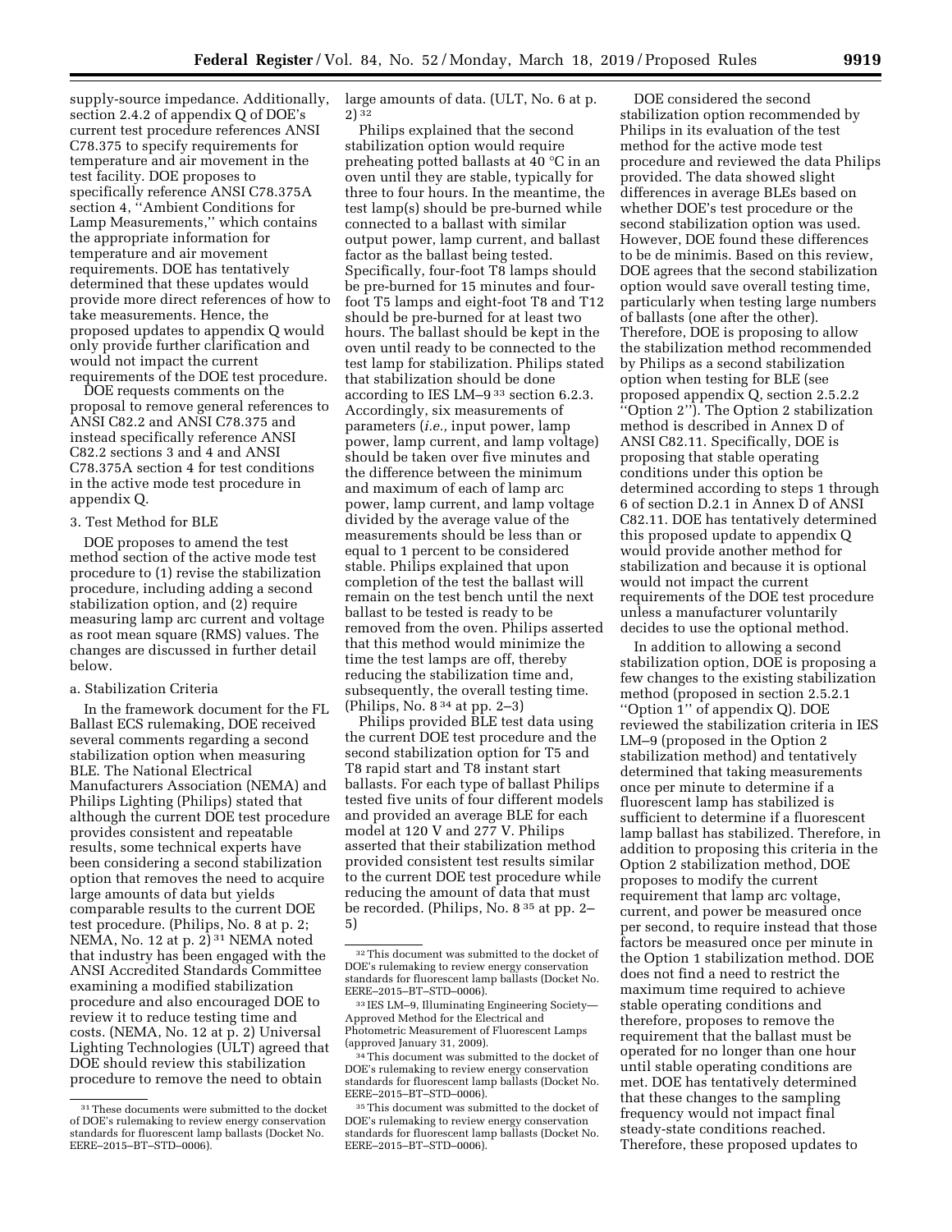supply-source impedance. Additionally, section 2.4.2 of appendix Q of DOE's current test procedure references ANSI C78.375 to specify requirements for temperature and air movement in the test facility. DOE proposes to specifically reference ANSI C78.375A section 4, "Ambient Conditions for Lamp Measurements," which contains the appropriate information for temperature and air movement requirements. DOE has tentatively determined that these updates would provide more direct references of how to take measurements. Hence, the proposed updates to appendix Q would only provide further clarification and would not impact the current requirements of the DOE test procedure.

DOE requests comments on the proposal to remove general references to ANSI C82.2 and ANSI C78.375 and instead specifically reference ANSI C82.2 sections 3 and 4 and ANSI C78.375A section 4 for test conditions in the active mode test procedure in appendix Q.

3. Test Method for BLE

DOE proposes to amend the test method section of the active mode test procedure to (1) revise the stabilization procedure, including adding a second stabilization option, and (2) require measuring lamp arc current and voltage as root mean square (RMS) values. The changes are discussed in further detail below.

a. Stabilization Criteria

In the framework document for the FL Ballast ECS rulemaking, DOE received several comments regarding a second stabilization option when measuring BLE. The National Electrical Manufacturers Association (NEMA) and Philips Lighting (Philips) stated that although the current DOE test procedure provides consistent and repeatable results, some technical experts have been considering a second stabilization option that removes the need to acquire large amounts of data but yields comparable results to the current DOE test procedure. (Philips, No. 8 at p. 2; NEMA, No. 12 at p. 2) [31] NEMA noted that industry has been engaged with the ANSI Accredited Standards Committee examining a modified stabilization procedure and also encouraged DOE to review it to reduce testing time and costs. (NEMA, No. 12 at p. 2) Universal Lighting Technologies (ULT) agreed that DOE should review this stabilization procedure to remove the need to obtain large amounts of data. (ULT, No. 6 at p. 2) [32]

Philips explained that the second stabilization option would require preheating potted ballasts at 40 °C in an oven until they are stable, typically for three to four hours. In the meantime, the test lamp(s) should be pre-burned while connected to a ballast with similar output power, lamp current, and ballast factor as the ballast being tested. Specifically, four-foot T8 lamps should be pre-burned for 15 minutes and four-foot T5 lamps and eight-foot T8 and T12 should be pre-burned for at least two hours. The ballast should be kept in the oven until ready to be connected to the test lamp for stabilization. Philips stated that stabilization should be done according to IES LM–9 [33] section 6.2.3. Accordingly, six measurements of parameters (*i.e.,* input power, lamp power, lamp current, and lamp voltage) should be taken over five minutes and the difference between the minimum and maximum of each of lamp arc power, lamp current, and lamp voltage divided by the average value of the measurements should be less than or equal to 1 percent to be considered stable. Philips explained that upon completion of the test the ballast will remain on the test bench until the next ballast to be tested is ready to be removed from the oven. Philips asserted that this method would minimize the time the test lamps are off, thereby reducing the stabilization time and, subsequently, the overall testing time. (Philips, No. 8 [34] at pp. 2–3)

Philips provided BLE test data using the current DOE test procedure and the second stabilization option for T5 and T8 rapid start and T8 instant start ballasts. For each type of ballast Philips tested five units of four different models and provided an average BLE for each model at 120 V and 277 V. Philips asserted that their stabilization method provided consistent test results similar to the current DOE test procedure while reducing the amount of data that must be recorded. (Philips, No. 8 [35] at pp. 2–5)

DOE considered the second stabilization option recommended by Philips in its evaluation of the test method for the active mode test procedure and reviewed the data Philips provided. The data showed slight differences in average BLEs based on whether DOE's test procedure or the second stabilization option was used. However, DOE found these differences to be de minimis. Based on this review, DOE agrees that the second stabilization option would save overall testing time, particularly when testing large numbers of ballasts (one after the other). Therefore, DOE is proposing to allow the stabilization method recommended by Philips as a second stabilization option when testing for BLE (see proposed appendix Q, section 2.5.2.2 "Option 2"). The Option 2 stabilization method is described in Annex D of ANSI C82.11. Specifically, DOE is proposing that stable operating conditions under this option be determined according to steps 1 through 6 of section D.2.1 in Annex D of ANSI C82.11. DOE has tentatively determined this proposed update to appendix Q would provide another method for stabilization and because it is optional would not impact the current requirements of the DOE test procedure unless a manufacturer voluntarily decides to use the optional method.

In addition to allowing a second stabilization option, DOE is proposing a few changes to the existing stabilization method (proposed in section 2.5.2.1 "Option 1" of appendix Q). DOE reviewed the stabilization criteria in IES LM–9 (proposed in the Option 2 stabilization method) and tentatively determined that taking measurements once per minute to determine if a fluorescent lamp has stabilized is sufficient to determine if a fluorescent lamp ballast has stabilized. Therefore, in addition to proposing this criteria in the Option 2 stabilization method, DOE proposes to modify the current requirement that lamp arc voltage, current, and power be measured once per second, to require instead that those factors be measured once per minute in the Option 1 stabilization method. DOE does not find a need to restrict the maximum time required to achieve stable operating conditions and therefore, proposes to remove the requirement that the ballast must be operated for no longer than one hour until stable operating conditions are met. DOE has tentatively determined that these changes to the sampling frequency would not impact final steady-state conditions reached. Therefore, these proposed updates to

---

[31] These documents were submitted to the docket of DOE's rulemaking to review energy conservation standards for fluorescent lamp ballasts (Docket No. EERE–2015–BT–STD–0006).

[32] This document was submitted to the docket of DOE's rulemaking to review energy conservation standards for fluorescent lamp ballasts (Docket No. EERE–2015–BT–STD–0006).

[33] IES LM–9, Illuminating Engineering Society—Approved Method for the Electrical and Photometric Measurement of Fluorescent Lamps (approved January 31, 2009).

[34] This document was submitted to the docket of DOE's rulemaking to review energy conservation standards for fluorescent lamp ballasts (Docket No. EERE–2015–BT–STD–0006).

[35] This document was submitted to the docket of DOE's rulemaking to review energy conservation standards for fluorescent lamp ballasts (Docket No. EERE–2015–BT–STD–0006).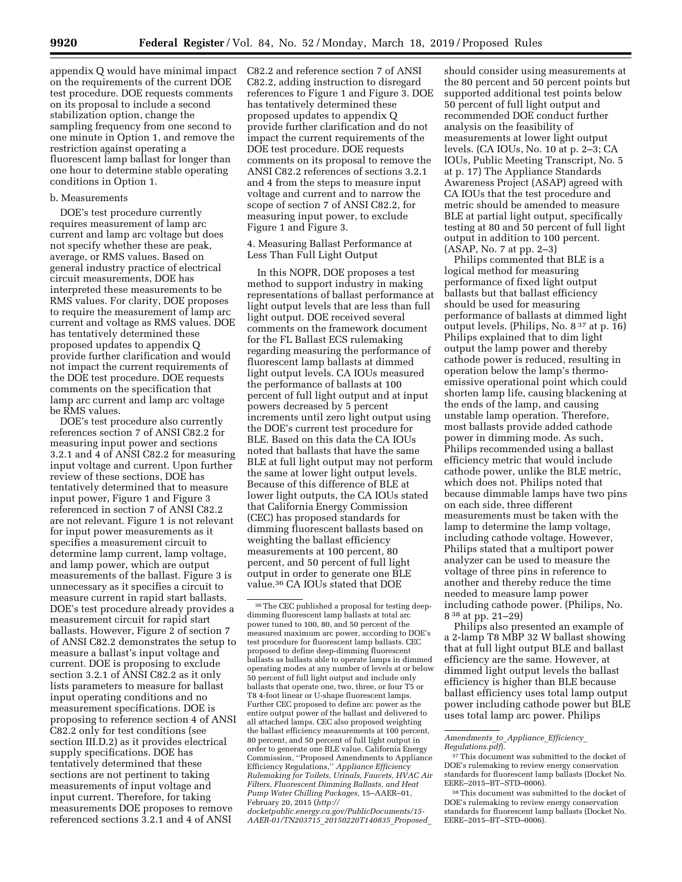appendix Q would have minimal impact on the requirements of the current DOE test procedure. DOE requests comments on its proposal to include a second stabilization option, change the sampling frequency from one second to one minute in Option 1, and remove the restriction against operating a fluorescent lamp ballast for longer than one hour to determine stable operating conditions in Option 1.

b. Measurements

DOE's test procedure currently requires measurement of lamp arc current and lamp arc voltage but does not specify whether these are peak, average, or RMS values. Based on general industry practice of electrical circuit measurements, DOE has interpreted these measurements to be RMS values. For clarity, DOE proposes to require the measurement of lamp arc current and voltage as RMS values. DOE has tentatively determined these proposed updates to appendix Q provide further clarification and would not impact the current requirements of the DOE test procedure. DOE requests comments on the specification that lamp arc current and lamp arc voltage be RMS values.

DOE's test procedure also currently references section 7 of ANSI C82.2 for measuring input power and sections 3.2.1 and 4 of ANSI C82.2 for measuring input voltage and current. Upon further review of these sections, DOE has tentatively determined that to measure input power, Figure 1 and Figure 3 referenced in section 7 of ANSI C82.2 are not relevant. Figure 1 is not relevant for input power measurements as it specifies a measurement circuit to determine lamp current, lamp voltage, and lamp power, which are output measurements of the ballast. Figure 3 is unnecessary as it specifies a circuit to measure current in rapid start ballasts. DOE's test procedure already provides a measurement circuit for rapid start ballasts. However, Figure 2 of section 7 of ANSI C82.2 demonstrates the setup to measure a ballast's input voltage and current. DOE is proposing to exclude section 3.2.1 of ANSI C82.2 as it only lists parameters to measure for ballast input operating conditions and no measurement specifications. DOE is proposing to reference section 4 of ANSI C82.2 only for test conditions (see section III.D.2) as it provides electrical supply specifications. DOE has tentatively determined that these sections are not pertinent to taking measurements of input voltage and input current. Therefore, for taking measurements DOE proposes to remove referenced sections 3.2.1 and 4 of ANSI C82.2 and reference section 7 of ANSI C82.2, adding instruction to disregard references to Figure 1 and Figure 3. DOE has tentatively determined these proposed updates to appendix Q provide further clarification and do not impact the current requirements of the DOE test procedure. DOE requests comments on its proposal to remove the ANSI C82.2 references of sections 3.2.1 and 4 from the steps to measure input voltage and current and to narrow the scope of section 7 of ANSI C82.2, for measuring input power, to exclude Figure 1 and Figure 3.

4. Measuring Ballast Performance at Less Than Full Light Output

In this NOPR, DOE proposes a test method to support industry in making representations of ballast performance at light output levels that are less than full light output. DOE received several comments on the framework document for the FL Ballast ECS rulemaking regarding measuring the performance of fluorescent lamp ballasts at dimmed light output levels. CA IOUs measured the performance of ballasts at 100 percent of full light output and at input powers decreased by 5 percent increments until zero light output using the DOE's current test procedure for BLE. Based on this data the CA IOUs noted that ballasts that have the same BLE at full light output may not perform the same at lower light output levels. Because of this difference of BLE at lower light outputs, the CA IOUs stated that California Energy Commission (CEC) has proposed standards for dimming fluorescent ballasts based on weighting the ballast efficiency measurements at 100 percent, 80 percent, and 50 percent of full light output in order to generate one BLE value.[36] CA IOUs stated that DOE should consider using measurements at the 80 percent and 50 percent points but supported additional test points below 50 percent of full light output and recommended DOE conduct further analysis on the feasibility of measurements at lower light output levels. (CA IOUs, No. 10 at p. 2–3; CA IOUs, Public Meeting Transcript, No. 5 at p. 17) The Appliance Standards Awareness Project (ASAP) agreed with CA IOUs that the test procedure and metric should be amended to measure BLE at partial light output, specifically testing at 80 and 50 percent of full light output in addition to 100 percent. (ASAP, No. 7 at pp. 2–3)

Philips commented that BLE is a logical method for measuring performance of fixed light output ballasts but that ballast efficiency should be used for measuring performance of ballasts at dimmed light output levels. (Philips, No. 8 [37] at p. 16) Philips explained that to dim light output the lamp power and thereby cathode power is reduced, resulting in operation below the lamp's thermo-emissive operational point which could shorten lamp life, causing blackening at the ends of the lamp, and causing unstable lamp operation. Therefore, most ballasts provide added cathode power in dimming mode. As such, Philips recommended using a ballast efficiency metric that would include cathode power, unlike the BLE metric, which does not. Philips noted that because dimmable lamps have two pins on each side, three different measurements must be taken with the lamp to determine the lamp voltage, including cathode voltage. However, Philips stated that a multiport power analyzer can be used to measure the voltage of three pins in reference to another and thereby reduce the time needed to measure lamp power including cathode power. (Philips, No. 8 [38] at pp. 21–29)

Philips also presented an example of a 2-lamp T8 MBP 32 W ballast showing that at full light output BLE and ballast efficiency are the same. However, at dimmed light output levels the ballast efficiency is higher than BLE because ballast efficiency uses total lamp output power including cathode power but BLE uses total lamp arc power. Philips

---

[36] The CEC published a proposal for testing deep-dimming fluorescent lamp ballasts at total arc power tuned to 100, 80, and 50 percent of the measured maximum arc power, according to DOE's test procedure for fluorescent lamp ballasts. CEC proposed to define deep-dimming fluorescent ballasts as ballasts able to operate lamps in dimmed operating modes at any number of levels at or below 50 percent of full light output and include only ballasts that operate one, two, three, or four T5 or T8 4-foot linear or U-shape fluorescent lamps. Further CEC proposed to define arc power as the entire output power of the ballast and delivered to all attached lamps. CEC also proposed weighting the ballast efficiency measurements at 100 percent, 80 percent, and 50 percent of full light output in order to generate one BLE value. California Energy Commission, "Proposed Amendments to Appliance Efficiency Regulations," *Appliance Efficiency Rulemaking for Toilets, Urinals, Faucets, HVAC Air Filters, Fluorescent Dimming Ballasts, and Heat Pump Water Chilling Packages,* 15–AAER–01, February 20, 2015 (*http://docketpublic.energy.ca.gov/PublicDocuments/15-AAER-01/TN203715_20150220T140835_Proposed_Amendments_to_Appliance_Efficiency_Regulations.pdf*).

[37] This document was submitted to the docket of DOE's rulemaking to review energy conservation standards for fluorescent lamp ballasts (Docket No. EERE–2015–BT–STD–0006).

[38] This document was submitted to the docket of DOE's rulemaking to review energy conservation standards for fluorescent lamp ballasts (Docket No. EERE–2015–BT–STD–0006).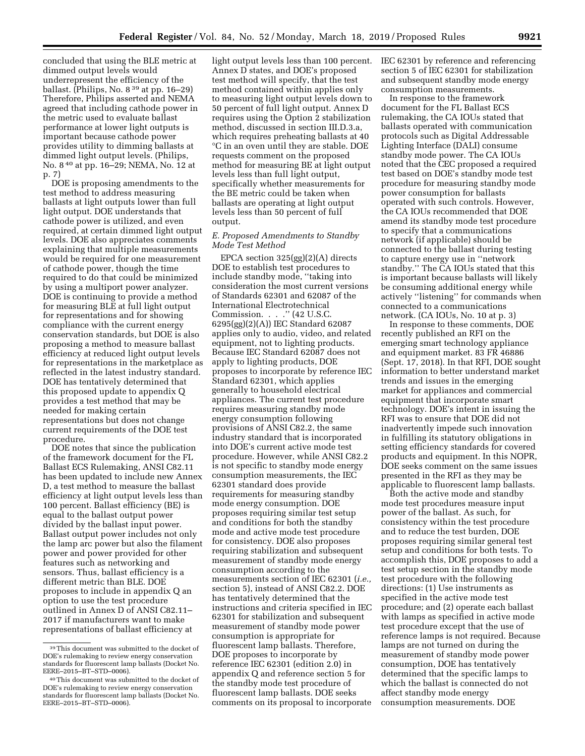concluded that using the BLE metric at dimmed output levels would underrepresent the efficiency of the ballast. (Philips, No. 8 [39] at pp. 16–29) Therefore, Philips asserted and NEMA agreed that including cathode power in the metric used to evaluate ballast performance at lower light outputs is important because cathode power provides utility to dimming ballasts at dimmed light output levels. (Philips, No. 8 [40] at pp. 16–29; NEMA, No. 12 at p. 7)

DOE is proposing amendments to the test method to address measuring ballasts at light outputs lower than full light output. DOE understands that cathode power is utilized, and even required, at certain dimmed light output levels. DOE also appreciates comments explaining that multiple measurements would be required for one measurement of cathode power, though the time required to do that could be minimized by using a multiport power analyzer. DOE is continuing to provide a method for measuring BLE at full light output for representations and for showing compliance with the current energy conservation standards, but DOE is also proposing a method to measure ballast efficiency at reduced light output levels for representations in the marketplace as reflected in the latest industry standard. DOE has tentatively determined that this proposed update to appendix Q provides a test method that may be needed for making certain representations but does not change current requirements of the DOE test procedure.

DOE notes that since the publication of the framework document for the FL Ballast ECS Rulemaking, ANSI C82.11 has been updated to include new Annex D, a test method to measure the ballast efficiency at light output levels less than 100 percent. Ballast efficiency (BE) is equal to the ballast output power divided by the ballast input power. Ballast output power includes not only the lamp arc power but also the filament power and power provided for other features such as networking and sensors. Thus, ballast efficiency is a different metric than BLE. DOE proposes to include in appendix Q an option to use the test procedure outlined in Annex D of ANSI C82.11–2017 if manufacturers want to make representations of ballast efficiency at light output levels less than 100 percent. Annex D states, and DOE's proposed test method will specify, that the test method contained within applies only to measuring light output levels down to 50 percent of full light output. Annex D requires using the Option 2 stabilization method, discussed in section III.D.3.a, which requires preheating ballasts at 40 °C in an oven until they are stable. DOE requests comment on the proposed method for measuring BE at light output levels less than full light output, specifically whether measurements for the BE metric could be taken when ballasts are operating at light output levels less than 50 percent of full output.

### *E. Proposed Amendments to Standby Mode Test Method*

EPCA section 325(gg)(2)(A) directs DOE to establish test procedures to include standby mode, ''taking into consideration the most current versions of Standards 62301 and 62087 of the International Electrotechnical Commission. . . .'' (42 U.S.C. 6295(gg)(2)(A)) IEC Standard 62087 applies only to audio, video, and related equipment, not to lighting products. Because IEC Standard 62087 does not apply to lighting products, DOE proposes to incorporate by reference IEC Standard 62301, which applies generally to household electrical appliances. The current test procedure requires measuring standby mode energy consumption following provisions of ANSI C82.2, the same industry standard that is incorporated into DOE's current active mode test procedure. However, while ANSI C82.2 is not specific to standby mode energy consumption measurements, the IEC 62301 standard does provide requirements for measuring standby mode energy consumption. DOE proposes requiring similar test setup and conditions for both the standby mode and active mode test procedure for consistency. DOE also proposes requiring stabilization and subsequent measurement of standby mode energy consumption according to the measurements section of IEC 62301 (*i.e.,* section 5), instead of ANSI C82.2. DOE has tentatively determined that the instructions and criteria specified in IEC 62301 for stabilization and subsequent measurement of standby mode power consumption is appropriate for fluorescent lamp ballasts. Therefore, DOE proposes to incorporate by reference IEC 62301 (edition 2.0) in appendix Q and reference section 5 for the standby mode test procedure of fluorescent lamp ballasts. DOE seeks comments on its proposal to incorporate IEC 62301 by reference and referencing section 5 of IEC 62301 for stabilization and subsequent standby mode energy consumption measurements.

In response to the framework document for the FL Ballast ECS rulemaking, the CA IOUs stated that ballasts operated with communication protocols such as Digital Addressable Lighting Interface (DALI) consume standby mode power. The CA IOUs noted that the CEC proposed a required test based on DOE's standby mode test procedure for measuring standby mode power consumption for ballasts operated with such controls. However, the CA IOUs recommended that DOE amend its standby mode test procedure to specify that a communications network (if applicable) should be connected to the ballast during testing to capture energy use in ''network standby.'' The CA IOUs stated that this is important because ballasts will likely be consuming additional energy while actively ''listening'' for commands when connected to a communications network. (CA IOUs, No. 10 at p. 3)

In response to these comments, DOE recently published an RFI on the emerging smart technology appliance and equipment market. 83 FR 46886 (Sept. 17, 2018). In that RFI, DOE sought information to better understand market trends and issues in the emerging market for appliances and commercial equipment that incorporate smart technology. DOE's intent in issuing the RFI was to ensure that DOE did not inadvertently impede such innovation in fulfilling its statutory obligations in setting efficiency standards for covered products and equipment. In this NOPR, DOE seeks comment on the same issues presented in the RFI as they may be applicable to fluorescent lamp ballasts.

Both the active mode and standby mode test procedures measure input power of the ballast. As such, for consistency within the test procedure and to reduce the test burden, DOE proposes requiring similar general test setup and conditions for both tests. To accomplish this, DOE proposes to add a test setup section in the standby mode test procedure with the following directions: (1) Use instruments as specified in the active mode test procedure; and (2) operate each ballast with lamps as specified in active mode test procedure except that the use of reference lamps is not required. Because lamps are not turned on during the measurement of standby mode power consumption, DOE has tentatively determined that the specific lamps to which the ballast is connected do not affect standby mode energy consumption measurements. DOE

---

[39] This document was submitted to the docket of DOE's rulemaking to review energy conservation standards for fluorescent lamp ballasts (Docket No. EERE–2015–BT–STD–0006).

[40] This document was submitted to the docket of DOE's rulemaking to review energy conservation standards for fluorescent lamp ballasts (Docket No. EERE–2015–BT–STD–0006).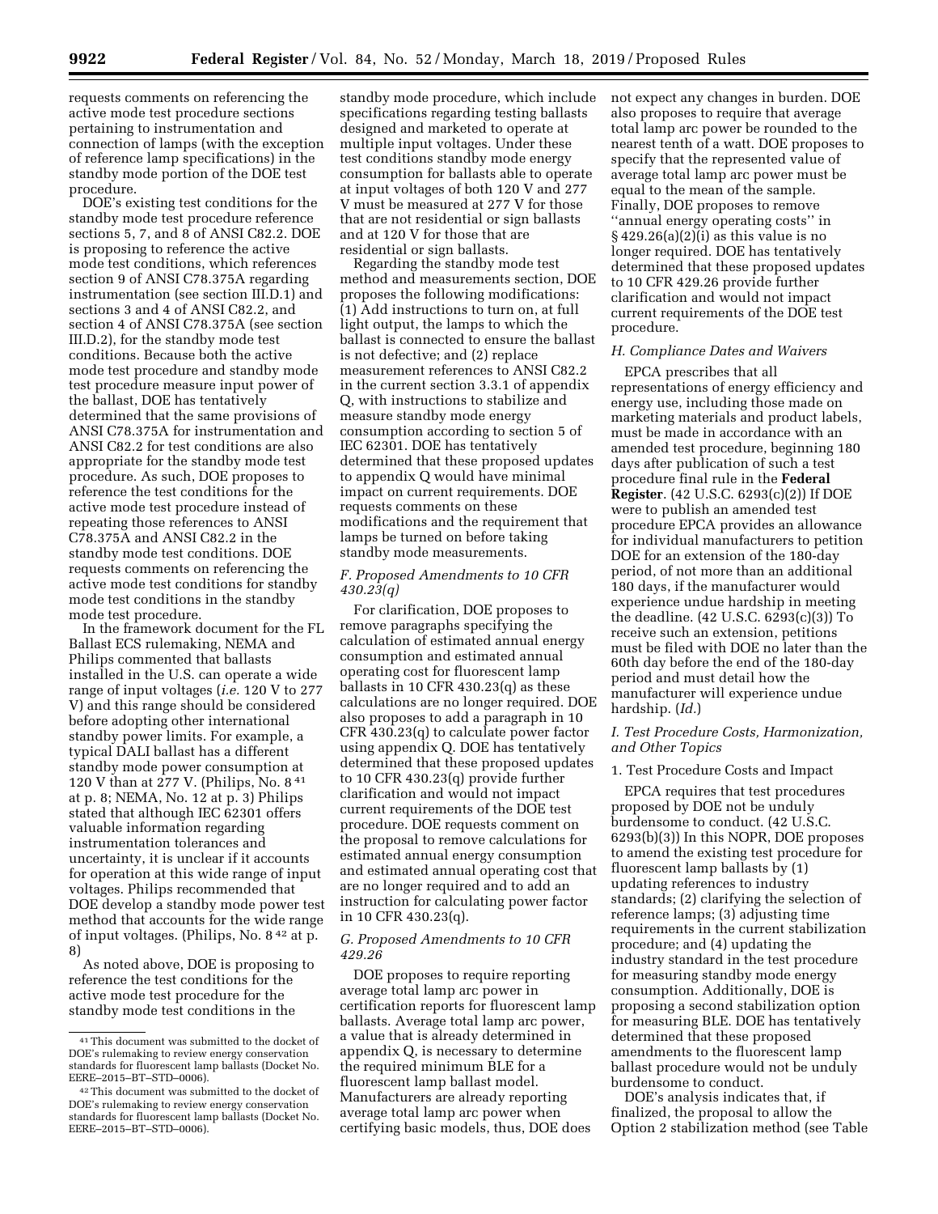requests comments on referencing the active mode test procedure sections pertaining to instrumentation and connection of lamps (with the exception of reference lamp specifications) in the standby mode portion of the DOE test procedure.

DOE's existing test conditions for the standby mode test procedure reference sections 5, 7, and 8 of ANSI C82.2. DOE is proposing to reference the active mode test conditions, which references section 9 of ANSI C78.375A regarding instrumentation (see section III.D.1) and sections 3 and 4 of ANSI C82.2, and section 4 of ANSI C78.375A (see section III.D.2), for the standby mode test conditions. Because both the active mode test procedure and standby mode test procedure measure input power of the ballast, DOE has tentatively determined that the same provisions of ANSI C78.375A for instrumentation and ANSI C82.2 for test conditions are also appropriate for the standby mode test procedure. As such, DOE proposes to reference the test conditions for the active mode test procedure instead of repeating those references to ANSI C78.375A and ANSI C82.2 in the standby mode test conditions. DOE requests comments on referencing the active mode test conditions for standby mode test conditions in the standby mode test procedure.

In the framework document for the FL Ballast ECS rulemaking, NEMA and Philips commented that ballasts installed in the U.S. can operate a wide range of input voltages (*i.e.* 120 V to 277 V) and this range should be considered before adopting other international standby power limits. For example, a typical DALI ballast has a different standby mode power consumption at 120 V than at 277 V. (Philips, No. 8 [41] at p. 8; NEMA, No. 12 at p. 3) Philips stated that although IEC 62301 offers valuable information regarding instrumentation tolerances and uncertainty, it is unclear if it accounts for operation at this wide range of input voltages. Philips recommended that DOE develop a standby mode power test method that accounts for the wide range of input voltages. (Philips, No. 8 [42] at p. 8)

As noted above, DOE is proposing to reference the test conditions for the active mode test procedure for the standby mode test conditions in the standby mode procedure, which include specifications regarding testing ballasts designed and marketed to operate at multiple input voltages. Under these test conditions standby mode energy consumption for ballasts able to operate at input voltages of both 120 V and 277 V must be measured at 277 V for those that are not residential or sign ballasts and at 120 V for those that are residential or sign ballasts.

Regarding the standby mode test method and measurements section, DOE proposes the following modifications: (1) Add instructions to turn on, at full light output, the lamps to which the ballast is connected to ensure the ballast is not defective; and (2) replace measurement references to ANSI C82.2 in the current section 3.3.1 of appendix Q, with instructions to stabilize and measure standby mode energy consumption according to section 5 of IEC 62301. DOE has tentatively determined that these proposed updates to appendix Q would have minimal impact on current requirements. DOE requests comments on these modifications and the requirement that lamps be turned on before taking standby mode measurements.

### *F. Proposed Amendments to 10 CFR 430.23(q)*

For clarification, DOE proposes to remove paragraphs specifying the calculation of estimated annual energy consumption and estimated annual operating cost for fluorescent lamp ballasts in 10 CFR 430.23(q) as these calculations are no longer required. DOE also proposes to add a paragraph in 10 CFR 430.23(q) to calculate power factor using appendix Q. DOE has tentatively determined that these proposed updates to 10 CFR 430.23(q) provide further clarification and would not impact current requirements of the DOE test procedure. DOE requests comment on the proposal to remove calculations for estimated annual energy consumption and estimated annual operating cost that are no longer required and to add an instruction for calculating power factor in 10 CFR 430.23(q).

### *G. Proposed Amendments to 10 CFR 429.26*

DOE proposes to require reporting average total lamp arc power in certification reports for fluorescent lamp ballasts. Average total lamp arc power, a value that is already determined in appendix Q, is necessary to determine the required minimum BLE for a fluorescent lamp ballast model. Manufacturers are already reporting average total lamp arc power when certifying basic models, thus, DOE does not expect any changes in burden. DOE also proposes to require that average total lamp arc power be rounded to the nearest tenth of a watt. DOE proposes to specify that the represented value of average total lamp arc power must be equal to the mean of the sample. Finally, DOE proposes to remove ''annual energy operating costs'' in § 429.26(a)(2)(i) as this value is no longer required. DOE has tentatively determined that these proposed updates to 10 CFR 429.26 provide further clarification and would not impact current requirements of the DOE test procedure.

### *H. Compliance Dates and Waivers*

EPCA prescribes that all representations of energy efficiency and energy use, including those made on marketing materials and product labels, must be made in accordance with an amended test procedure, beginning 180 days after publication of such a test procedure final rule in the **Federal Register**. (42 U.S.C. 6293(c)(2)) If DOE were to publish an amended test procedure EPCA provides an allowance for individual manufacturers to petition DOE for an extension of the 180-day period, of not more than an additional 180 days, if the manufacturer would experience undue hardship in meeting the deadline. (42 U.S.C. 6293(c)(3)) To receive such an extension, petitions must be filed with DOE no later than the 60th day before the end of the 180-day period and must detail how the manufacturer will experience undue hardship. (*Id.*)

### *I. Test Procedure Costs, Harmonization, and Other Topics*

#### 1. Test Procedure Costs and Impact

EPCA requires that test procedures proposed by DOE not be unduly burdensome to conduct. (42 U.S.C. 6293(b)(3)) In this NOPR, DOE proposes to amend the existing test procedure for fluorescent lamp ballasts by (1) updating references to industry standards; (2) clarifying the selection of reference lamps; (3) adjusting time requirements in the current stabilization procedure; and (4) updating the industry standard in the test procedure for measuring standby mode energy consumption. Additionally, DOE is proposing a second stabilization option for measuring BLE. DOE has tentatively determined that these proposed amendments to the fluorescent lamp ballast procedure would not be unduly burdensome to conduct.

DOE's analysis indicates that, if finalized, the proposal to allow the Option 2 stabilization method (see Table

[41] This document was submitted to the docket of DOE's rulemaking to review energy conservation standards for fluorescent lamp ballasts (Docket No. EERE–2015–BT–STD–0006).

[42] This document was submitted to the docket of DOE's rulemaking to review energy conservation standards for fluorescent lamp ballasts (Docket No. EERE–2015–BT–STD–0006).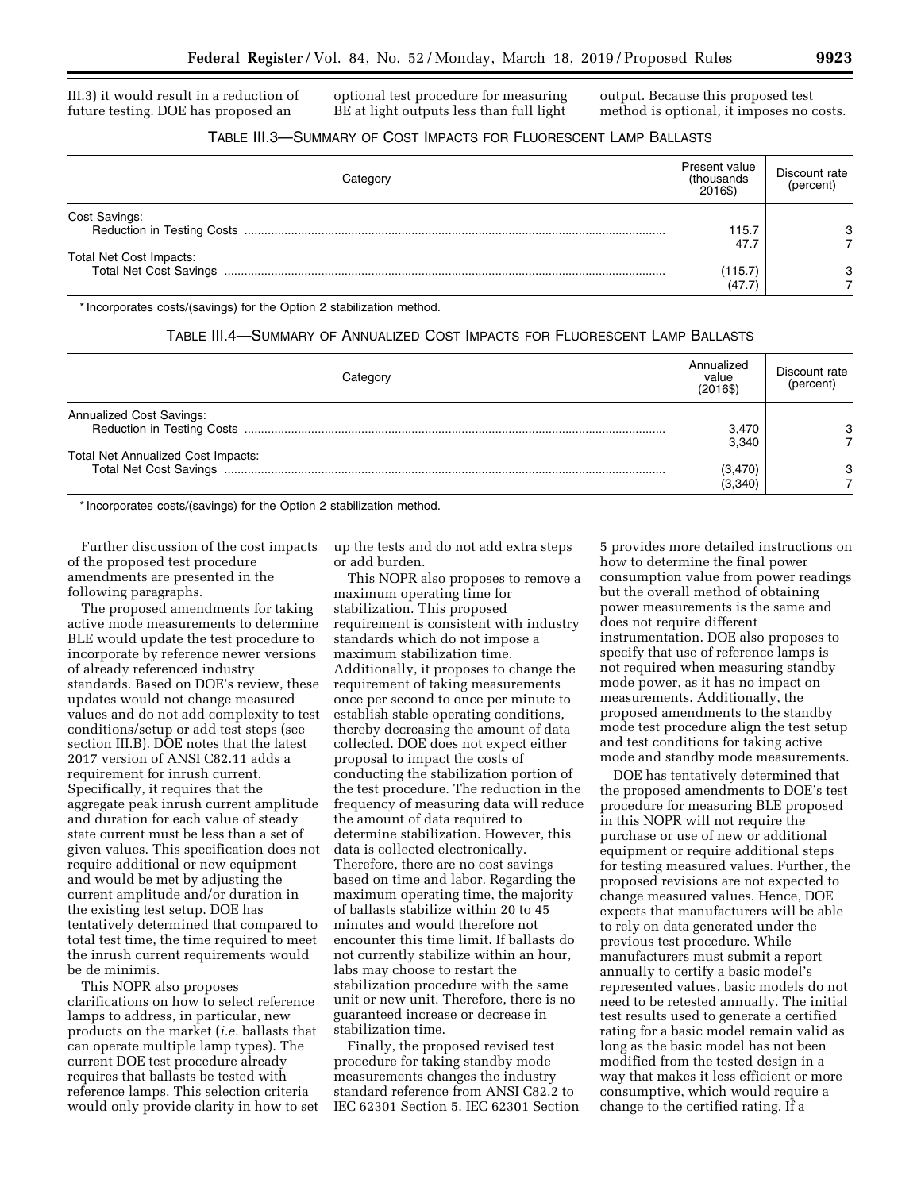III.3) it would result in a reduction of future testing. DOE has proposed an optional test procedure for measuring BE at light outputs less than full light output. Because this proposed test method is optional, it imposes no costs.

TABLE III.3—SUMMARY OF COST IMPACTS FOR FLUORESCENT LAMP BALLASTS

| Category | Present value (thousands 2016$) | Discount rate (percent) |
|---|---|---|
| Cost Savings: | | |
| Reduction in Testing Costs | 115.7 | 3 |
| | 47.7 | 7 |
| Total Net Cost Impacts: | | |
| Total Net Cost Savings | (115.7) | 3 |
| | (47.7) | 7 |

* Incorporates costs/(savings) for the Option 2 stabilization method.

TABLE III.4—SUMMARY OF ANNUALIZED COST IMPACTS FOR FLUORESCENT LAMP BALLASTS

| Category | Annualized value (2016$) | Discount rate (percent) |
|---|---|---|
| Annualized Cost Savings: | | |
| Reduction in Testing Costs | 3,470 | 3 |
| | 3,340 | 7 |
| Total Net Annualized Cost Impacts: | | |
| Total Net Cost Savings | (3,470) | 3 |
| | (3,340) | 7 |

* Incorporates costs/(savings) for the Option 2 stabilization method.

Further discussion of the cost impacts of the proposed test procedure amendments are presented in the following paragraphs.

The proposed amendments for taking active mode measurements to determine BLE would update the test procedure to incorporate by reference newer versions of already referenced industry standards. Based on DOE's review, these updates would not change measured values and do not add complexity to test conditions/setup or add test steps (see section III.B). DOE notes that the latest 2017 version of ANSI C82.11 adds a requirement for inrush current. Specifically, it requires that the aggregate peak inrush current amplitude and duration for each value of steady state current must be less than a set of given values. This specification does not require additional or new equipment and would be met by adjusting the current amplitude and/or duration in the existing test setup. DOE has tentatively determined that compared to total test time, the time required to meet the inrush current requirements would be de minimis.

This NOPR also proposes clarifications on how to select reference lamps to address, in particular, new products on the market (*i.e.* ballasts that can operate multiple lamp types). The current DOE test procedure already requires that ballasts be tested with reference lamps. This selection criteria would only provide clarity in how to set up the tests and do not add extra steps or add burden.

This NOPR also proposes to remove a maximum operating time for stabilization. This proposed requirement is consistent with industry standards which do not impose a maximum stabilization time. Additionally, it proposes to change the requirement of taking measurements once per second to once per minute to establish stable operating conditions, thereby decreasing the amount of data collected. DOE does not expect either proposal to impact the costs of conducting the stabilization portion of the test procedure. The reduction in the frequency of measuring data will reduce the amount of data required to determine stabilization. However, this data is collected electronically. Therefore, there are no cost savings based on time and labor. Regarding the maximum operating time, the majority of ballasts stabilize within 20 to 45 minutes and would therefore not encounter this time limit. If ballasts do not currently stabilize within an hour, labs may choose to restart the stabilization procedure with the same unit or new unit. Therefore, there is no guaranteed increase or decrease in stabilization time.

Finally, the proposed revised test procedure for taking standby mode measurements changes the industry standard reference from ANSI C82.2 to IEC 62301 Section 5. IEC 62301 Section 5 provides more detailed instructions on how to determine the final power consumption value from power readings but the overall method of obtaining power measurements is the same and does not require different instrumentation. DOE also proposes to specify that use of reference lamps is not required when measuring standby mode power, as it has no impact on measurements. Additionally, the proposed amendments to the standby mode test procedure align the test setup and test conditions for taking active mode and standby mode measurements.

DOE has tentatively determined that the proposed amendments to DOE's test procedure for measuring BLE proposed in this NOPR will not require the purchase or use of new or additional equipment or require additional steps for testing measured values. Further, the proposed revisions are not expected to change measured values. Hence, DOE expects that manufacturers will be able to rely on data generated under the previous test procedure. While manufacturers must submit a report annually to certify a basic model's represented values, basic models do not need to be retested annually. The initial test results used to generate a certified rating for a basic model remain valid as long as the basic model has not been modified from the tested design in a way that makes it less efficient or more consumptive, which would require a change to the certified rating. If a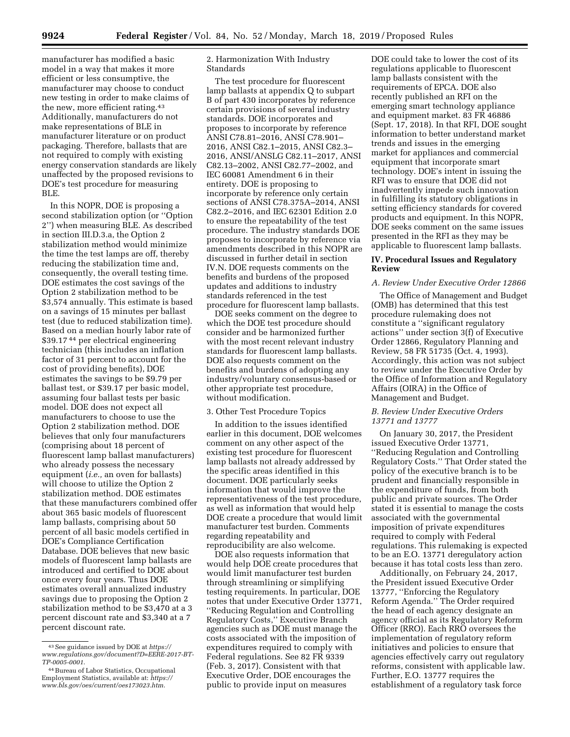manufacturer has modified a basic model in a way that makes it more efficient or less consumptive, the manufacturer may choose to conduct new testing in order to make claims of the new, more efficient rating.[43] Additionally, manufacturers do not make representations of BLE in manufacturer literature or on product packaging. Therefore, ballasts that are not required to comply with existing energy conservation standards are likely unaffected by the proposed revisions to DOE's test procedure for measuring BLE.

In this NOPR, DOE is proposing a second stabilization option (or "Option 2") when measuring BLE. As described in section III.D.3.a, the Option 2 stabilization method would minimize the time the test lamps are off, thereby reducing the stabilization time and, consequently, the overall testing time. DOE estimates the cost savings of the Option 2 stabilization method to be $3,574 annually. This estimate is based on a savings of 15 minutes per ballast test (due to reduced stabilization time). Based on a median hourly labor rate of $39.17[44] per electrical engineering technician (this includes an inflation factor of 31 percent to account for the cost of providing benefits), DOE estimates the savings to be $9.79 per ballast test, or $39.17 per basic model, assuming four ballast tests per basic model. DOE does not expect all manufacturers to choose to use the Option 2 stabilization method. DOE believes that only four manufacturers (comprising about 18 percent of fluorescent lamp ballast manufacturers) who already possess the necessary equipment (*i.e.,* an oven for ballasts) will choose to utilize the Option 2 stabilization method. DOE estimates that these manufacturers combined offer about 365 basic models of fluorescent lamp ballasts, comprising about 50 percent of all basic models certified in DOE's Compliance Certification Database. DOE believes that new basic models of fluorescent lamp ballasts are introduced and certified to DOE about once every four years. Thus DOE estimates overall annualized industry savings due to proposing the Option 2 stabilization method to be $3,470 at a 3 percent discount rate and $3,340 at a 7 percent discount rate.

2. Harmonization With Industry Standards

The test procedure for fluorescent lamp ballasts at appendix Q to subpart B of part 430 incorporates by reference certain provisions of several industry standards. DOE incorporates and proposes to incorporate by reference ANSI C78.81–2016, ANSI C78.901–2016, ANSI C82.1–2015, ANSI C82.3–2016, ANSI/ANSLG C82.11–2017, ANSI C82.13–2002, ANSI C82.77–2002, and IEC 60081 Amendment 6 in their entirety. DOE is proposing to incorporate by reference only certain sections of ANSI C78.375A–2014, ANSI C82.2–2016, and IEC 62301 Edition 2.0 to ensure the repeatability of the test procedure. The industry standards DOE proposes to incorporate by reference via amendments described in this NOPR are discussed in further detail in section IV.N. DOE requests comments on the benefits and burdens of the proposed updates and additions to industry standards referenced in the test procedure for fluorescent lamp ballasts.

DOE seeks comment on the degree to which the DOE test procedure should consider and be harmonized further with the most recent relevant industry standards for fluorescent lamp ballasts. DOE also requests comment on the benefits and burdens of adopting any industry/voluntary consensus-based or other appropriate test procedure, without modification.

3. Other Test Procedure Topics

In addition to the issues identified earlier in this document, DOE welcomes comment on any other aspect of the existing test procedure for fluorescent lamp ballasts not already addressed by the specific areas identified in this document. DOE particularly seeks information that would improve the representativeness of the test procedure, as well as information that would help DOE create a procedure that would limit manufacturer test burden. Comments regarding repeatability and reproducibility are also welcome.

DOE also requests information that would help DOE create procedures that would limit manufacturer test burden through streamlining or simplifying testing requirements. In particular, DOE notes that under Executive Order 13771, "Reducing Regulation and Controlling Regulatory Costs," Executive Branch agencies such as DOE must manage the costs associated with the imposition of expenditures required to comply with Federal regulations. See 82 FR 9339 (Feb. 3, 2017). Consistent with that Executive Order, DOE encourages the public to provide input on measures DOE could take to lower the cost of its regulations applicable to fluorescent lamp ballasts consistent with the requirements of EPCA. DOE also recently published an RFI on the emerging smart technology appliance and equipment market. 83 FR 46886 (Sept. 17, 2018). In that RFI, DOE sought information to better understand market trends and issues in the emerging market for appliances and commercial equipment that incorporate smart technology. DOE's intent in issuing the RFI was to ensure that DOE did not inadvertently impede such innovation in fulfilling its statutory obligations in setting efficiency standards for covered products and equipment. In this NOPR, DOE seeks comment on the same issues presented in the RFI as they may be applicable to fluorescent lamp ballasts.

## IV. Procedural Issues and Regulatory Review

### A. Review Under Executive Order 12866

The Office of Management and Budget (OMB) has determined that this test procedure rulemaking does not constitute a "significant regulatory actions" under section 3(f) of Executive Order 12866, Regulatory Planning and Review, 58 FR 51735 (Oct. 4, 1993). Accordingly, this action was not subject to review under the Executive Order by the Office of Information and Regulatory Affairs (OIRA) in the Office of Management and Budget.

### B. Review Under Executive Orders 13771 and 13777

On January 30, 2017, the President issued Executive Order 13771, "Reducing Regulation and Controlling Regulatory Costs." That Order stated the policy of the executive branch is to be prudent and financially responsible in the expenditure of funds, from both public and private sources. The Order stated it is essential to manage the costs associated with the governmental imposition of private expenditures required to comply with Federal regulations. This rulemaking is expected to be an E.O. 13771 deregulatory action because it has total costs less than zero.

Additionally, on February 24, 2017, the President issued Executive Order 13777, "Enforcing the Regulatory Reform Agenda." The Order required the head of each agency designate an agency official as its Regulatory Reform Officer (RRO). Each RRO oversees the implementation of regulatory reform initiatives and policies to ensure that agencies effectively carry out regulatory reforms, consistent with applicable law. Further, E.O. 13777 requires the establishment of a regulatory task force

---

[43] See guidance issued by DOE at *https://www.regulations.gov/document?D=EERE-2017-BT-TP-0005-0001.*

[44] Bureau of Labor Statistics, Occupational Employment Statistics, available at: *https://www.bls.gov/oes/current/oes173023.htm.*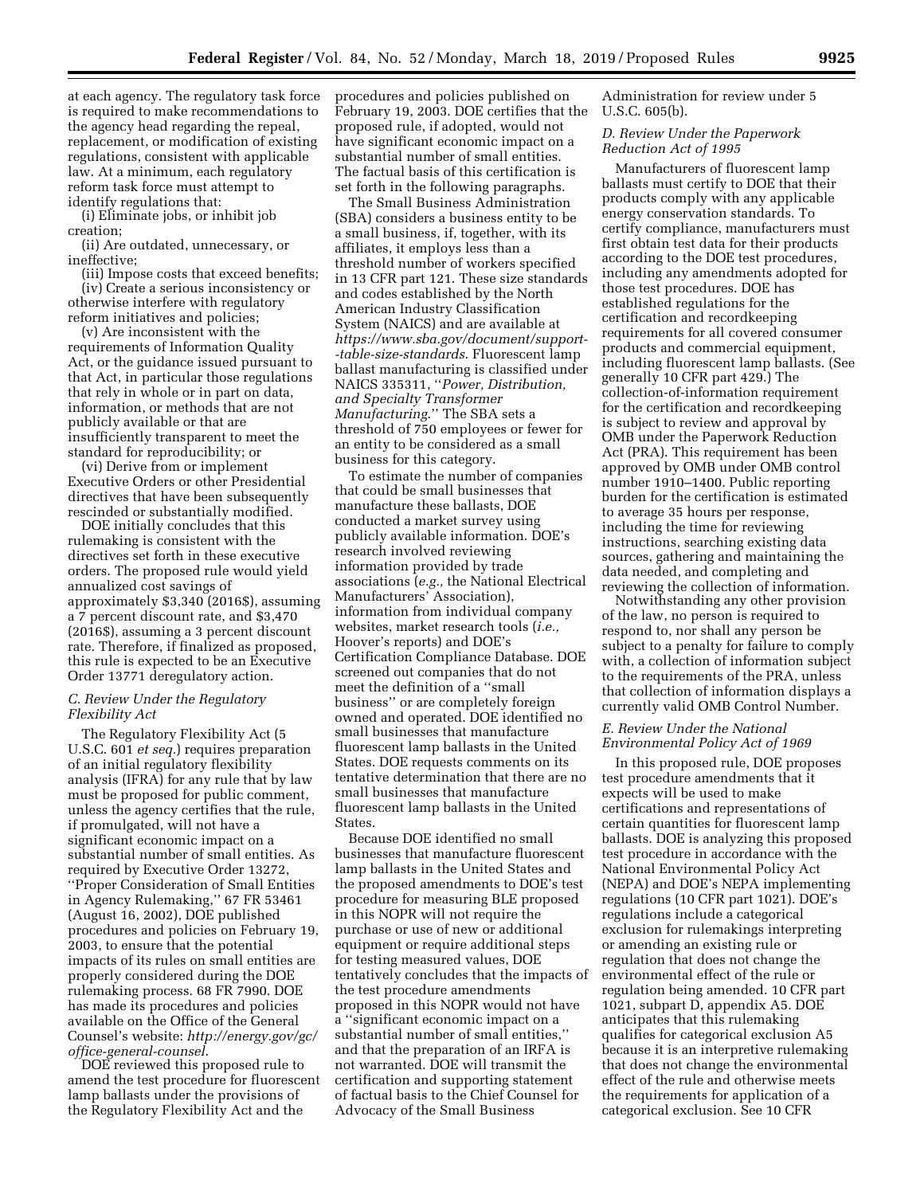at each agency. The regulatory task force is required to make recommendations to the agency head regarding the repeal, replacement, or modification of existing regulations, consistent with applicable law. At a minimum, each regulatory reform task force must attempt to identify regulations that:

(i) Eliminate jobs, or inhibit job creation;

(ii) Are outdated, unnecessary, or ineffective;

(iii) Impose costs that exceed benefits;

(iv) Create a serious inconsistency or otherwise interfere with regulatory reform initiatives and policies;

(v) Are inconsistent with the requirements of Information Quality Act, or the guidance issued pursuant to that Act, in particular those regulations that rely in whole or in part on data, information, or methods that are not publicly available or that are insufficiently transparent to meet the standard for reproducibility; or

(vi) Derive from or implement Executive Orders or other Presidential directives that have been subsequently rescinded or substantially modified.

DOE initially concludes that this rulemaking is consistent with the directives set forth in these executive orders. The proposed rule would yield annualized cost savings of approximately $3,340 (2016$), assuming a 7 percent discount rate, and $3,470 (2016$), assuming a 3 percent discount rate. Therefore, if finalized as proposed, this rule is expected to be an Executive Order 13771 deregulatory action.

### C. Review Under the Regulatory Flexibility Act

The Regulatory Flexibility Act (5 U.S.C. 601 *et seq.*) requires preparation of an initial regulatory flexibility analysis (IFRA) for any rule that by law must be proposed for public comment, unless the agency certifies that the rule, if promulgated, will not have a significant economic impact on a substantial number of small entities. As required by Executive Order 13272, ''Proper Consideration of Small Entities in Agency Rulemaking,'' 67 FR 53461 (August 16, 2002), DOE published procedures and policies on February 19, 2003, to ensure that the potential impacts of its rules on small entities are properly considered during the DOE rulemaking process. 68 FR 7990. DOE has made its procedures and policies available on the Office of the General Counsel's website: *http://energy.gov/gc/office-general-counsel.*

DOE reviewed this proposed rule to amend the test procedure for fluorescent lamp ballasts under the provisions of the Regulatory Flexibility Act and the procedures and policies published on February 19, 2003. DOE certifies that the proposed rule, if adopted, would not have significant economic impact on a substantial number of small entities. The factual basis of this certification is set forth in the following paragraphs.

The Small Business Administration (SBA) considers a business entity to be a small business, if, together, with its affiliates, it employs less than a threshold number of workers specified in 13 CFR part 121. These size standards and codes established by the North American Industry Classification System (NAICS) and are available at *https://www.sba.gov/document/support--table-size-standards.* Fluorescent lamp ballast manufacturing is classified under NAICS 335311, ''*Power, Distribution, and Specialty Transformer Manufacturing.*'' The SBA sets a threshold of 750 employees or fewer for an entity to be considered as a small business for this category.

To estimate the number of companies that could be small businesses that manufacture these ballasts, DOE conducted a market survey using publicly available information. DOE's research involved reviewing information provided by trade associations (*e.g.,* the National Electrical Manufacturers' Association), information from individual company websites, market research tools (*i.e.,* Hoover's reports) and DOE's Certification Compliance Database. DOE screened out companies that do not meet the definition of a ''small business'' or are completely foreign owned and operated. DOE identified no small businesses that manufacture fluorescent lamp ballasts in the United States. DOE requests comments on its tentative determination that there are no small businesses that manufacture fluorescent lamp ballasts in the United States.

Because DOE identified no small businesses that manufacture fluorescent lamp ballasts in the United States and the proposed amendments to DOE's test procedure for measuring BLE proposed in this NOPR will not require the purchase or use of new or additional equipment or require additional steps for testing measured values, DOE tentatively concludes that the impacts of the test procedure amendments proposed in this NOPR would not have a ''significant economic impact on a substantial number of small entities,'' and that the preparation of an IRFA is not warranted. DOE will transmit the certification and supporting statement of factual basis to the Chief Counsel for Advocacy of the Small Business Administration for review under 5 U.S.C. 605(b).

### D. Review Under the Paperwork Reduction Act of 1995

Manufacturers of fluorescent lamp ballasts must certify to DOE that their products comply with any applicable energy conservation standards. To certify compliance, manufacturers must first obtain test data for their products according to the DOE test procedures, including any amendments adopted for those test procedures. DOE has established regulations for the certification and recordkeeping requirements for all covered consumer products and commercial equipment, including fluorescent lamp ballasts. (See generally 10 CFR part 429.) The collection-of-information requirement for the certification and recordkeeping is subject to review and approval by OMB under the Paperwork Reduction Act (PRA). This requirement has been approved by OMB under OMB control number 1910–1400. Public reporting burden for the certification is estimated to average 35 hours per response, including the time for reviewing instructions, searching existing data sources, gathering and maintaining the data needed, and completing and reviewing the collection of information.

Notwithstanding any other provision of the law, no person is required to respond to, nor shall any person be subject to a penalty for failure to comply with, a collection of information subject to the requirements of the PRA, unless that collection of information displays a currently valid OMB Control Number.

### E. Review Under the National Environmental Policy Act of 1969

In this proposed rule, DOE proposes test procedure amendments that it expects will be used to make certifications and representations of certain quantities for fluorescent lamp ballasts. DOE is analyzing this proposed test procedure in accordance with the National Environmental Policy Act (NEPA) and DOE's NEPA implementing regulations (10 CFR part 1021). DOE's regulations include a categorical exclusion for rulemakings interpreting or amending an existing rule or regulation that does not change the environmental effect of the rule or regulation being amended. 10 CFR part 1021, subpart D, appendix A5. DOE anticipates that this rulemaking qualifies for categorical exclusion A5 because it is an interpretive rulemaking that does not change the environmental effect of the rule and otherwise meets the requirements for application of a categorical exclusion. See 10 CFR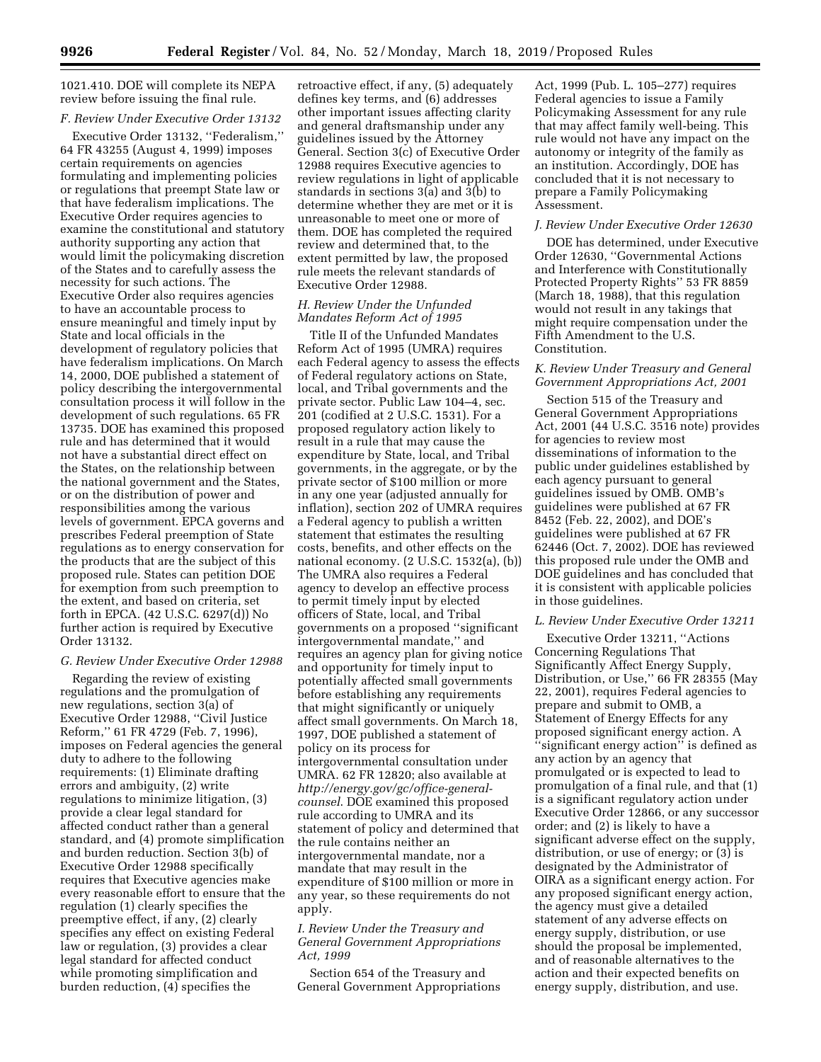1021.410. DOE will complete its NEPA review before issuing the final rule.

### F. Review Under Executive Order 13132

Executive Order 13132, ''Federalism,'' 64 FR 43255 (August 4, 1999) imposes certain requirements on agencies formulating and implementing policies or regulations that preempt State law or that have federalism implications. The Executive Order requires agencies to examine the constitutional and statutory authority supporting any action that would limit the policymaking discretion of the States and to carefully assess the necessity for such actions. The Executive Order also requires agencies to have an accountable process to ensure meaningful and timely input by State and local officials in the development of regulatory policies that have federalism implications. On March 14, 2000, DOE published a statement of policy describing the intergovernmental consultation process it will follow in the development of such regulations. 65 FR 13735. DOE has examined this proposed rule and has determined that it would not have a substantial direct effect on the States, on the relationship between the national government and the States, or on the distribution of power and responsibilities among the various levels of government. EPCA governs and prescribes Federal preemption of State regulations as to energy conservation for the products that are the subject of this proposed rule. States can petition DOE for exemption from such preemption to the extent, and based on criteria, set forth in EPCA. (42 U.S.C. 6297(d)) No further action is required by Executive Order 13132.

### G. Review Under Executive Order 12988

Regarding the review of existing regulations and the promulgation of new regulations, section 3(a) of Executive Order 12988, ''Civil Justice Reform,'' 61 FR 4729 (Feb. 7, 1996), imposes on Federal agencies the general duty to adhere to the following requirements: (1) Eliminate drafting errors and ambiguity, (2) write regulations to minimize litigation, (3) provide a clear legal standard for affected conduct rather than a general standard, and (4) promote simplification and burden reduction. Section 3(b) of Executive Order 12988 specifically requires that Executive agencies make every reasonable effort to ensure that the regulation (1) clearly specifies the preemptive effect, if any, (2) clearly specifies any effect on existing Federal law or regulation, (3) provides a clear legal standard for affected conduct while promoting simplification and burden reduction, (4) specifies the retroactive effect, if any, (5) adequately defines key terms, and (6) addresses other important issues affecting clarity and general draftsmanship under any guidelines issued by the Attorney General. Section 3(c) of Executive Order 12988 requires Executive agencies to review regulations in light of applicable standards in sections 3(a) and 3(b) to determine whether they are met or it is unreasonable to meet one or more of them. DOE has completed the required review and determined that, to the extent permitted by law, the proposed rule meets the relevant standards of Executive Order 12988.

### H. Review Under the Unfunded Mandates Reform Act of 1995

Title II of the Unfunded Mandates Reform Act of 1995 (UMRA) requires each Federal agency to assess the effects of Federal regulatory actions on State, local, and Tribal governments and the private sector. Public Law 104–4, sec. 201 (codified at 2 U.S.C. 1531). For a proposed regulatory action likely to result in a rule that may cause the expenditure by State, local, and Tribal governments, in the aggregate, or by the private sector of $100 million or more in any one year (adjusted annually for inflation), section 202 of UMRA requires a Federal agency to publish a written statement that estimates the resulting costs, benefits, and other effects on the national economy. (2 U.S.C. 1532(a), (b)) The UMRA also requires a Federal agency to develop an effective process to permit timely input by elected officers of State, local, and Tribal governments on a proposed ''significant intergovernmental mandate,'' and requires an agency plan for giving notice and opportunity for timely input to potentially affected small governments before establishing any requirements that might significantly or uniquely affect small governments. On March 18, 1997, DOE published a statement of policy on its process for intergovernmental consultation under UMRA. 62 FR 12820; also available at *http://energy.gov/gc/office-general-counsel*. DOE examined this proposed rule according to UMRA and its statement of policy and determined that the rule contains neither an intergovernmental mandate, nor a mandate that may result in the expenditure of $100 million or more in any year, so these requirements do not apply.

### I. Review Under the Treasury and General Government Appropriations Act, 1999

Section 654 of the Treasury and General Government Appropriations Act, 1999 (Pub. L. 105–277) requires Federal agencies to issue a Family Policymaking Assessment for any rule that may affect family well-being. This rule would not have any impact on the autonomy or integrity of the family as an institution. Accordingly, DOE has concluded that it is not necessary to prepare a Family Policymaking Assessment.

### J. Review Under Executive Order 12630

DOE has determined, under Executive Order 12630, ''Governmental Actions and Interference with Constitutionally Protected Property Rights'' 53 FR 8859 (March 18, 1988), that this regulation would not result in any takings that might require compensation under the Fifth Amendment to the U.S. Constitution.

### K. Review Under Treasury and General Government Appropriations Act, 2001

Section 515 of the Treasury and General Government Appropriations Act, 2001 (44 U.S.C. 3516 note) provides for agencies to review most disseminations of information to the public under guidelines established by each agency pursuant to general guidelines issued by OMB. OMB's guidelines were published at 67 FR 8452 (Feb. 22, 2002), and DOE's guidelines were published at 67 FR 62446 (Oct. 7, 2002). DOE has reviewed this proposed rule under the OMB and DOE guidelines and has concluded that it is consistent with applicable policies in those guidelines.

### L. Review Under Executive Order 13211

Executive Order 13211, ''Actions Concerning Regulations That Significantly Affect Energy Supply, Distribution, or Use,'' 66 FR 28355 (May 22, 2001), requires Federal agencies to prepare and submit to OMB, a Statement of Energy Effects for any proposed significant energy action. A ''significant energy action'' is defined as any action by an agency that promulgated or is expected to lead to promulgation of a final rule, and that (1) is a significant regulatory action under Executive Order 12866, or any successor order; and (2) is likely to have a significant adverse effect on the supply, distribution, or use of energy; or (3) is designated by the Administrator of OIRA as a significant energy action. For any proposed significant energy action, the agency must give a detailed statement of any adverse effects on energy supply, distribution, or use should the proposal be implemented, and of reasonable alternatives to the action and their expected benefits on energy supply, distribution, and use.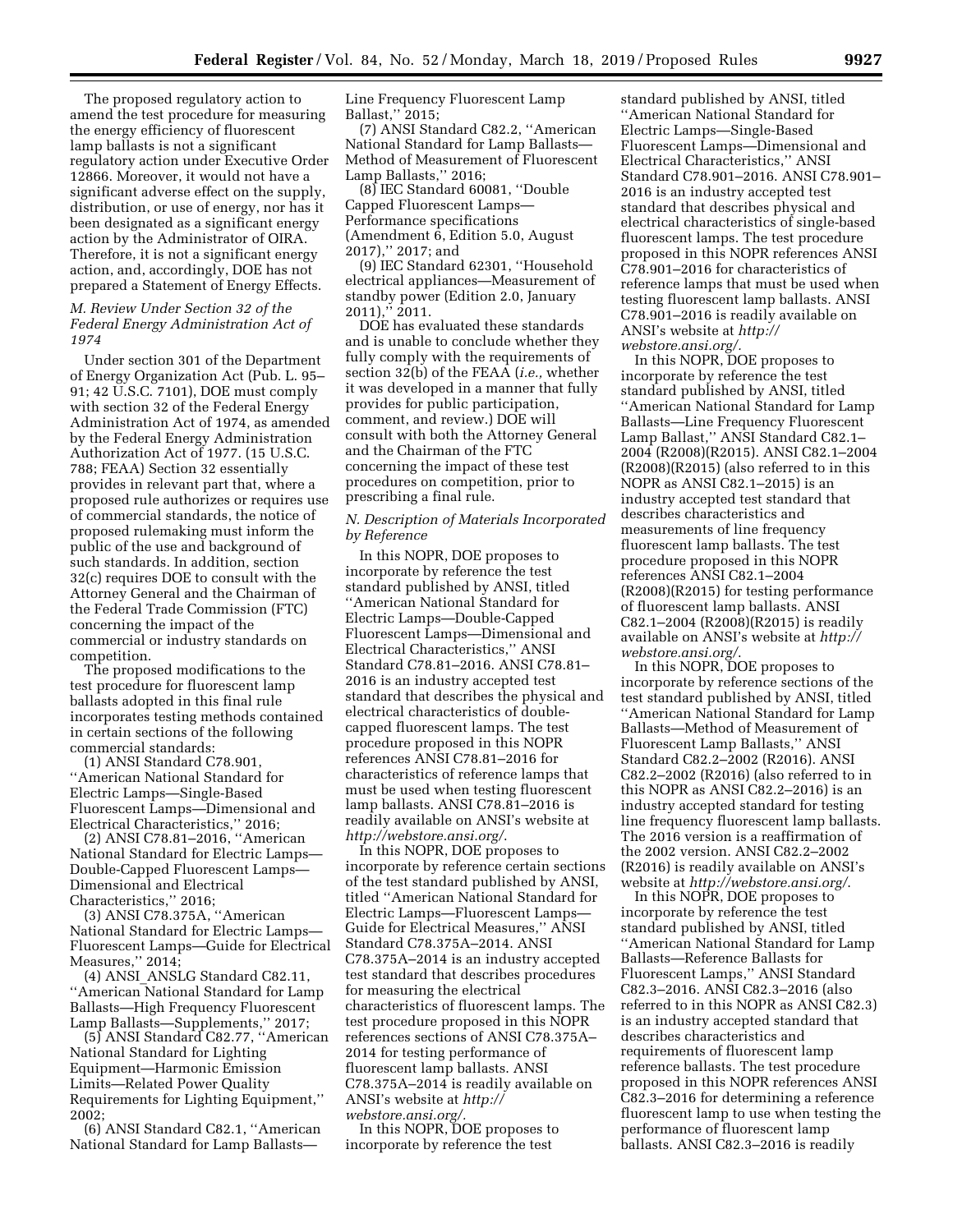The proposed regulatory action to amend the test procedure for measuring the energy efficiency of fluorescent lamp ballasts is not a significant regulatory action under Executive Order 12866. Moreover, it would not have a significant adverse effect on the supply, distribution, or use of energy, nor has it been designated as a significant energy action by the Administrator of OIRA. Therefore, it is not a significant energy action, and, accordingly, DOE has not prepared a Statement of Energy Effects.

### *M. Review Under Section 32 of the Federal Energy Administration Act of 1974*

Under section 301 of the Department of Energy Organization Act (Pub. L. 95–91; 42 U.S.C. 7101), DOE must comply with section 32 of the Federal Energy Administration Act of 1974, as amended by the Federal Energy Administration Authorization Act of 1977. (15 U.S.C. 788; FEAA) Section 32 essentially provides in relevant part that, where a proposed rule authorizes or requires use of commercial standards, the notice of proposed rulemaking must inform the public of the use and background of such standards. In addition, section 32(c) requires DOE to consult with the Attorney General and the Chairman of the Federal Trade Commission (FTC) concerning the impact of the commercial or industry standards on competition.

The proposed modifications to the test procedure for fluorescent lamp ballasts adopted in this final rule incorporates testing methods contained in certain sections of the following commercial standards:

(1) ANSI Standard C78.901, ''American National Standard for Electric Lamps—Single-Based Fluorescent Lamps—Dimensional and Electrical Characteristics,'' 2016;

(2) ANSI C78.81–2016, ''American National Standard for Electric Lamps—Double-Capped Fluorescent Lamps—Dimensional and Electrical Characteristics,'' 2016;

(3) ANSI C78.375A, ''American National Standard for Electric Lamps—Fluorescent Lamps—Guide for Electrical Measures,'' 2014;

(4) ANSI_ANSLG Standard C82.11, ''American National Standard for Lamp Ballasts—High Frequency Fluorescent Lamp Ballasts—Supplements,'' 2017;

(5) ANSI Standard C82.77, ''American National Standard for Lighting Equipment—Harmonic Emission Limits—Related Power Quality Requirements for Lighting Equipment,'' 2002;

(6) ANSI Standard C82.1, ''American National Standard for Lamp Ballasts—Line Frequency Fluorescent Lamp Ballast,'' 2015;

(7) ANSI Standard C82.2, ''American National Standard for Lamp Ballasts—Method of Measurement of Fluorescent Lamp Ballasts,'' 2016;

(8) IEC Standard 60081, ''Double Capped Fluorescent Lamps—Performance specifications (Amendment 6, Edition 5.0, August 2017),'' 2017; and

(9) IEC Standard 62301, ''Household electrical appliances—Measurement of standby power (Edition 2.0, January 2011),'' 2011.

DOE has evaluated these standards and is unable to conclude whether they fully comply with the requirements of section 32(b) of the FEAA (*i.e.,* whether it was developed in a manner that fully provides for public participation, comment, and review.) DOE will consult with both the Attorney General and the Chairman of the FTC concerning the impact of these test procedures on competition, prior to prescribing a final rule.

### *N. Description of Materials Incorporated by Reference*

In this NOPR, DOE proposes to incorporate by reference the test standard published by ANSI, titled ''American National Standard for Electric Lamps—Double-Capped Fluorescent Lamps—Dimensional and Electrical Characteristics,'' ANSI Standard C78.81–2016. ANSI C78.81–2016 is an industry accepted test standard that describes the physical and electrical characteristics of double-capped fluorescent lamps. The test procedure proposed in this NOPR references ANSI C78.81–2016 for characteristics of reference lamps that must be used when testing fluorescent lamp ballasts. ANSI C78.81–2016 is readily available on ANSI's website at *http://webstore.ansi.org/.*

In this NOPR, DOE proposes to incorporate by reference certain sections of the test standard published by ANSI, titled ''American National Standard for Electric Lamps—Fluorescent Lamps—Guide for Electrical Measures,'' ANSI Standard C78.375A–2014. ANSI C78.375A–2014 is an industry accepted test standard that describes procedures for measuring the electrical characteristics of fluorescent lamps. The test procedure proposed in this NOPR references sections of ANSI C78.375A–2014 for testing performance of fluorescent lamp ballasts. ANSI C78.375A–2014 is readily available on ANSI's website at *http://webstore.ansi.org/.*

In this NOPR, DOE proposes to incorporate by reference the test standard published by ANSI, titled ''American National Standard for Electric Lamps—Single-Based Fluorescent Lamps—Dimensional and Electrical Characteristics,'' ANSI Standard C78.901–2016. ANSI C78.901–2016 is an industry accepted test standard that describes physical and electrical characteristics of single-based fluorescent lamps. The test procedure proposed in this NOPR references ANSI C78.901–2016 for characteristics of reference lamps that must be used when testing fluorescent lamp ballasts. ANSI C78.901–2016 is readily available on ANSI's website at *http://webstore.ansi.org/.*

In this NOPR, DOE proposes to incorporate by reference the test standard published by ANSI, titled ''American National Standard for Lamp Ballasts—Line Frequency Fluorescent Lamp Ballast,'' ANSI Standard C82.1–2004 (R2008)(R2015). ANSI C82.1–2004 (R2008)(R2015) (also referred to in this NOPR as ANSI C82.1–2015) is an industry accepted test standard that describes characteristics and measurements of line frequency fluorescent lamp ballasts. The test procedure proposed in this NOPR references ANSI C82.1–2004 (R2008)(R2015) for testing performance of fluorescent lamp ballasts. ANSI C82.1–2004 (R2008)(R2015) is readily available on ANSI's website at *http://webstore.ansi.org/.*

In this NOPR, DOE proposes to incorporate by reference sections of the test standard published by ANSI, titled ''American National Standard for Lamp Ballasts—Method of Measurement of Fluorescent Lamp Ballasts,'' ANSI Standard C82.2–2002 (R2016). ANSI C82.2–2002 (R2016) (also referred to in this NOPR as ANSI C82.2–2016) is an industry accepted standard for testing line frequency fluorescent lamp ballasts. The 2016 version is a reaffirmation of the 2002 version. ANSI C82.2–2002 (R2016) is readily available on ANSI's website at *http://webstore.ansi.org/.*

In this NOPR, DOE proposes to incorporate by reference the test standard published by ANSI, titled ''American National Standard for Lamp Ballasts—Reference Ballasts for Fluorescent Lamps,'' ANSI Standard C82.3–2016. ANSI C82.3–2016 (also referred to in this NOPR as ANSI C82.3) is an industry accepted standard that describes characteristics and requirements of fluorescent lamp reference ballasts. The test procedure proposed in this NOPR references ANSI C82.3–2016 for determining a reference fluorescent lamp to use when testing the performance of fluorescent lamp ballasts. ANSI C82.3–2016 is readily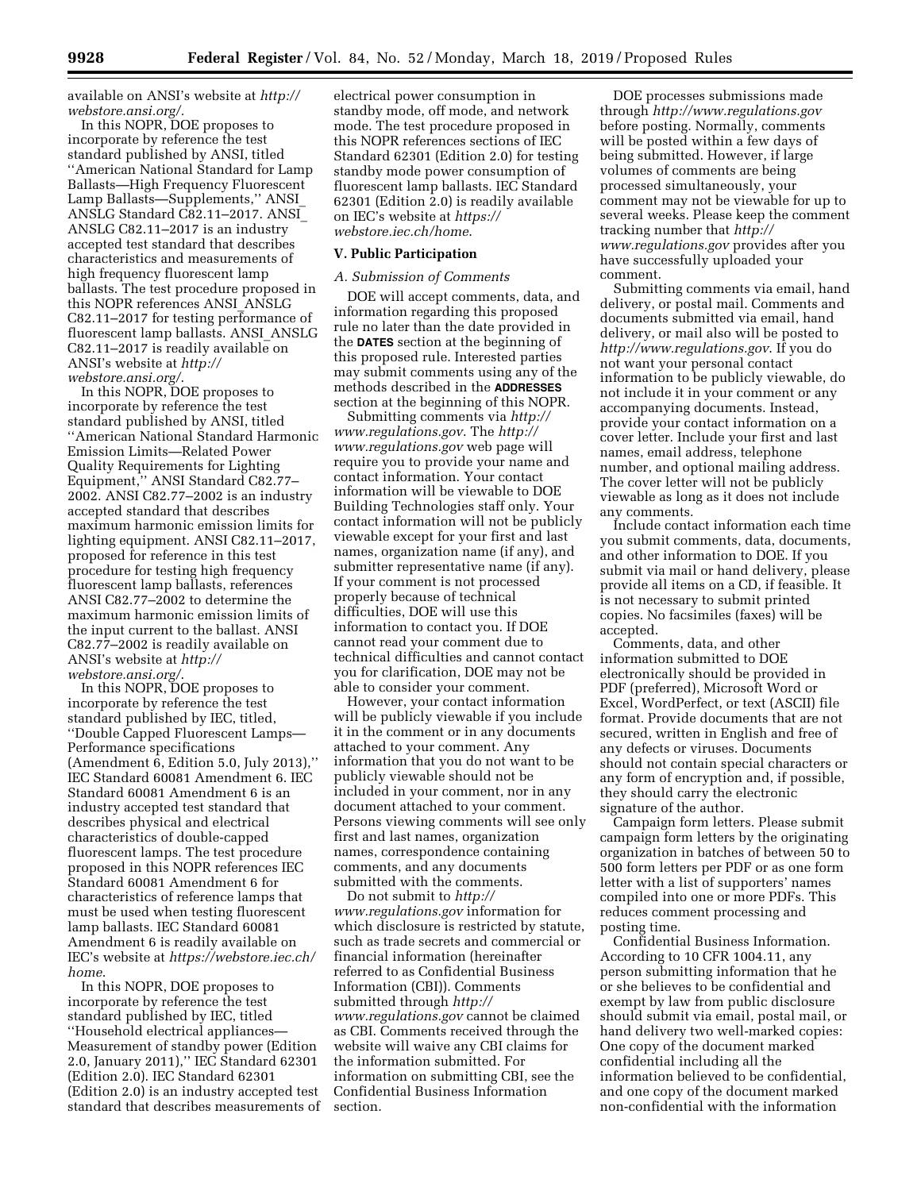available on ANSI's website at *http://webstore.ansi.org/.*

In this NOPR, DOE proposes to incorporate by reference the test standard published by ANSI, titled ''American National Standard for Lamp Ballasts—High Frequency Fluorescent Lamp Ballasts—Supplements,'' ANSI_ANSLG Standard C82.11–2017. ANSI_ANSLG C82.11–2017 is an industry accepted test standard that describes characteristics and measurements of high frequency fluorescent lamp ballasts. The test procedure proposed in this NOPR references ANSI_ANSLG C82.11–2017 for testing performance of fluorescent lamp ballasts. ANSI_ANSLG C82.11–2017 is readily available on ANSI's website at *http://webstore.ansi.org/.*

In this NOPR, DOE proposes to incorporate by reference the test standard published by ANSI, titled ''American National Standard Harmonic Emission Limits—Related Power Quality Requirements for Lighting Equipment,'' ANSI Standard C82.77–2002. ANSI C82.77–2002 is an industry accepted standard that describes maximum harmonic emission limits for lighting equipment. ANSI C82.11–2017, proposed for reference in this test procedure for testing high frequency fluorescent lamp ballasts, references ANSI C82.77–2002 to determine the maximum harmonic emission limits of the input current to the ballast. ANSI C82.77–2002 is readily available on ANSI's website at *http://webstore.ansi.org/.*

In this NOPR, DOE proposes to incorporate by reference the test standard published by IEC, titled, ''Double Capped Fluorescent Lamps—Performance specifications (Amendment 6, Edition 5.0, July 2013),'' IEC Standard 60081 Amendment 6. IEC Standard 60081 Amendment 6 is an industry accepted test standard that describes physical and electrical characteristics of double-capped fluorescent lamps. The test procedure proposed in this NOPR references IEC Standard 60081 Amendment 6 for characteristics of reference lamps that must be used when testing fluorescent lamp ballasts. IEC Standard 60081 Amendment 6 is readily available on IEC's website at *https://webstore.iec.ch/home*.

In this NOPR, DOE proposes to incorporate by reference the test standard published by IEC, titled ''Household electrical appliances—Measurement of standby power (Edition 2.0, January 2011),'' IEC Standard 62301 (Edition 2.0). IEC Standard 62301 (Edition 2.0) is an industry accepted test standard that describes measurements of electrical power consumption in standby mode, off mode, and network mode. The test procedure proposed in this NOPR references sections of IEC Standard 62301 (Edition 2.0) for testing standby mode power consumption of fluorescent lamp ballasts. IEC Standard 62301 (Edition 2.0) is readily available on IEC's website at *https://webstore.iec.ch/home*.

## V. Public Participation

### *A. Submission of Comments*

DOE will accept comments, data, and information regarding this proposed rule no later than the date provided in the **DATES** section at the beginning of this proposed rule. Interested parties may submit comments using any of the methods described in the **ADDRESSES** section at the beginning of this NOPR.

Submitting comments via *http://www.regulations.gov*. The *http://www.regulations.gov* web page will require you to provide your name and contact information. Your contact information will be viewable to DOE Building Technologies staff only. Your contact information will not be publicly viewable except for your first and last names, organization name (if any), and submitter representative name (if any). If your comment is not processed properly because of technical difficulties, DOE will use this information to contact you. If DOE cannot read your comment due to technical difficulties and cannot contact you for clarification, DOE may not be able to consider your comment.

However, your contact information will be publicly viewable if you include it in the comment or in any documents attached to your comment. Any information that you do not want to be publicly viewable should not be included in your comment, nor in any document attached to your comment. Persons viewing comments will see only first and last names, organization names, correspondence containing comments, and any documents submitted with the comments.

Do not submit to *http://www.regulations.gov* information for which disclosure is restricted by statute, such as trade secrets and commercial or financial information (hereinafter referred to as Confidential Business Information (CBI)). Comments submitted through *http://www.regulations.gov* cannot be claimed as CBI. Comments received through the website will waive any CBI claims for the information submitted. For information on submitting CBI, see the Confidential Business Information section.

DOE processes submissions made through *http://www.regulations.gov* before posting. Normally, comments will be posted within a few days of being submitted. However, if large volumes of comments are being processed simultaneously, your comment may not be viewable for up to several weeks. Please keep the comment tracking number that *http://www.regulations.gov* provides after you have successfully uploaded your comment.

Submitting comments via email, hand delivery, or postal mail. Comments and documents submitted via email, hand delivery, or mail also will be posted to *http://www.regulations.gov*. If you do not want your personal contact information to be publicly viewable, do not include it in your comment or any accompanying documents. Instead, provide your contact information on a cover letter. Include your first and last names, email address, telephone number, and optional mailing address. The cover letter will not be publicly viewable as long as it does not include any comments.

Include contact information each time you submit comments, data, documents, and other information to DOE. If you submit via mail or hand delivery, please provide all items on a CD, if feasible. It is not necessary to submit printed copies. No facsimiles (faxes) will be accepted.

Comments, data, and other information submitted to DOE electronically should be provided in PDF (preferred), Microsoft Word or Excel, WordPerfect, or text (ASCII) file format. Provide documents that are not secured, written in English and free of any defects or viruses. Documents should not contain special characters or any form of encryption and, if possible, they should carry the electronic signature of the author.

Campaign form letters. Please submit campaign form letters by the originating organization in batches of between 50 to 500 form letters per PDF or as one form letter with a list of supporters' names compiled into one or more PDFs. This reduces comment processing and posting time.

Confidential Business Information. According to 10 CFR 1004.11, any person submitting information that he or she believes to be confidential and exempt by law from public disclosure should submit via email, postal mail, or hand delivery two well-marked copies: One copy of the document marked confidential including all the information believed to be confidential, and one copy of the document marked non-confidential with the information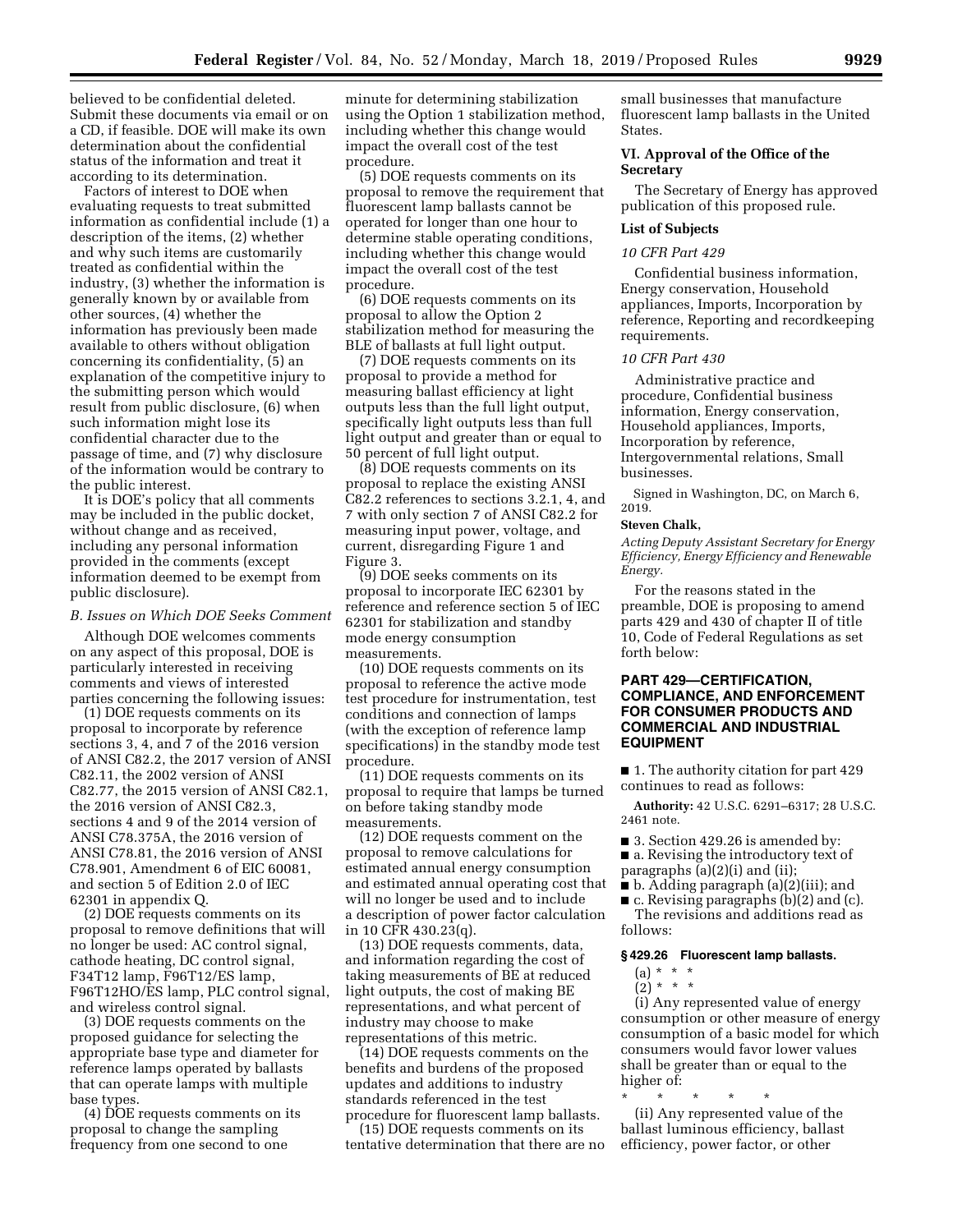believed to be confidential deleted. Submit these documents via email or on a CD, if feasible. DOE will make its own determination about the confidential status of the information and treat it according to its determination.

Factors of interest to DOE when evaluating requests to treat submitted information as confidential include (1) a description of the items, (2) whether and why such items are customarily treated as confidential within the industry, (3) whether the information is generally known by or available from other sources, (4) whether the information has previously been made available to others without obligation concerning its confidentiality, (5) an explanation of the competitive injury to the submitting person which would result from public disclosure, (6) when such information might lose its confidential character due to the passage of time, and (7) why disclosure of the information would be contrary to the public interest.

It is DOE's policy that all comments may be included in the public docket, without change and as received, including any personal information provided in the comments (except information deemed to be exempt from public disclosure).

### B. Issues on Which DOE Seeks Comment

Although DOE welcomes comments on any aspect of this proposal, DOE is particularly interested in receiving comments and views of interested parties concerning the following issues:

(1) DOE requests comments on its proposal to incorporate by reference sections 3, 4, and 7 of the 2016 version of ANSI C82.2, the 2017 version of ANSI C82.11, the 2002 version of ANSI C82.77, the 2015 version of ANSI C82.1, the 2016 version of ANSI C82.3, sections 4 and 9 of the 2014 version of ANSI C78.375A, the 2016 version of ANSI C78.81, the 2016 version of ANSI C78.901, Amendment 6 of EIC 60081, and section 5 of Edition 2.0 of IEC 62301 in appendix Q.

(2) DOE requests comments on its proposal to remove definitions that will no longer be used: AC control signal, cathode heating, DC control signal, F34T12 lamp, F96T12/ES lamp, F96T12HO/ES lamp, PLC control signal, and wireless control signal.

(3) DOE requests comments on the proposed guidance for selecting the appropriate base type and diameter for reference lamps operated by ballasts that can operate lamps with multiple base types.

(4) DOE requests comments on its proposal to change the sampling frequency from one second to one minute for determining stabilization using the Option 1 stabilization method, including whether this change would impact the overall cost of the test procedure.

(5) DOE requests comments on its proposal to remove the requirement that fluorescent lamp ballasts cannot be operated for longer than one hour to determine stable operating conditions, including whether this change would impact the overall cost of the test procedure.

(6) DOE requests comments on its proposal to allow the Option 2 stabilization method for measuring the BLE of ballasts at full light output.

(7) DOE requests comments on its proposal to provide a method for measuring ballast efficiency at light outputs less than the full light output, specifically light outputs less than full light output and greater than or equal to 50 percent of full light output.

(8) DOE requests comments on its proposal to replace the existing ANSI C82.2 references to sections 3.2.1, 4, and 7 with only section 7 of ANSI C82.2 for measuring input power, voltage, and current, disregarding Figure 1 and Figure 3.

(9) DOE seeks comments on its proposal to incorporate IEC 62301 by reference and reference section 5 of IEC 62301 for stabilization and standby mode energy consumption measurements.

(10) DOE requests comments on its proposal to reference the active mode test procedure for instrumentation, test conditions and connection of lamps (with the exception of reference lamp specifications) in the standby mode test procedure.

(11) DOE requests comments on its proposal to require that lamps be turned on before taking standby mode measurements.

(12) DOE requests comment on the proposal to remove calculations for estimated annual energy consumption and estimated annual operating cost that will no longer be used and to include a description of power factor calculation in 10 CFR 430.23(q).

(13) DOE requests comments, data, and information regarding the cost of taking measurements of BE at reduced light outputs, the cost of making BE representations, and what percent of industry may choose to make representations of this metric.

(14) DOE requests comments on the benefits and burdens of the proposed updates and additions to industry standards referenced in the test procedure for fluorescent lamp ballasts.

(15) DOE requests comments on its tentative determination that there are no small businesses that manufacture fluorescent lamp ballasts in the United States.

## VI. Approval of the Office of the Secretary

The Secretary of Energy has approved publication of this proposed rule.

### List of Subjects

*10 CFR Part 429*

Confidential business information, Energy conservation, Household appliances, Imports, Incorporation by reference, Reporting and recordkeeping requirements.

*10 CFR Part 430*

Administrative practice and procedure, Confidential business information, Energy conservation, Household appliances, Imports, Incorporation by reference, Intergovernmental relations, Small businesses.

Signed in Washington, DC, on March 6, 2019.

**Steven Chalk,**

*Acting Deputy Assistant Secretary for Energy Efficiency, Energy Efficiency and Renewable Energy.*

For the reasons stated in the preamble, DOE is proposing to amend parts 429 and 430 of chapter II of title 10, Code of Federal Regulations as set forth below:

## PART 429—CERTIFICATION, COMPLIANCE, AND ENFORCEMENT FOR CONSUMER PRODUCTS AND COMMERCIAL AND INDUSTRIAL EQUIPMENT

■ 1. The authority citation for part 429 continues to read as follows:

**Authority:** 42 U.S.C. 6291–6317; 28 U.S.C. 2461 note.

■ 3. Section 429.26 is amended by:

■ a. Revising the introductory text of paragraphs (a)(2)(i) and (ii);

■ b. Adding paragraph (a)(2)(iii); and

■ c. Revising paragraphs (b)(2) and (c).

The revisions and additions read as follows:

### § 429.26 Fluorescent lamp ballasts.

(a) * * *

(2) * * *

(i) Any represented value of energy consumption or other measure of energy consumption of a basic model for which consumers would favor lower values shall be greater than or equal to the higher of:

\* \* \* \* \*

(ii) Any represented value of the ballast luminous efficiency, ballast efficiency, power factor, or other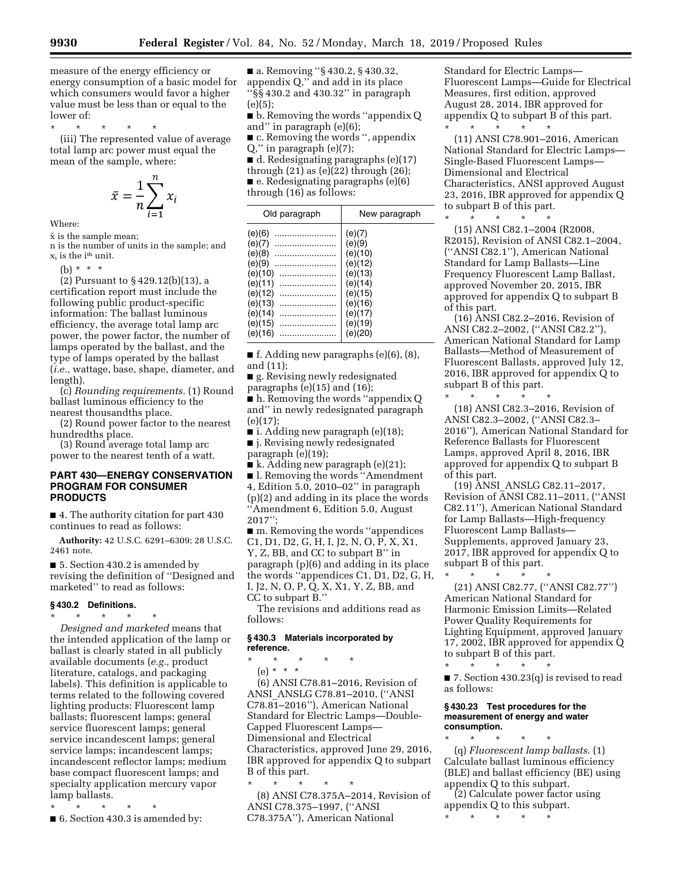measure of the energy efficiency or energy consumption of a basic model for which consumers would favor a higher value must be less than or equal to the lower of:

\* \* \* \* \*

(iii) The represented value of average total lamp arc power must equal the mean of the sample, where:

$$\bar{x} = \frac{1}{n}\sum_{i=1}^{n} x_i$$

Where:

$\bar{x}$ is the sample mean;
n is the number of units in the sample; and
$x_i$ is the $i^{th}$ unit.

(b) \* \* \*

(2) Pursuant to § 429.12(b)(13), a certification report must include the following public product-specific information: The ballast luminous efficiency, the average total lamp arc power, the power factor, the number of lamps operated by the ballast, and the type of lamps operated by the ballast (*i.e.,* wattage, base, shape, diameter, and length).

(c) *Rounding requirements.* (1) Round ballast luminous efficiency to the nearest thousandths place.

(2) Round power factor to the nearest hundredths place.

(3) Round average total lamp arc power to the nearest tenth of a watt.

## PART 430—ENERGY CONSERVATION PROGRAM FOR CONSUMER PRODUCTS

■ 4. The authority citation for part 430 continues to read as follows:

**Authority:** 42 U.S.C. 6291–6309; 28 U.S.C. 2461 note.

■ 5. Section 430.2 is amended by revising the definition of ''Designed and marketed'' to read as follows:

### § 430.2 Definitions.

\* \* \* \* \*

*Designed and marketed* means that the intended application of the lamp or ballast is clearly stated in all publicly available documents (*e.g.,* product literature, catalogs, and packaging labels). This definition is applicable to terms related to the following covered lighting products: Fluorescent lamp ballasts; fluorescent lamps; general service fluorescent lamps; general service incandescent lamps; general service lamps; incandescent lamps; incandescent reflector lamps; medium base compact fluorescent lamps; and specialty application mercury vapor lamp ballasts.

\* \* \* \* \*

■ 6. Section 430.3 is amended by:

■ a. Removing ''§ 430.2, § 430.32, appendix Q,'' and add in its place ''§§ 430.2 and 430.32'' in paragraph (e)(5);

■ b. Removing the words ''appendix Q and'' in paragraph (e)(6);

■ c. Removing the words '', appendix Q,'' in paragraph (e)(7);

■ d. Redesignating paragraphs (e)(17) through (21) as (e)(22) through (26);

■ e. Redesignating paragraphs (e)(6) through (16) as follows:

| Old paragraph | New paragraph |
| --- | --- |
| (e)(6) | (e)(7) |
| (e)(7) | (e)(9) |
| (e)(8) | (e)(10) |
| (e)(9) | (e)(12) |
| (e)(10) | (e)(13) |
| (e)(11) | (e)(14) |
| (e)(12) | (e)(15) |
| (e)(13) | (e)(16) |
| (e)(14) | (e)(17) |
| (e)(15) | (e)(19) |
| (e)(16) | (e)(20) |

■ f. Adding new paragraphs (e)(6), (8), and (11);

■ g. Revising newly redesignated paragraphs (e)(15) and (16);

■ h. Removing the words ''appendix Q and'' in newly redesignated paragraph (e)(17);

■ i. Adding new paragraph (e)(18);

■ j. Revising newly redesignated paragraph (e)(19);

■ k. Adding new paragraph (e)(21);

■ l. Removing the words ''Amendment 4, Edition 5.0, 2010–02'' in paragraph (p)(2) and adding in its place the words ''Amendment 6, Edition 5.0, August 2017'';

■ m. Removing the words ''appendices C1, D1, D2, G, H, I, J2, N, O, P, X, X1, Y, Z, BB, and CC to subpart B'' in paragraph (p)(6) and adding in its place the words ''appendices C1, D1, D2, G, H, I, J2, N, O, P, Q, X, X1, Y, Z, BB, and CC to subpart B.''

The revisions and additions read as follows:

### § 430.3 Materials incorporated by reference.

\* \* \* \* \*

(e) \* \* \*

(6) ANSI C78.81–2016, Revision of ANSI_ANSLG C78.81–2010, (''ANSI C78.81–2016''), American National Standard for Electric Lamps—Double-Capped Fluorescent Lamps—Dimensional and Electrical Characteristics, approved June 29, 2016, IBR approved for appendix Q to subpart B of this part.

\* \* \* \* \*

(8) ANSI C78.375A–2014, Revision of ANSI C78.375–1997, (''ANSI C78.375A''), American National Standard for Electric Lamps—Fluorescent Lamps—Guide for Electrical Measures, first edition, approved August 28, 2014, IBR approved for appendix Q to subpart B of this part.

\* \* \* \* \*

(11) ANSI C78.901–2016, American National Standard for Electric Lamps—Single-Based Fluorescent Lamps—Dimensional and Electrical Characteristics, ANSI approved August 23, 2016, IBR approved for appendix Q to subpart B of this part.

\* \* \* \* \*

(15) ANSI C82.1–2004 (R2008, R2015), Revision of ANSI C82.1–2004, (''ANSI C82.1''), American National Standard for Lamp Ballasts—Line Frequency Fluorescent Lamp Ballast, approved November 20, 2015, IBR approved for appendix Q to subpart B of this part.

(16) ANSI C82.2–2016, Revision of ANSI C82.2–2002, (''ANSI C82.2''), American National Standard for Lamp Ballasts—Method of Measurement of Fluorescent Ballasts, approved July 12, 2016, IBR approved for appendix Q to subpart B of this part.

\* \* \* \* \*

(18) ANSI C82.3–2016, Revision of ANSI C82.3–2002, (''ANSI C82.3–2016''), American National Standard for Reference Ballasts for Fluorescent Lamps, approved April 8, 2016, IBR approved for appendix Q to subpart B of this part.

(19) ANSI_ANSLG C82.11–2017, Revision of ANSI C82.11–2011, (''ANSI C82.11''), American National Standard for Lamp Ballasts—High-frequency Fluorescent Lamp Ballasts—Supplements, approved January 23, 2017, IBR approved for appendix Q to subpart B of this part.

\* \* \* \* \*

(21) ANSI C82.77, (''ANSI C82.77'') American National Standard for Harmonic Emission Limits—Related Power Quality Requirements for Lighting Equipment, approved January 17, 2002, IBR approved for appendix Q to subpart B of this part.

\* \* \* \* \*

■ 7. Section 430.23(q) is revised to read as follows:

### § 430.23 Test procedures for the measurement of energy and water consumption.

\* \* \* \* \*

(q) *Fluorescent lamp ballasts.* (1) Calculate ballast luminous efficiency (BLE) and ballast efficiency (BE) using appendix Q to this subpart.

(2) Calculate power factor using appendix Q to this subpart.

\* \* \* \* \*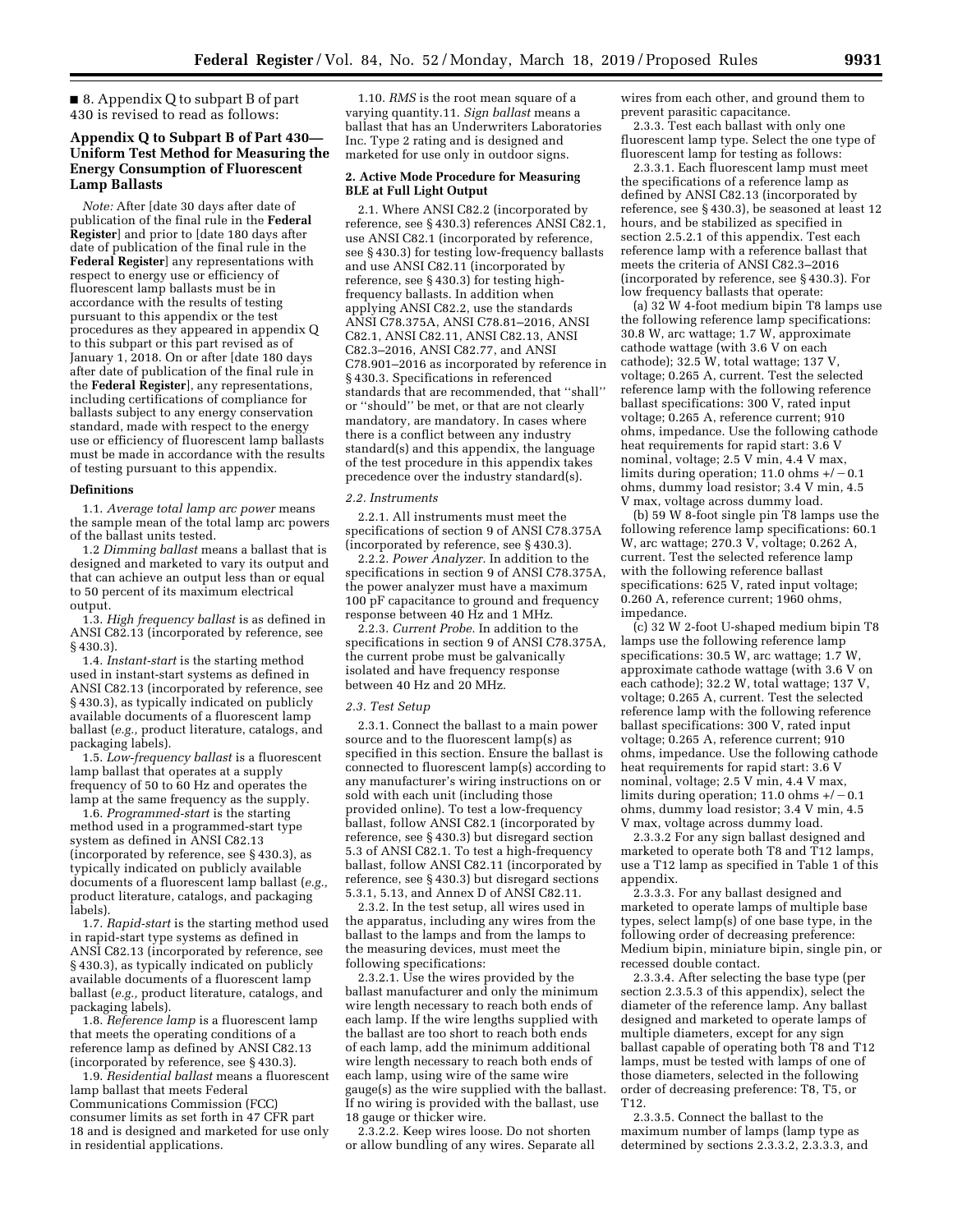■ 8. Appendix Q to subpart B of part 430 is revised to read as follows:

## Appendix Q to Subpart B of Part 430—Uniform Test Method for Measuring the Energy Consumption of Fluorescent Lamp Ballasts

*Note:* After [date 30 days after date of publication of the final rule in the **Federal Register**] and prior to [date 180 days after date of publication of the final rule in the **Federal Register**] any representations with respect to energy use or efficiency of fluorescent lamp ballasts must be in accordance with the results of testing pursuant to this appendix or the test procedures as they appeared in appendix Q to this subpart or this part revised as of January 1, 2018. On or after [date 180 days after date of publication of the final rule in the **Federal Register**], any representations, including certifications of compliance for ballasts subject to any energy conservation standard, made with respect to the energy use or efficiency of fluorescent lamp ballasts must be made in accordance with the results of testing pursuant to this appendix.

### Definitions

1.1. *Average total lamp arc power* means the sample mean of the total lamp arc powers of the ballast units tested.

1.2 *Dimming ballast* means a ballast that is designed and marketed to vary its output and that can achieve an output less than or equal to 50 percent of its maximum electrical output.

1.3. *High frequency ballast* is as defined in ANSI C82.13 (incorporated by reference, see § 430.3).

1.4. *Instant-start* is the starting method used in instant-start systems as defined in ANSI C82.13 (incorporated by reference, see § 430.3), as typically indicated on publicly available documents of a fluorescent lamp ballast (*e.g.,* product literature, catalogs, and packaging labels).

1.5. *Low-frequency ballast* is a fluorescent lamp ballast that operates at a supply frequency of 50 to 60 Hz and operates the lamp at the same frequency as the supply.

1.6. *Programmed-start* is the starting method used in a programmed-start type system as defined in ANSI C82.13 (incorporated by reference, see § 430.3), as typically indicated on publicly available documents of a fluorescent lamp ballast (*e.g.,* product literature, catalogs, and packaging labels).

1.7. *Rapid-start* is the starting method used in rapid-start type systems as defined in ANSI C82.13 (incorporated by reference, see § 430.3), as typically indicated on publicly available documents of a fluorescent lamp ballast (*e.g.,* product literature, catalogs, and packaging labels).

1.8. *Reference lamp* is a fluorescent lamp that meets the operating conditions of a reference lamp as defined by ANSI C82.13 (incorporated by reference, see § 430.3).

1.9. *Residential ballast* means a fluorescent lamp ballast that meets Federal Communications Commission (FCC) consumer limits as set forth in 47 CFR part 18 and is designed and marketed for use only in residential applications.

1.10. *RMS* is the root mean square of a varying quantity.11. *Sign ballast* means a ballast that has an Underwriters Laboratories Inc. Type 2 rating and is designed and marketed for use only in outdoor signs.

### 2. Active Mode Procedure for Measuring BLE at Full Light Output

2.1. Where ANSI C82.2 (incorporated by reference, see § 430.3) references ANSI C82.1, use ANSI C82.1 (incorporated by reference, see § 430.3) for testing low-frequency ballasts and use ANSI C82.11 (incorporated by reference, see § 430.3) for testing high-frequency ballasts. In addition when applying ANSI C82.2, use the standards ANSI C78.375A, ANSI C78.81–2016, ANSI C82.1, ANSI C82.11, ANSI C82.13, ANSI C82.3–2016, ANSI C82.77, and ANSI C78.901–2016 as incorporated by reference in § 430.3. Specifications in referenced standards that are recommended, that ''shall'' or ''should'' be met, or that are not clearly mandatory, are mandatory. In cases where there is a conflict between any industry standard(s) and this appendix, the language of the test procedure in this appendix takes precedence over the industry standard(s).

*2.2. Instruments*

2.2.1. All instruments must meet the specifications of section 9 of ANSI C78.375A (incorporated by reference, see § 430.3).

2.2.2. *Power Analyzer.* In addition to the specifications in section 9 of ANSI C78.375A, the power analyzer must have a maximum 100 pF capacitance to ground and frequency response between 40 Hz and 1 MHz.

2.2.3. *Current Probe.* In addition to the specifications in section 9 of ANSI C78.375A, the current probe must be galvanically isolated and have frequency response between 40 Hz and 20 MHz.

*2.3. Test Setup*

2.3.1. Connect the ballast to a main power source and to the fluorescent lamp(s) as specified in this section. Ensure the ballast is connected to fluorescent lamp(s) according to any manufacturer's wiring instructions on or sold with each unit (including those provided online). To test a low-frequency ballast, follow ANSI C82.1 (incorporated by reference, see § 430.3) but disregard section 5.3 of ANSI C82.1. To test a high-frequency ballast, follow ANSI C82.11 (incorporated by reference, see § 430.3) but disregard sections 5.3.1, 5.13, and Annex D of ANSI C82.11.

2.3.2. In the test setup, all wires used in the apparatus, including any wires from the ballast to the lamps and from the lamps to the measuring devices, must meet the following specifications:

2.3.2.1. Use the wires provided by the ballast manufacturer and only the minimum wire length necessary to reach both ends of each lamp. If the wire lengths supplied with the ballast are too short to reach both ends of each lamp, add the minimum additional wire length necessary to reach both ends of each lamp, using wire of the same wire gauge(s) as the wire supplied with the ballast. If no wiring is provided with the ballast, use 18 gauge or thicker wire.

2.3.2.2. Keep wires loose. Do not shorten or allow bundling of any wires. Separate all wires from each other, and ground them to prevent parasitic capacitance.

2.3.3. Test each ballast with only one fluorescent lamp type. Select the one type of fluorescent lamp for testing as follows:

2.3.3.1. Each fluorescent lamp must meet the specifications of a reference lamp as defined by ANSI C82.13 (incorporated by reference, see § 430.3), be seasoned at least 12 hours, and be stabilized as specified in section 2.5.2.1 of this appendix. Test each reference lamp with a reference ballast that meets the criteria of ANSI C82.3–2016 (incorporated by reference, see § 430.3). For low frequency ballasts that operate:

(a) 32 W 4-foot medium bipin T8 lamps use the following reference lamp specifications: 30.8 W, arc wattage; 1.7 W, approximate cathode wattage (with 3.6 V on each cathode); 32.5 W, total wattage; 137 V, voltage; 0.265 A, current. Test the selected reference lamp with the following reference ballast specifications: 300 V, rated input voltage; 0.265 A, reference current; 910 ohms, impedance. Use the following cathode heat requirements for rapid start: 3.6 V nominal, voltage; 2.5 V min, 4.4 V max, limits during operation; 11.0 ohms +/−0.1 ohms, dummy load resistor; 3.4 V min, 4.5 V max, voltage across dummy load.

(b) 59 W 8-foot single pin T8 lamps use the following reference lamp specifications: 60.1 W, arc wattage; 270.3 V, voltage; 0.262 A, current. Test the selected reference lamp with the following reference ballast specifications: 625 V, rated input voltage; 0.260 A, reference current; 1960 ohms, impedance.

(c) 32 W 2-foot U-shaped medium bipin T8 lamps use the following reference lamp specifications: 30.5 W, arc wattage; 1.7 W, approximate cathode wattage (with 3.6 V on each cathode); 32.2 W, total wattage; 137 V, voltage; 0.265 A, current. Test the selected reference lamp with the following reference ballast specifications: 300 V, rated input voltage; 0.265 A, reference current; 910 ohms, impedance. Use the following cathode heat requirements for rapid start: 3.6 V nominal, voltage; 2.5 V min, 4.4 V max, limits during operation; 11.0 ohms +/−0.1 ohms, dummy load resistor; 3.4 V min, 4.5 V max, voltage across dummy load.

2.3.3.2 For any sign ballast designed and marketed to operate both T8 and T12 lamps, use a T12 lamp as specified in Table 1 of this appendix.

2.3.3.3. For any ballast designed and marketed to operate lamps of multiple base types, select lamp(s) of one base type, in the following order of decreasing preference: Medium bipin, miniature bipin, single pin, or recessed double contact.

2.3.3.4. After selecting the base type (per section 2.3.5.3 of this appendix), select the diameter of the reference lamp. Any ballast designed and marketed to operate lamps of multiple diameters, except for any sign ballast capable of operating both T8 and T12 lamps, must be tested with lamps of one of those diameters, selected in the following order of decreasing preference: T8, T5, or T12.

2.3.3.5. Connect the ballast to the maximum number of lamps (lamp type as determined by sections 2.3.3.2, 2.3.3.3, and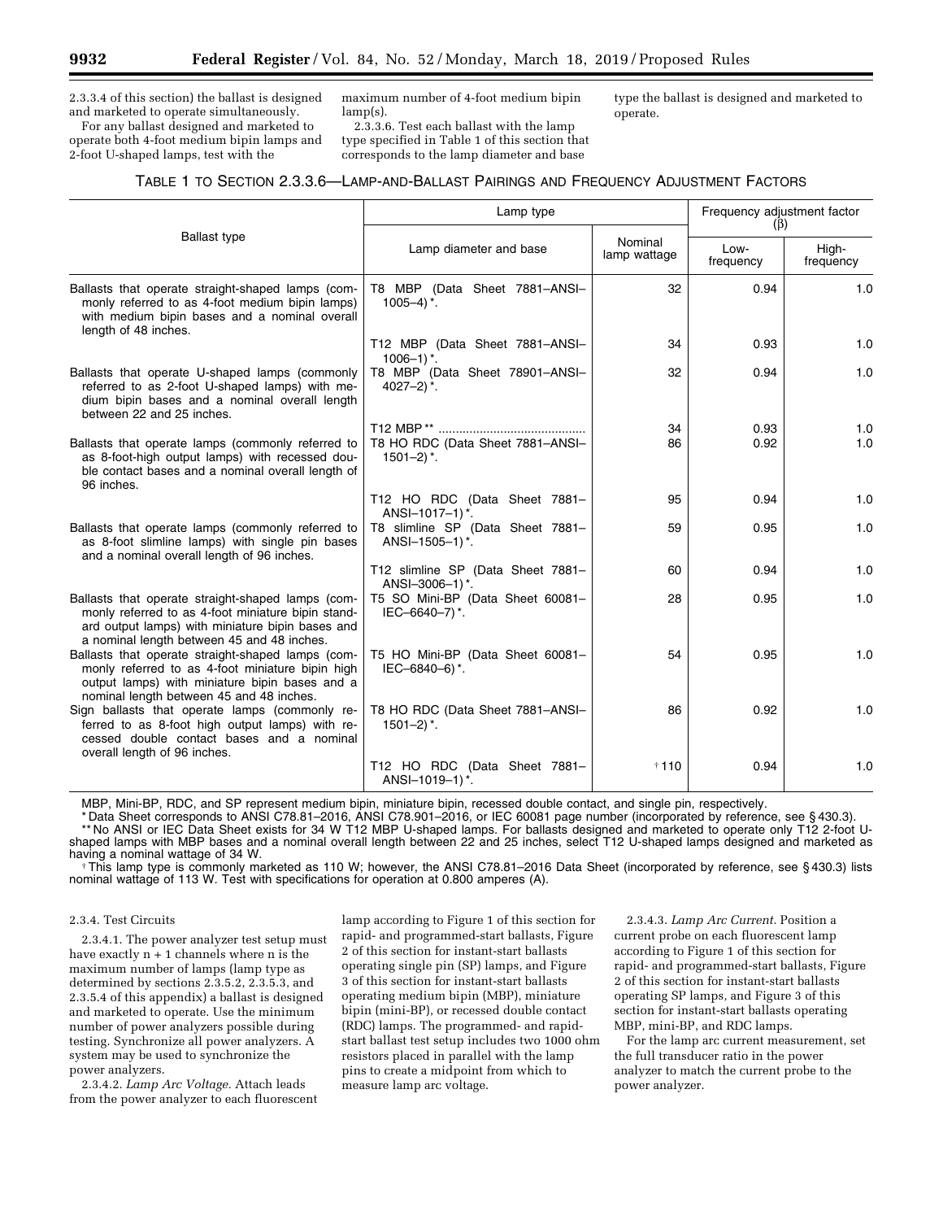2.3.3.4 of this section) the ballast is designed and marketed to operate simultaneously.

For any ballast designed and marketed to operate both 4-foot medium bipin lamps and 2-foot U-shaped lamps, test with the maximum number of 4-foot medium bipin lamp(s).

2.3.3.6. Test each ballast with the lamp type specified in Table 1 of this section that corresponds to the lamp diameter and base type the ballast is designed and marketed to operate.

TABLE 1 TO SECTION 2.3.3.6—LAMP-AND-BALLAST PAIRINGS AND FREQUENCY ADJUSTMENT FACTORS

| Ballast type | Lamp type | | Frequency adjustment factor (β) | |
|---|---|---|---|---|
| | Lamp diameter and base | Nominal lamp wattage | Low-frequency | High-frequency |
| Ballasts that operate straight-shaped lamps (commonly referred to as 4-foot medium bipin lamps) with medium bipin bases and a nominal overall length of 48 inches. | T8 MBP (Data Sheet 7881–ANSI–1005–4) *. | 32 | 0.94 | 1.0 |
| | T12 MBP (Data Sheet 7881–ANSI–1006–1) *. | 34 | 0.93 | 1.0 |
| Ballasts that operate U-shaped lamps (commonly referred to as 2-foot U-shaped lamps) with medium bipin bases and a nominal overall length between 22 and 25 inches. | T8 MBP (Data Sheet 78901–ANSI–4027–2) *. | 32 | 0.94 | 1.0 |
| | T12 MBP ** | 34 | 0.93 | 1.0 |
| Ballasts that operate lamps (commonly referred to as 8-foot-high output lamps) with recessed double contact bases and a nominal overall length of 96 inches. | T8 HO RDC (Data Sheet 7881–ANSI–1501–2) *. | 86 | 0.92 | 1.0 |
| | T12 HO RDC (Data Sheet 7881–ANSI–1017–1) *. | 95 | 0.94 | 1.0 |
| Ballasts that operate lamps (commonly referred to as 8-foot slimline lamps) with single pin bases and a nominal overall length of 96 inches. | T8 slimline SP (Data Sheet 7881–ANSI–1505–1) *. | 59 | 0.95 | 1.0 |
| | T12 slimline SP (Data Sheet 7881–ANSI–3006–1) *. | 60 | 0.94 | 1.0 |
| Ballasts that operate straight-shaped lamps (commonly referred to as 4-foot miniature bipin standard output lamps) with miniature bipin bases and a nominal length between 45 and 48 inches. | T5 SO Mini-BP (Data Sheet 60081–IEC–6640–7) *. | 28 | 0.95 | 1.0 |
| Ballasts that operate straight-shaped lamps (commonly referred to as 4-foot miniature bipin high output lamps) with miniature bipin bases and a nominal length between 45 and 48 inches. | T5 HO Mini-BP (Data Sheet 60081–IEC–6840–6) *. | 54 | 0.95 | 1.0 |
| Sign ballasts that operate lamps (commonly referred to as 8-foot high output lamps) with recessed double contact bases and a nominal overall length of 96 inches. | T8 HO RDC (Data Sheet 7881–ANSI–1501–2) *. | 86 | 0.92 | 1.0 |
| | T12 HO RDC (Data Sheet 7881–ANSI–1019–1) *. | † 110 | 0.94 | 1.0 |

MBP, Mini-BP, RDC, and SP represent medium bipin, miniature bipin, recessed double contact, and single pin, respectively.

* Data Sheet corresponds to ANSI C78.81–2016, ANSI C78.901–2016, or IEC 60081 page number (incorporated by reference, see § 430.3).

** No ANSI or IEC Data Sheet exists for 34 W T12 MBP U-shaped lamps. For ballasts designed and marketed to operate only T12 2-foot U-shaped lamps with MBP bases and a nominal overall length between 22 and 25 inches, select T12 U-shaped lamps designed and marketed as having a nominal wattage of 34 W.

† This lamp type is commonly marketed as 110 W; however, the ANSI C78.81–2016 Data Sheet (incorporated by reference, see § 430.3) lists nominal wattage of 113 W. Test with specifications for operation at 0.800 amperes (A).

2.3.4. Test Circuits

2.3.4.1. The power analyzer test setup must have exactly n + 1 channels where n is the maximum number of lamps (lamp type as determined by sections 2.3.5.2, 2.3.5.3, and 2.3.5.4 of this appendix) a ballast is designed and marketed to operate. Use the minimum number of power analyzers possible during testing. Synchronize all power analyzers. A system may be used to synchronize the power analyzers.

2.3.4.2. *Lamp Arc Voltage.* Attach leads from the power analyzer to each fluorescent lamp according to Figure 1 of this section for rapid- and programmed-start ballasts, Figure 2 of this section for instant-start ballasts operating single pin (SP) lamps, and Figure 3 of this section for instant-start ballasts operating medium bipin (MBP), miniature bipin (mini-BP), or recessed double contact (RDC) lamps. The programmed- and rapid-start ballast test setup includes two 1000 ohm resistors placed in parallel with the lamp pins to create a midpoint from which to measure lamp arc voltage.

2.3.4.3. *Lamp Arc Current.* Position a current probe on each fluorescent lamp according to Figure 1 of this section for rapid- and programmed-start ballasts, Figure 2 of this section for instant-start ballasts operating SP lamps, and Figure 3 of this section for instant-start ballasts operating MBP, mini-BP, and RDC lamps.

For the lamp arc current measurement, set the full transducer ratio in the power analyzer to match the current probe to the power analyzer.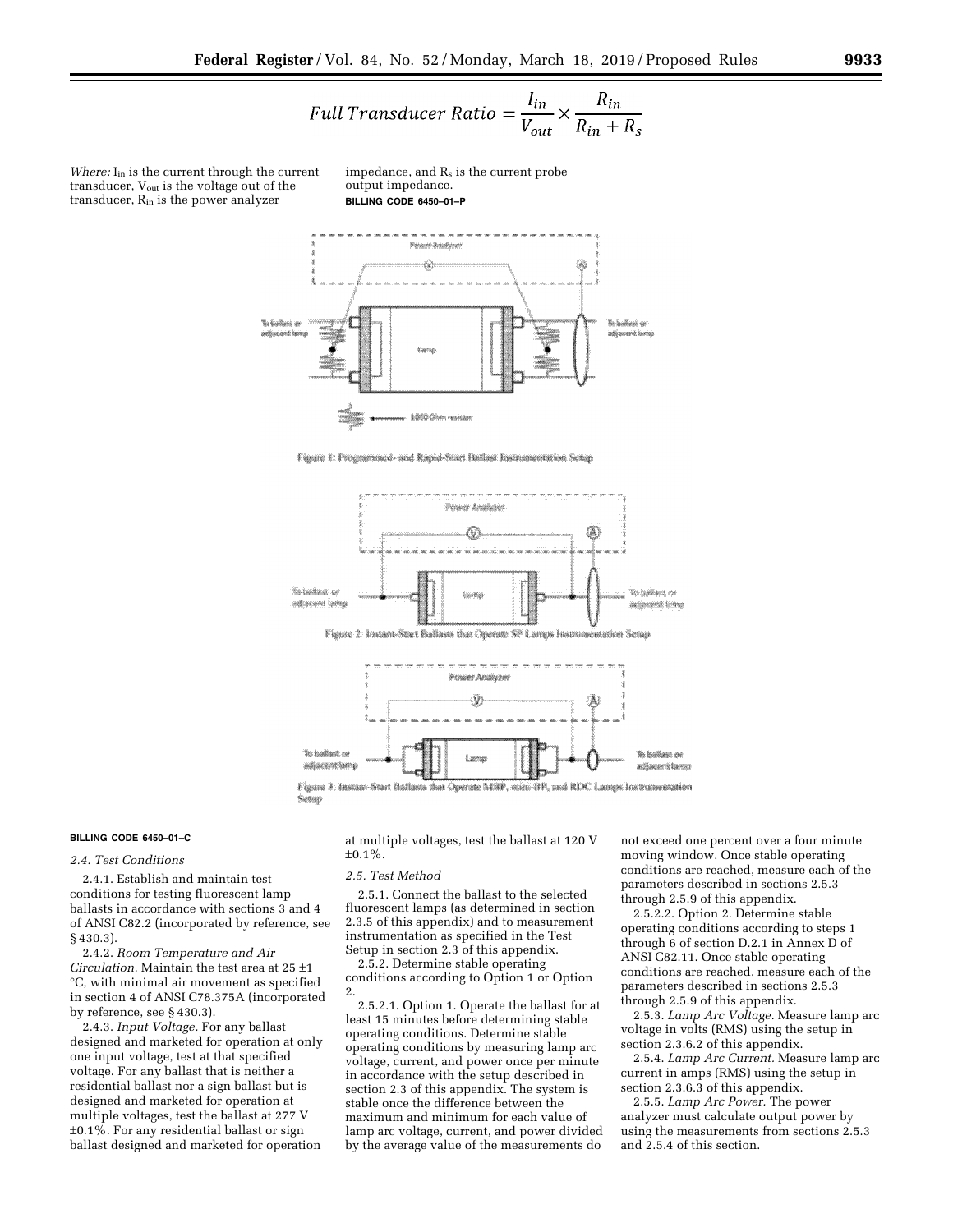$$Full\ Transducer\ Ratio = \frac{I_{in}}{V_{out}} \times \frac{R_{in}}{R_{in} + R_s}$$

*Where:* $I_{in}$ is the current through the current transducer, $V_{out}$ is the voltage out of the transducer, $R_{in}$ is the power analyzer impedance, and $R_s$ is the current probe output impedance.

**BILLING CODE 6450–01–P**

Figure 1: Programmed- and Rapid-Start Ballast Instrumentation Setup

Figure 2: Instant-Start Ballasts that Operate SP Lamps Instrumentation Setup

Figure 3: Instant-Start Ballasts that Operate MBP, mini-BP, and RDC Lamps Instrumentation Setup

**BILLING CODE 6450–01–C**

*2.4. Test Conditions*

2.4.1. Establish and maintain test conditions for testing fluorescent lamp ballasts in accordance with sections 3 and 4 of ANSI C82.2 (incorporated by reference, see § 430.3).

2.4.2. *Room Temperature and Air Circulation.* Maintain the test area at 25 ±1 °C, with minimal air movement as specified in section 4 of ANSI C78.375A (incorporated by reference, see § 430.3).

2.4.3. *Input Voltage.* For any ballast designed and marketed for operation at only one input voltage, test at that specified voltage. For any ballast that is neither a residential ballast nor a sign ballast but is designed and marketed for operation at multiple voltages, test the ballast at 277 V ±0.1%. For any residential ballast or sign ballast designed and marketed for operation at multiple voltages, test the ballast at 120 V ±0.1%.

*2.5. Test Method*

2.5.1. Connect the ballast to the selected fluorescent lamps (as determined in section 2.3.5 of this appendix) and to measurement instrumentation as specified in the Test Setup in section 2.3 of this appendix.

2.5.2. Determine stable operating conditions according to Option 1 or Option 2.

2.5.2.1. Option 1. Operate the ballast for at least 15 minutes before determining stable operating conditions. Determine stable operating conditions by measuring lamp arc voltage, current, and power once per minute in accordance with the setup described in section 2.3 of this appendix. The system is stable once the difference between the maximum and minimum for each value of lamp arc voltage, current, and power divided by the average value of the measurements do not exceed one percent over a four minute moving window. Once stable operating conditions are reached, measure each of the parameters described in sections 2.5.3 through 2.5.9 of this appendix.

2.5.2.2. Option 2. Determine stable operating conditions according to steps 1 through 6 of section D.2.1 in Annex D of ANSI C82.11. Once stable operating conditions are reached, measure each of the parameters described in sections 2.5.3 through 2.5.9 of this appendix.

2.5.3. *Lamp Arc Voltage.* Measure lamp arc voltage in volts (RMS) using the setup in section 2.3.6.2 of this appendix.

2.5.4. *Lamp Arc Current.* Measure lamp arc current in amps (RMS) using the setup in section 2.3.6.3 of this appendix.

2.5.5. *Lamp Arc Power.* The power analyzer must calculate output power by using the measurements from sections 2.5.3 and 2.5.4 of this section.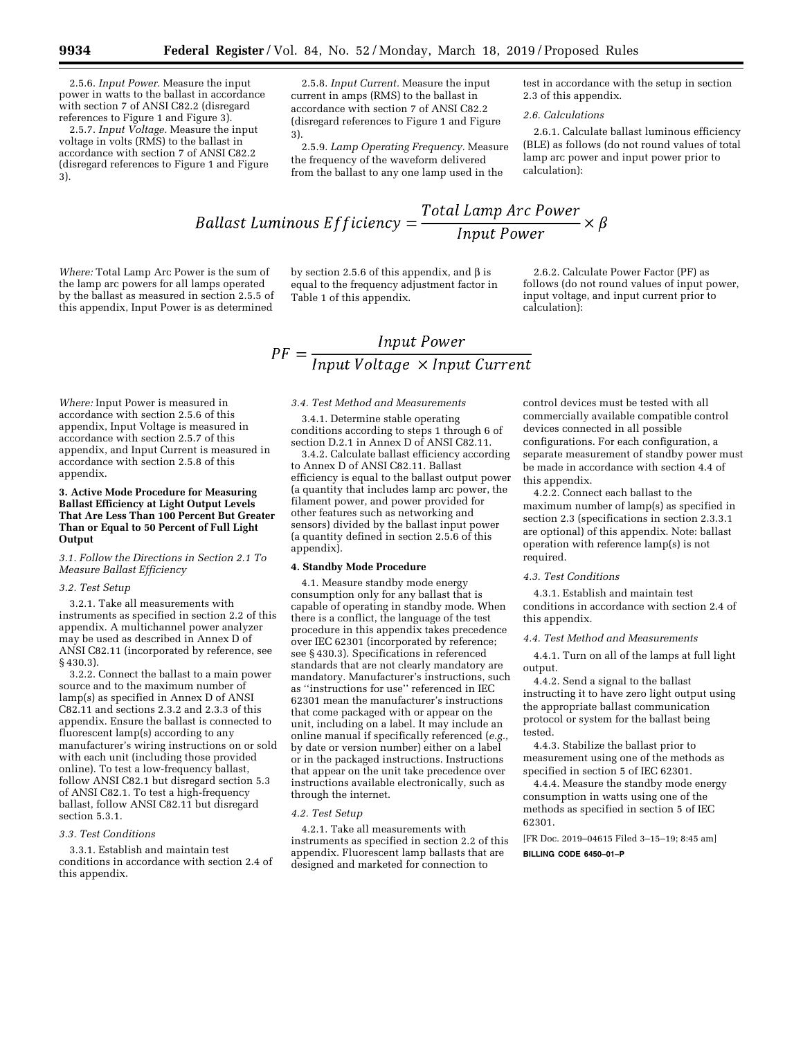2.5.6. *Input Power.* Measure the input power in watts to the ballast in accordance with section 7 of ANSI C82.2 (disregard references to Figure 1 and Figure 3).

2.5.7. *Input Voltage.* Measure the input voltage in volts (RMS) to the ballast in accordance with section 7 of ANSI C82.2 (disregard references to Figure 1 and Figure 3).

2.5.8. *Input Current.* Measure the input current in amps (RMS) to the ballast in accordance with section 7 of ANSI C82.2 (disregard references to Figure 1 and Figure 3).

2.5.9. *Lamp Operating Frequency.* Measure the frequency of the waveform delivered from the ballast to any one lamp used in the test in accordance with the setup in section 2.3 of this appendix.

*2.6. Calculations*

2.6.1. Calculate ballast luminous efficiency (BLE) as follows (do not round values of total lamp arc power and input power prior to calculation):

$$Ballast\ Luminous\ Efficiency = \frac{Total\ Lamp\ Arc\ Power}{Input\ Power} \times \beta$$

*Where:* Total Lamp Arc Power is the sum of the lamp arc powers for all lamps operated by the ballast as measured in section 2.5.5 of this appendix, Input Power is as determined by section 2.5.6 of this appendix, and β is equal to the frequency adjustment factor in Table 1 of this appendix.

2.6.2. Calculate Power Factor (PF) as follows (do not round values of input power, input voltage, and input current prior to calculation):

$$PF = \frac{Input\ Power}{Input\ Voltage\ \times Input\ Current}$$

*Where:* Input Power is measured in accordance with section 2.5.6 of this appendix, Input Voltage is measured in accordance with section 2.5.7 of this appendix, and Input Current is measured in accordance with section 2.5.8 of this appendix.

**3. Active Mode Procedure for Measuring Ballast Efficiency at Light Output Levels That Are Less Than 100 Percent But Greater Than or Equal to 50 Percent of Full Light Output**

*3.1. Follow the Directions in Section 2.1 To Measure Ballast Efficiency*

*3.2. Test Setup*

3.2.1. Take all measurements with instruments as specified in section 2.2 of this appendix. A multichannel power analyzer may be used as described in Annex D of ANSI C82.11 (incorporated by reference, see § 430.3).

3.2.2. Connect the ballast to a main power source and to the maximum number of lamp(s) as specified in Annex D of ANSI C82.11 and sections 2.3.2 and 2.3.3 of this appendix. Ensure the ballast is connected to fluorescent lamp(s) according to any manufacturer's wiring instructions on or sold with each unit (including those provided online). To test a low-frequency ballast, follow ANSI C82.1 but disregard section 5.3 of ANSI C82.1. To test a high-frequency ballast, follow ANSI C82.11 but disregard section 5.3.1.

*3.3. Test Conditions*

3.3.1. Establish and maintain test conditions in accordance with section 2.4 of this appendix.

*3.4. Test Method and Measurements*

3.4.1. Determine stable operating conditions according to steps 1 through 6 of section D.2.1 in Annex D of ANSI C82.11.

3.4.2. Calculate ballast efficiency according to Annex D of ANSI C82.11. Ballast efficiency is equal to the ballast output power (a quantity that includes lamp arc power, the filament power, and power provided for other features such as networking and sensors) divided by the ballast input power (a quantity defined in section 2.5.6 of this appendix).

**4. Standby Mode Procedure**

4.1. Measure standby mode energy consumption only for any ballast that is capable of operating in standby mode. When there is a conflict, the language of the test procedure in this appendix takes precedence over IEC 62301 (incorporated by reference; see § 430.3). Specifications in referenced standards that are not clearly mandatory are mandatory. Manufacturer's instructions, such as ''instructions for use'' referenced in IEC 62301 mean the manufacturer's instructions that come packaged with or appear on the unit, including on a label. It may include an online manual if specifically referenced (*e.g.,* by date or version number) either on a label or in the packaged instructions. Instructions that appear on the unit take precedence over instructions available electronically, such as through the internet.

*4.2. Test Setup*

4.2.1. Take all measurements with instruments as specified in section 2.2 of this appendix. Fluorescent lamp ballasts that are designed and marketed for connection to control devices must be tested with all commercially available compatible control devices connected in all possible configurations. For each configuration, a separate measurement of standby power must be made in accordance with section 4.4 of this appendix.

4.2.2. Connect each ballast to the maximum number of lamp(s) as specified in section 2.3 (specifications in section 2.3.3.1 are optional) of this appendix. Note: ballast operation with reference lamp(s) is not required.

*4.3. Test Conditions*

4.3.1. Establish and maintain test conditions in accordance with section 2.4 of this appendix.

*4.4. Test Method and Measurements*

4.4.1. Turn on all of the lamps at full light output.

4.4.2. Send a signal to the ballast instructing it to have zero light output using the appropriate ballast communication protocol or system for the ballast being tested.

4.4.3. Stabilize the ballast prior to measurement using one of the methods as specified in section 5 of IEC 62301.

4.4.4. Measure the standby mode energy consumption in watts using one of the methods as specified in section 5 of IEC 62301.

[FR Doc. 2019–04615 Filed 3–15–19; 8:45 am]

**BILLING CODE 6450–01–P**